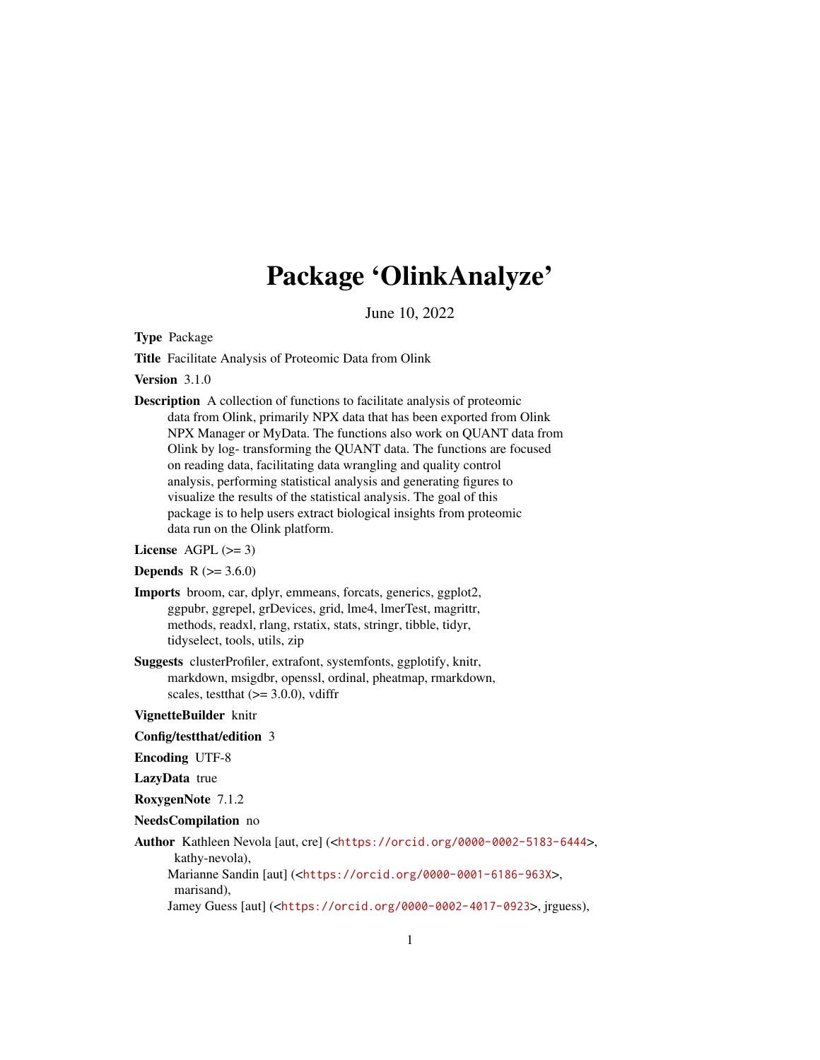# Package 'OlinkAnalyze'

June 10, 2022

**Type** Package

**Title** Facilitate Analysis of Proteomic Data from Olink

**Version** 3.1.0

**Description** A collection of functions to facilitate analysis of proteomic data from Olink, primarily NPX data that has been exported from Olink NPX Manager or MyData. The functions also work on QUANT data from Olink by log- transforming the QUANT data. The functions are focused on reading data, facilitating data wrangling and quality control analysis, performing statistical analysis and generating figures to visualize the results of the statistical analysis. The goal of this package is to help users extract biological insights from proteomic data run on the Olink platform.

**License** AGPL (>= 3)

**Depends** R (>= 3.6.0)

**Imports** broom, car, dplyr, emmeans, forcats, generics, ggplot2, ggpubr, ggrepel, grDevices, grid, lme4, lmerTest, magrittr, methods, readxl, rlang, rstatix, stats, stringr, tibble, tidyr, tidyselect, tools, utils, zip

**Suggests** clusterProfiler, extrafont, systemfonts, ggplotify, knitr, markdown, msigdbr, openssl, ordinal, pheatmap, rmarkdown, scales, testthat (>= 3.0.0), vdiffr

**VignetteBuilder** knitr

**Config/testthat/edition** 3

**Encoding** UTF-8

**LazyData** true

**RoxygenNote** 7.1.2

**NeedsCompilation** no

**Author** Kathleen Nevola [aut, cre] (<https://orcid.org/0000-0002-5183-6444>, kathy-nevola),
Marianne Sandin [aut] (<https://orcid.org/0000-0001-6186-963X>, marisand),
Jamey Guess [aut] (<https://orcid.org/0000-0002-4017-0923>, jrguess),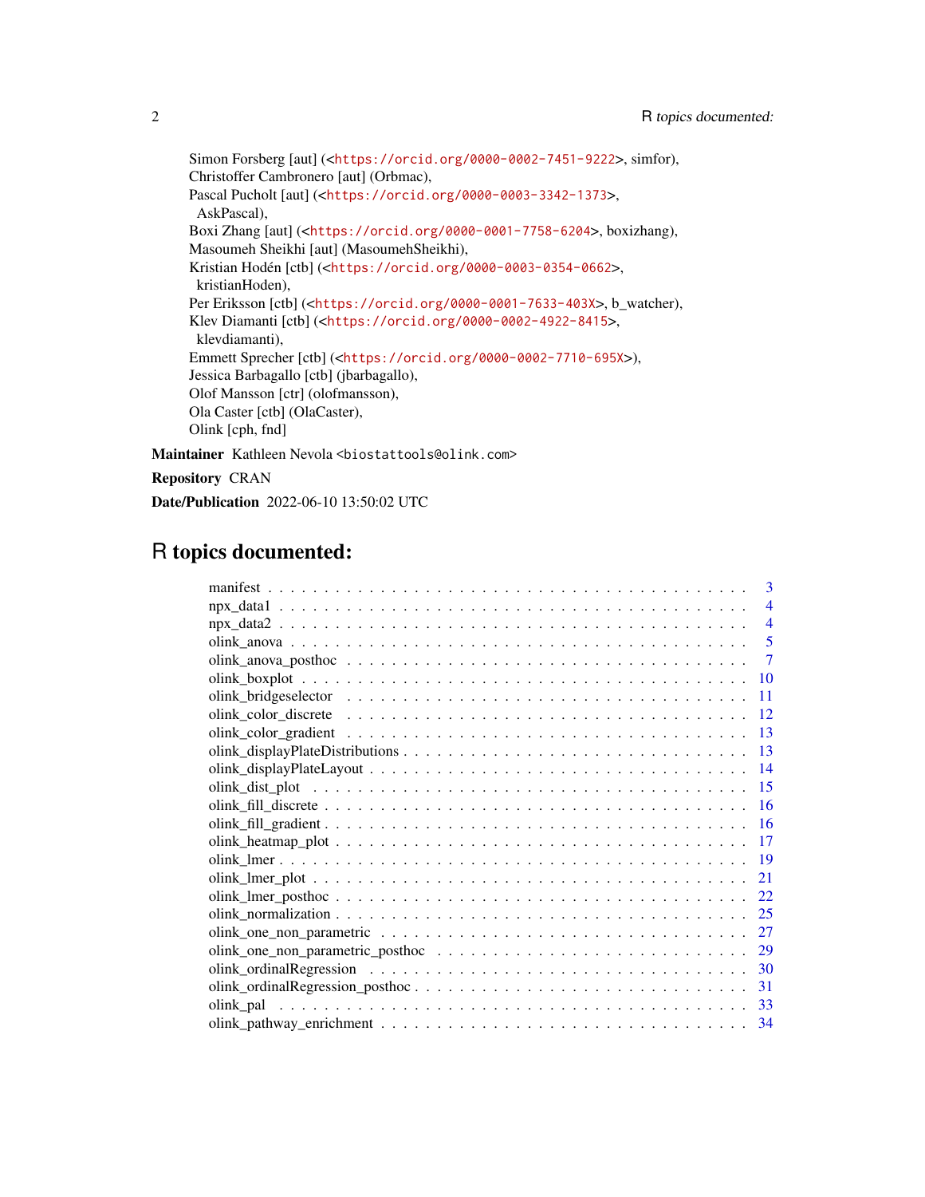Simon Forsberg [aut] (<https://orcid.org/0000-0002-7451-9222>, simfor),
Christoffer Cambronero [aut] (Orbmac),
Pascal Pucholt [aut] (<https://orcid.org/0000-0003-3342-1373>,
AskPascal),
Boxi Zhang [aut] (<https://orcid.org/0000-0001-7758-6204>, boxizhang),
Masoumeh Sheikhi [aut] (MasoumehSheikhi),
Kristian Hodén [ctb] (<https://orcid.org/0000-0003-0354-0662>,
kristianHoden),
Per Eriksson [ctb] (<https://orcid.org/0000-0001-7633-403X>, b_watcher),
Klev Diamanti [ctb] (<https://orcid.org/0000-0002-4922-8415>,
klevdiamanti),
Emmett Sprecher [ctb] (<https://orcid.org/0000-0002-7710-695X>),
Jessica Barbagallo [ctb] (jbarbagallo),
Olof Mansson [ctr] (olofmansson),
Ola Caster [ctb] (OlaCaster),
Olink [cph, fnd]

**Maintainer** Kathleen Nevola <biostattools@olink.com>

**Repository** CRAN

**Date/Publication** 2022-06-10 13:50:02 UTC

# R topics documented:

- manifest . . . . . . . . . . 3
- npx_data1 . . . . . . . . . . 4
- npx_data2 . . . . . . . . . . 4
- olink_anova . . . . . . . . . . 5
- olink_anova_posthoc . . . . . . . . . . 7
- olink_boxplot . . . . . . . . . . 10
- olink_bridgeselector . . . . . . . . . . 11
- olink_color_discrete . . . . . . . . . . 12
- olink_color_gradient . . . . . . . . . . 13
- olink_displayPlateDistributions . . . . . . . . . . 13
- olink_displayPlateLayout . . . . . . . . . . 14
- olink_dist_plot . . . . . . . . . . 15
- olink_fill_discrete . . . . . . . . . . 16
- olink_fill_gradient . . . . . . . . . . 16
- olink_heatmap_plot . . . . . . . . . . 17
- olink_lmer . . . . . . . . . . 19
- olink_lmer_plot . . . . . . . . . . 21
- olink_lmer_posthoc . . . . . . . . . . 22
- olink_normalization . . . . . . . . . . 25
- olink_one_non_parametric . . . . . . . . . . 27
- olink_one_non_parametric_posthoc . . . . . . . . . . 29
- olink_ordinalRegression . . . . . . . . . . 30
- olink_ordinalRegression_posthoc . . . . . . . . . . 31
- olink_pal . . . . . . . . . . 33
- olink_pathway_enrichment . . . . . . . . . . 34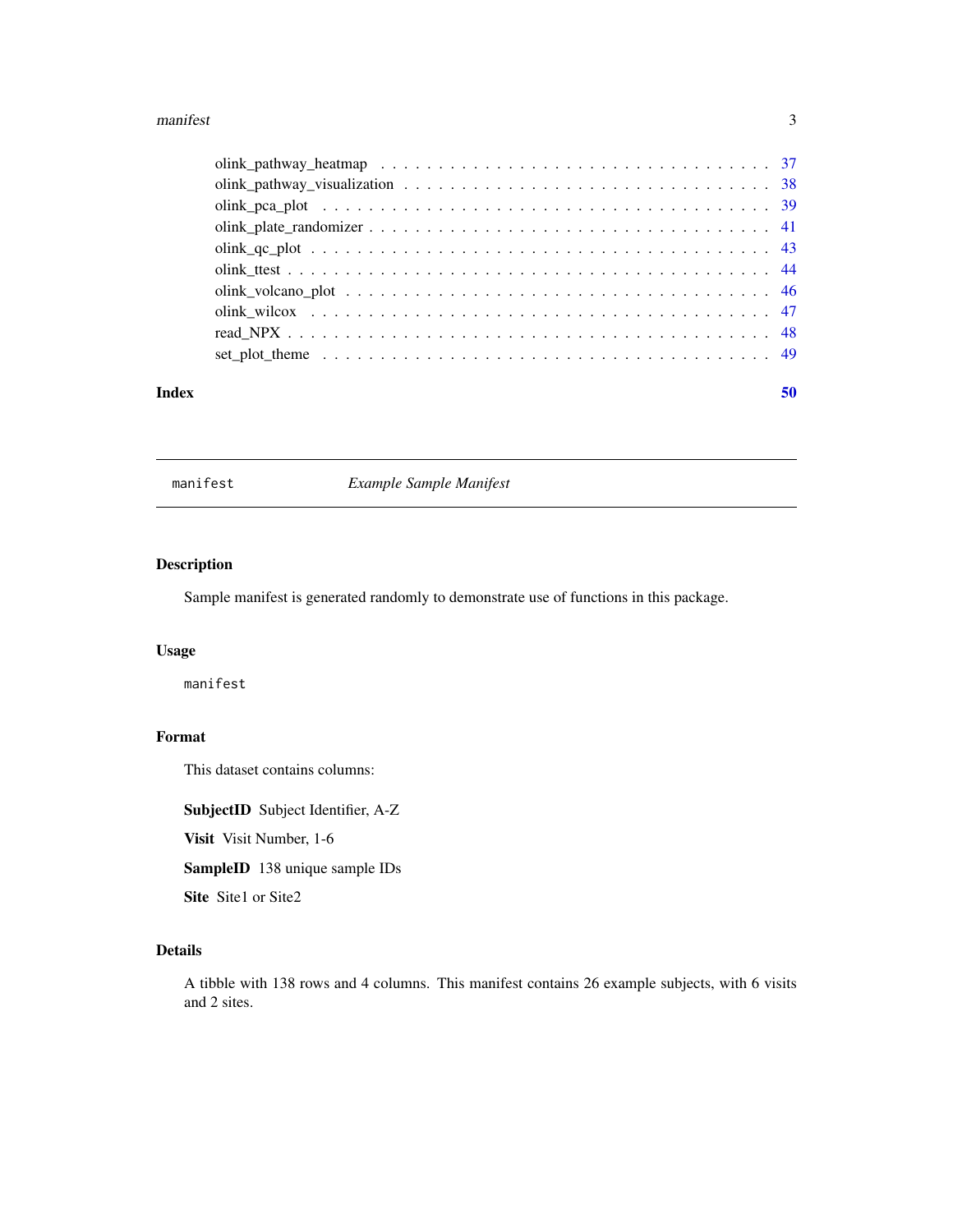| | |
|---|---|
| olink_pathway_heatmap | 37 |
| olink_pathway_visualization | 38 |
| olink_pca_plot | 39 |
| olink_plate_randomizer | 41 |
| olink_qc_plot | 43 |
| olink_ttest | 44 |
| olink_volcano_plot | 46 |
| olink_wilcox | 47 |
| read_NPX | 48 |
| set_plot_theme | 49 |

**Index** 50

---

## manifest *Example Sample Manifest*

---

### Description

Sample manifest is generated randomly to demonstrate use of functions in this package.

### Usage

```
manifest
```

### Format

This dataset contains columns:

**SubjectID** Subject Identifier, A-Z

**Visit** Visit Number, 1-6

**SampleID** 138 unique sample IDs

**Site** Site1 or Site2

### Details

A tibble with 138 rows and 4 columns. This manifest contains 26 example subjects, with 6 visits and 2 sites.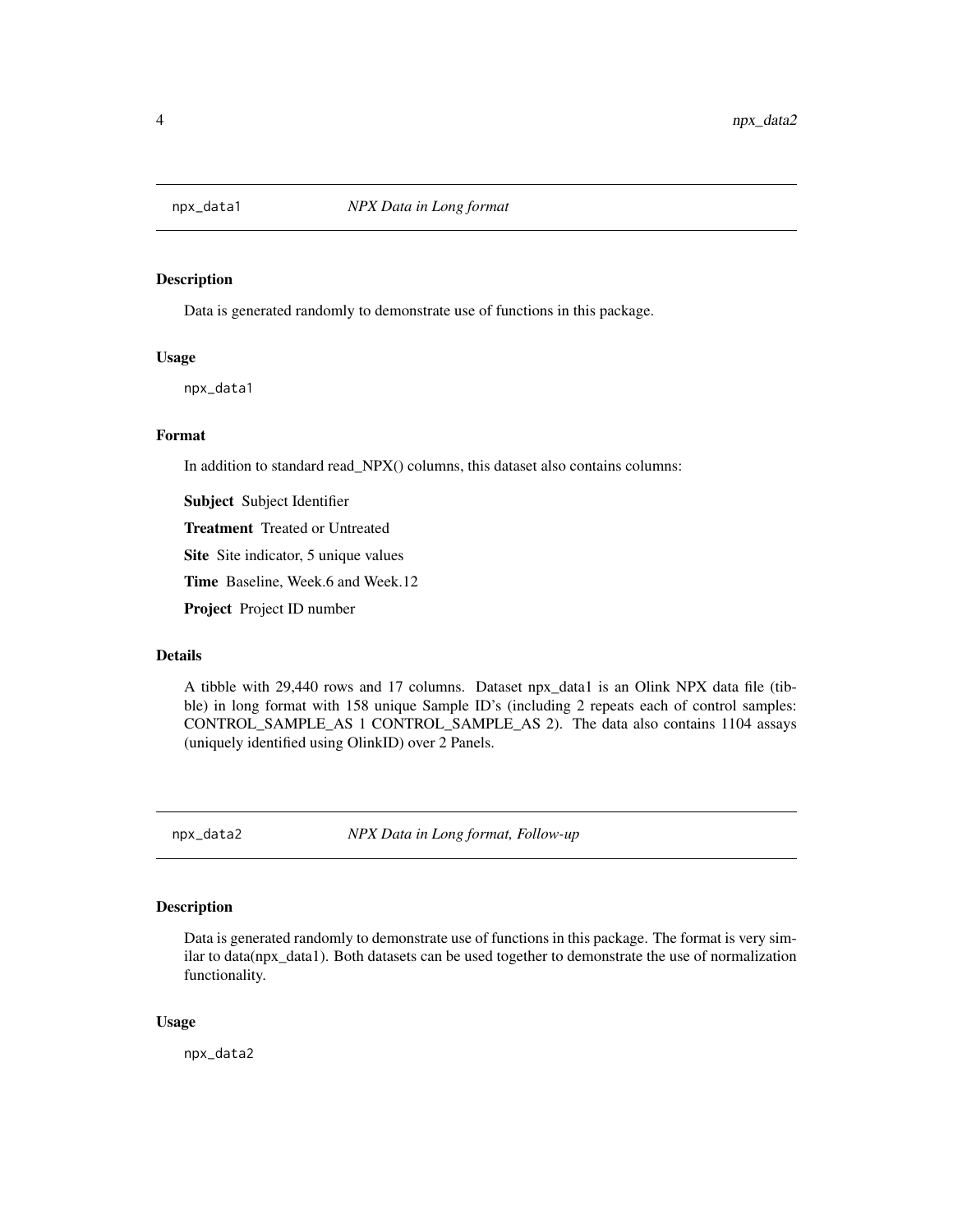## npx_data1 — *NPX Data in Long format*

### Description

Data is generated randomly to demonstrate use of functions in this package.

### Usage

```
npx_data1
```

### Format

In addition to standard read_NPX() columns, this dataset also contains columns:

**Subject** Subject Identifier

**Treatment** Treated or Untreated

**Site** Site indicator, 5 unique values

**Time** Baseline, Week.6 and Week.12

**Project** Project ID number

### Details

A tibble with 29,440 rows and 17 columns. Dataset npx_data1 is an Olink NPX data file (tibble) in long format with 158 unique Sample ID's (including 2 repeats each of control samples: CONTROL_SAMPLE_AS 1 CONTROL_SAMPLE_AS 2). The data also contains 1104 assays (uniquely identified using OlinkID) over 2 Panels.

## npx_data2 — *NPX Data in Long format, Follow-up*

### Description

Data is generated randomly to demonstrate use of functions in this package. The format is very similar to data(npx_data1). Both datasets can be used together to demonstrate the use of normalization functionality.

### Usage

```
npx_data2
```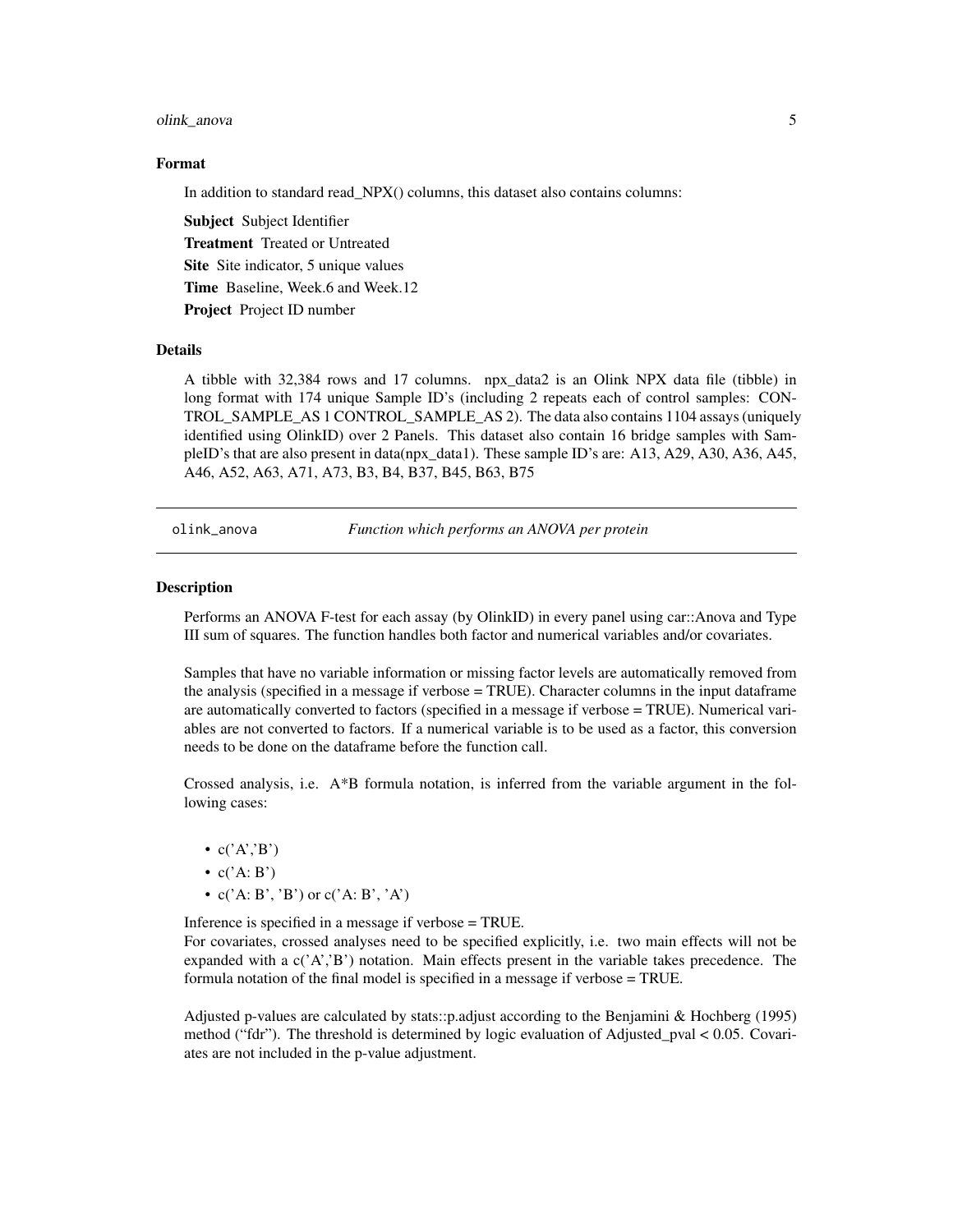### Format

In addition to standard read_NPX() columns, this dataset also contains columns:

**Subject** Subject Identifier

**Treatment** Treated or Untreated

**Site** Site indicator, 5 unique values

**Time** Baseline, Week.6 and Week.12

**Project** Project ID number

### Details

A tibble with 32,384 rows and 17 columns. npx_data2 is an Olink NPX data file (tibble) in long format with 174 unique Sample ID's (including 2 repeats each of control samples: CONTROL_SAMPLE_AS 1 CONTROL_SAMPLE_AS 2). The data also contains 1104 assays (uniquely identified using OlinkID) over 2 Panels. This dataset also contain 16 bridge samples with SampleID's that are also present in data(npx_data1). These sample ID's are: A13, A29, A30, A36, A45, A46, A52, A63, A71, A73, B3, B4, B37, B45, B63, B75

---

## olink_anova    *Function which performs an ANOVA per protein*

### Description

Performs an ANOVA F-test for each assay (by OlinkID) in every panel using car::Anova and Type III sum of squares. The function handles both factor and numerical variables and/or covariates.

Samples that have no variable information or missing factor levels are automatically removed from the analysis (specified in a message if verbose = TRUE). Character columns in the input dataframe are automatically converted to factors (specified in a message if verbose = TRUE). Numerical variables are not converted to factors. If a numerical variable is to be used as a factor, this conversion needs to be done on the dataframe before the function call.

Crossed analysis, i.e. A*B formula notation, is inferred from the variable argument in the following cases:

- c('A','B')
- c('A: B')
- c('A: B', 'B') or c('A: B', 'A')

Inference is specified in a message if verbose = TRUE.
For covariates, crossed analyses need to be specified explicitly, i.e. two main effects will not be expanded with a c('A','B') notation. Main effects present in the variable takes precedence. The formula notation of the final model is specified in a message if verbose = TRUE.

Adjusted p-values are calculated by stats::p.adjust according to the Benjamini & Hochberg (1995) method ("fdr"). The threshold is determined by logic evaluation of Adjusted_pval < 0.05. Covariates are not included in the p-value adjustment.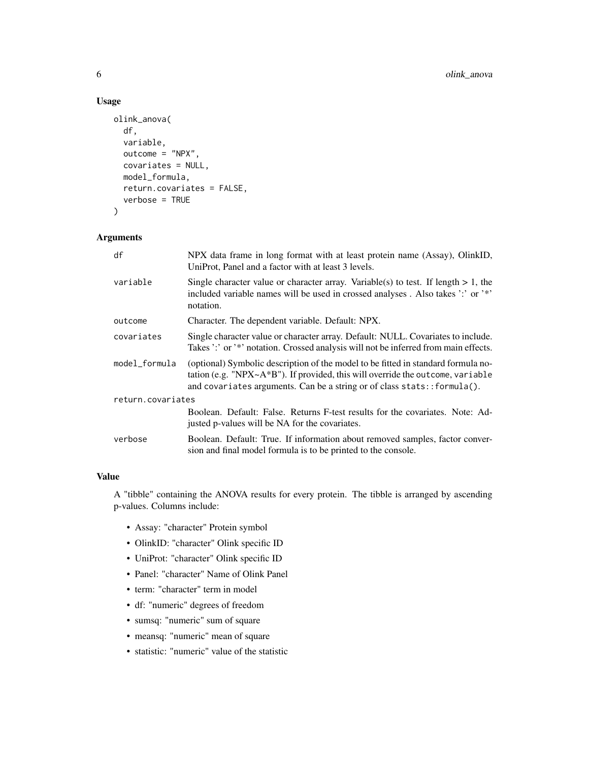## Usage

```
olink_anova(
  df,
  variable,
  outcome = "NPX",
  covariates = NULL,
  model_formula,
  return.covariates = FALSE,
  verbose = TRUE
)
```

## Arguments

| | |
|---|---|
| df | NPX data frame in long format with at least protein name (Assay), OlinkID, UniProt, Panel and a factor with at least 3 levels. |
| variable | Single character value or character array. Variable(s) to test. If length > 1, the included variable names will be used in crossed analyses . Also takes ':' or '*' notation. |
| outcome | Character. The dependent variable. Default: NPX. |
| covariates | Single character value or character array. Default: NULL. Covariates to include. Takes ':' or '*' notation. Crossed analysis will not be inferred from main effects. |
| model_formula | (optional) Symbolic description of the model to be fitted in standard formula notation (e.g. "NPX~A*B"). If provided, this will override the `outcome`, `variable` and `covariates` arguments. Can be a string or of class `stats::formula()`. |
| return.covariates | Boolean. Default: False. Returns F-test results for the covariates. Note: Adjusted p-values will be NA for the covariates. |
| verbose | Boolean. Default: True. If information about removed samples, factor conversion and final model formula is to be printed to the console. |

## Value

A "tibble" containing the ANOVA results for every protein. The tibble is arranged by ascending p-values. Columns include:

- Assay: "character" Protein symbol
- OlinkID: "character" Olink specific ID
- UniProt: "character" Olink specific ID
- Panel: "character" Name of Olink Panel
- term: "character" term in model
- df: "numeric" degrees of freedom
- sumsq: "numeric" sum of square
- meansq: "numeric" mean of square
- statistic: "numeric" value of the statistic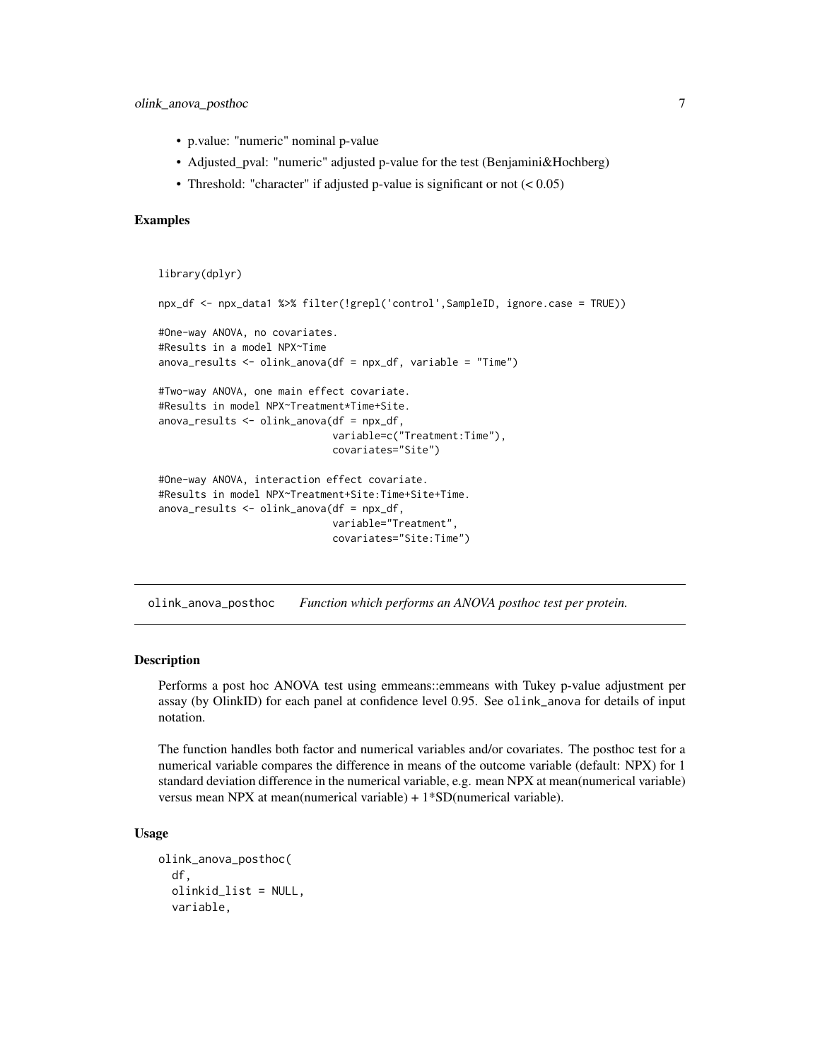- p.value: "numeric" nominal p-value
- Adjusted_pval: "numeric" adjusted p-value for the test (Benjamini&Hochberg)
- Threshold: "character" if adjusted p-value is significant or not (< 0.05)

### Examples

```
library(dplyr)

npx_df <- npx_data1 %>% filter(!grepl('control',SampleID, ignore.case = TRUE))

#One-way ANOVA, no covariates.
#Results in a model NPX~Time
anova_results <- olink_anova(df = npx_df, variable = "Time")

#Two-way ANOVA, one main effect covariate.
#Results in model NPX~Treatment*Time+Site.
anova_results <- olink_anova(df = npx_df,
                             variable=c("Treatment:Time"),
                             covariates="Site")

#One-way ANOVA, interaction effect covariate.
#Results in model NPX~Treatment+Site:Time+Site+Time.
anova_results <- olink_anova(df = npx_df,
                             variable="Treatment",
                             covariates="Site:Time")
```

---

## olink_anova_posthoc *Function which performs an ANOVA posthoc test per protein.*

---

### Description

Performs a post hoc ANOVA test using emmeans::emmeans with Tukey p-value adjustment per assay (by OlinkID) for each panel at confidence level 0.95. See `olink_anova` for details of input notation.

The function handles both factor and numerical variables and/or covariates. The posthoc test for a numerical variable compares the difference in means of the outcome variable (default: NPX) for 1 standard deviation difference in the numerical variable, e.g. mean NPX at mean(numerical variable) versus mean NPX at mean(numerical variable) + 1*SD(numerical variable).

### Usage

```
olink_anova_posthoc(
  df,
  olinkid_list = NULL,
  variable,
```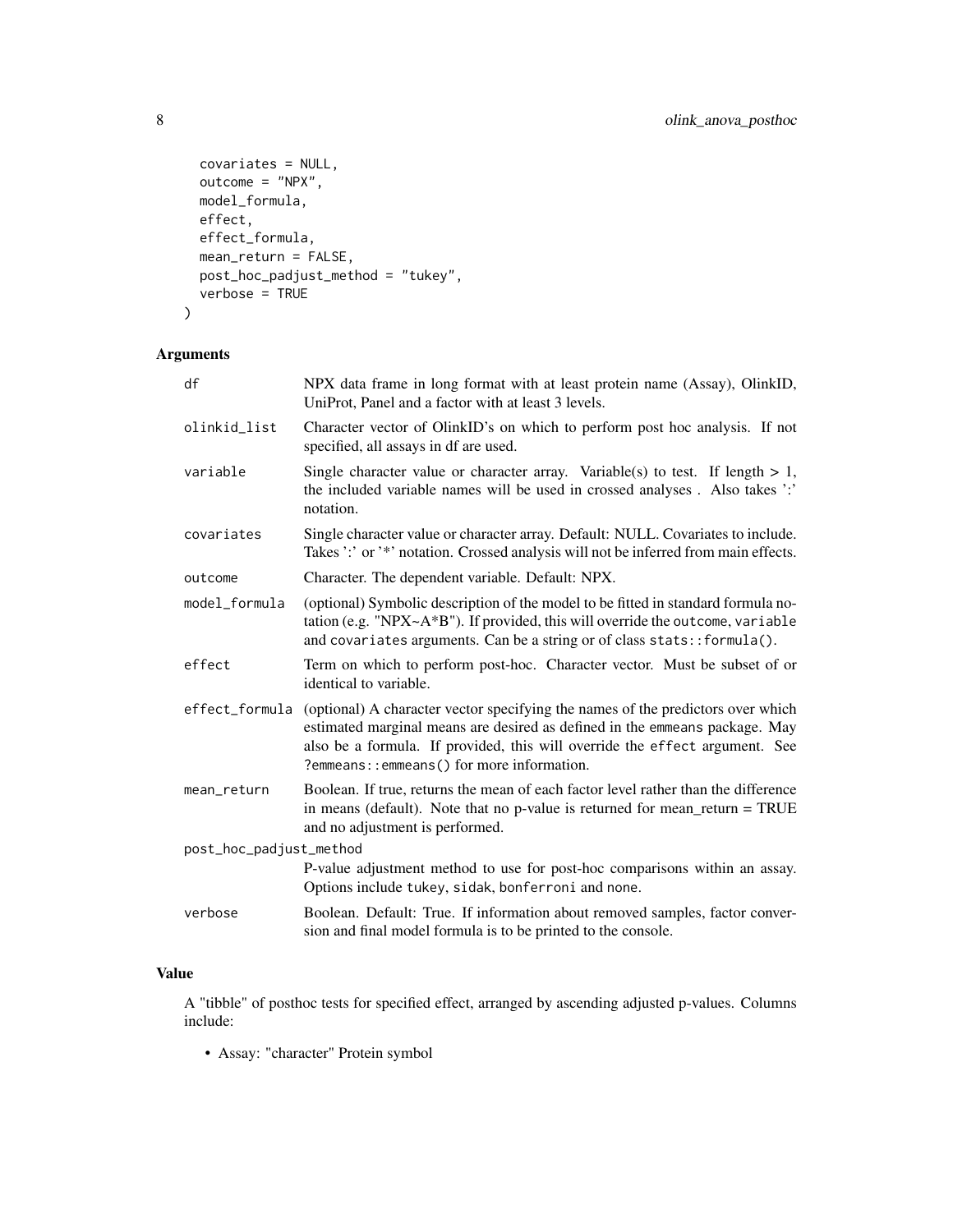```
  covariates = NULL,
  outcome = "NPX",
  model_formula,
  effect,
  effect_formula,
  mean_return = FALSE,
  post_hoc_padjust_method = "tukey",
  verbose = TRUE
)
```

### Arguments

| | |
|---|---|
| df | NPX data frame in long format with at least protein name (Assay), OlinkID, UniProt, Panel and a factor with at least 3 levels. |
| olinkid_list | Character vector of OlinkID's on which to perform post hoc analysis. If not specified, all assays in df are used. |
| variable | Single character value or character array. Variable(s) to test. If length > 1, the included variable names will be used in crossed analyses . Also takes ':' notation. |
| covariates | Single character value or character array. Default: NULL. Covariates to include. Takes ':' or '*' notation. Crossed analysis will not be inferred from main effects. |
| outcome | Character. The dependent variable. Default: NPX. |
| model_formula | (optional) Symbolic description of the model to be fitted in standard formula notation (e.g. "NPX~A*B"). If provided, this will override the `outcome`, `variable` and `covariates` arguments. Can be a string or of class `stats::formula()`. |
| effect | Term on which to perform post-hoc. Character vector. Must be subset of or identical to variable. |
| effect_formula | (optional) A character vector specifying the names of the predictors over which estimated marginal means are desired as defined in the `emmeans` package. May also be a formula. If provided, this will override the `effect` argument. See `?emmeans::emmeans()` for more information. |
| mean_return | Boolean. If true, returns the mean of each factor level rather than the difference in means (default). Note that no p-value is returned for mean_return = TRUE and no adjustment is performed. |
| post_hoc_padjust_method | P-value adjustment method to use for post-hoc comparisons within an assay. Options include `tukey`, `sidak`, `bonferroni` and `none`. |
| verbose | Boolean. Default: True. If information about removed samples, factor conversion and final model formula is to be printed to the console. |

### Value

A "tibble" of posthoc tests for specified effect, arranged by ascending adjusted p-values. Columns include:

- Assay: "character" Protein symbol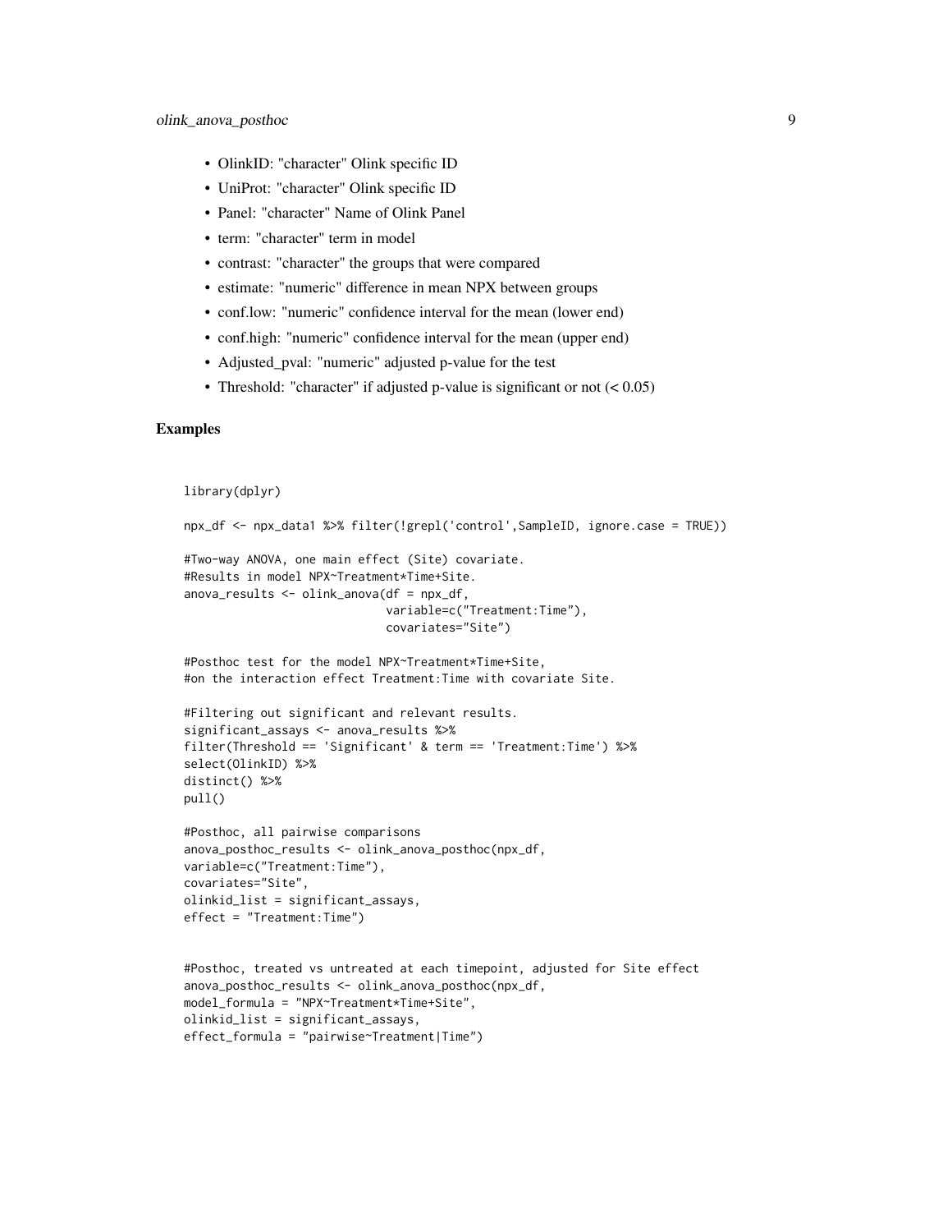- OlinkID: "character" Olink specific ID
- UniProt: "character" Olink specific ID
- Panel: "character" Name of Olink Panel
- term: "character" term in model
- contrast: "character" the groups that were compared
- estimate: "numeric" difference in mean NPX between groups
- conf.low: "numeric" confidence interval for the mean (lower end)
- conf.high: "numeric" confidence interval for the mean (upper end)
- Adjusted_pval: "numeric" adjusted p-value for the test
- Threshold: "character" if adjusted p-value is significant or not (< 0.05)

## Examples

```
library(dplyr)

npx_df <- npx_data1 %>% filter(!grepl('control',SampleID, ignore.case = TRUE))

#Two-way ANOVA, one main effect (Site) covariate.
#Results in model NPX~Treatment*Time+Site.
anova_results <- olink_anova(df = npx_df,
                             variable=c("Treatment:Time"),
                             covariates="Site")

#Posthoc test for the model NPX~Treatment*Time+Site,
#on the interaction effect Treatment:Time with covariate Site.

#Filtering out significant and relevant results.
significant_assays <- anova_results %>%
filter(Threshold == 'Significant' & term == 'Treatment:Time') %>%
select(OlinkID) %>%
distinct() %>%
pull()

#Posthoc, all pairwise comparisons
anova_posthoc_results <- olink_anova_posthoc(npx_df,
variable=c("Treatment:Time"),
covariates="Site",
olinkid_list = significant_assays,
effect = "Treatment:Time")


#Posthoc, treated vs untreated at each timepoint, adjusted for Site effect
anova_posthoc_results <- olink_anova_posthoc(npx_df,
model_formula = "NPX~Treatment*Time+Site",
olinkid_list = significant_assays,
effect_formula = "pairwise~Treatment|Time")
```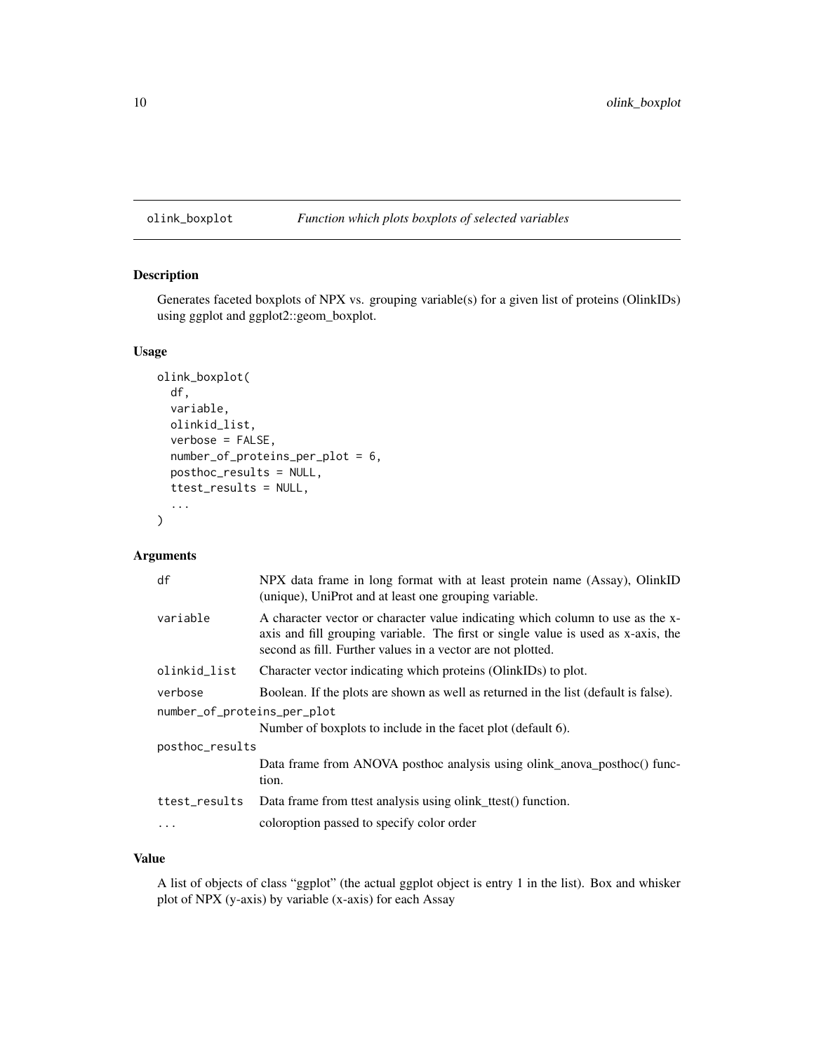## olink_boxplot — *Function which plots boxplots of selected variables*

### Description

Generates faceted boxplots of NPX vs. grouping variable(s) for a given list of proteins (OlinkIDs) using ggplot and ggplot2::geom_boxplot.

### Usage

```
olink_boxplot(
  df,
  variable,
  olinkid_list,
  verbose = FALSE,
  number_of_proteins_per_plot = 6,
  posthoc_results = NULL,
  ttest_results = NULL,
  ...
)
```

### Arguments

| | |
|---|---|
| df | NPX data frame in long format with at least protein name (Assay), OlinkID (unique), UniProt and at least one grouping variable. |
| variable | A character vector or character value indicating which column to use as the x-axis and fill grouping variable. The first or single value is used as x-axis, the second as fill. Further values in a vector are not plotted. |
| olinkid_list | Character vector indicating which proteins (OlinkIDs) to plot. |
| verbose | Boolean. If the plots are shown as well as returned in the list (default is false). |
| number_of_proteins_per_plot | Number of boxplots to include in the facet plot (default 6). |
| posthoc_results | Data frame from ANOVA posthoc analysis using olink_anova_posthoc() function. |
| ttest_results | Data frame from ttest analysis using olink_ttest() function. |
| ... | coloroption passed to specify color order |

### Value

A list of objects of class "ggplot" (the actual ggplot object is entry 1 in the list). Box and whisker plot of NPX (y-axis) by variable (x-axis) for each Assay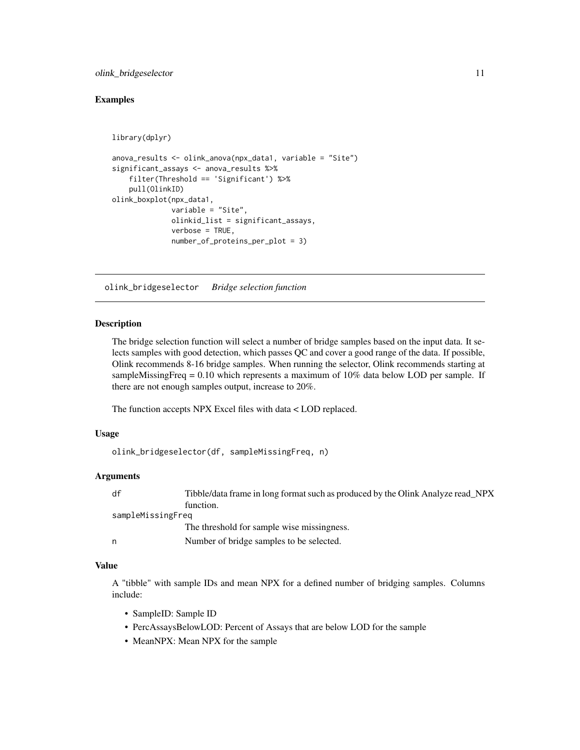## Examples

```
library(dplyr)

anova_results <- olink_anova(npx_data1, variable = "Site")
significant_assays <- anova_results %>%
    filter(Threshold == 'Significant') %>%
    pull(OlinkID)
olink_boxplot(npx_data1,
              variable = "Site",
              olinkid_list = significant_assays,
              verbose = TRUE,
              number_of_proteins_per_plot = 3)
```

---

# olink_bridgeselector    *Bridge selection function*

---

## Description

The bridge selection function will select a number of bridge samples based on the input data. It selects samples with good detection, which passes QC and cover a good range of the data. If possible, Olink recommends 8-16 bridge samples. When running the selector, Olink recommends starting at sampleMissingFreq = 0.10 which represents a maximum of 10% data below LOD per sample. If there are not enough samples output, increase to 20%.

The function accepts NPX Excel files with data < LOD replaced.

## Usage

```
olink_bridgeselector(df, sampleMissingFreq, n)
```

## Arguments

| | |
|---|---|
| df | Tibble/data frame in long format such as produced by the Olink Analyze read_NPX function. |
| sampleMissingFreq | The threshold for sample wise missingness. |
| n | Number of bridge samples to be selected. |

## Value

A "tibble" with sample IDs and mean NPX for a defined number of bridging samples. Columns include:

- SampleID: Sample ID
- PercAssaysBelowLOD: Percent of Assays that are below LOD for the sample
- MeanNPX: Mean NPX for the sample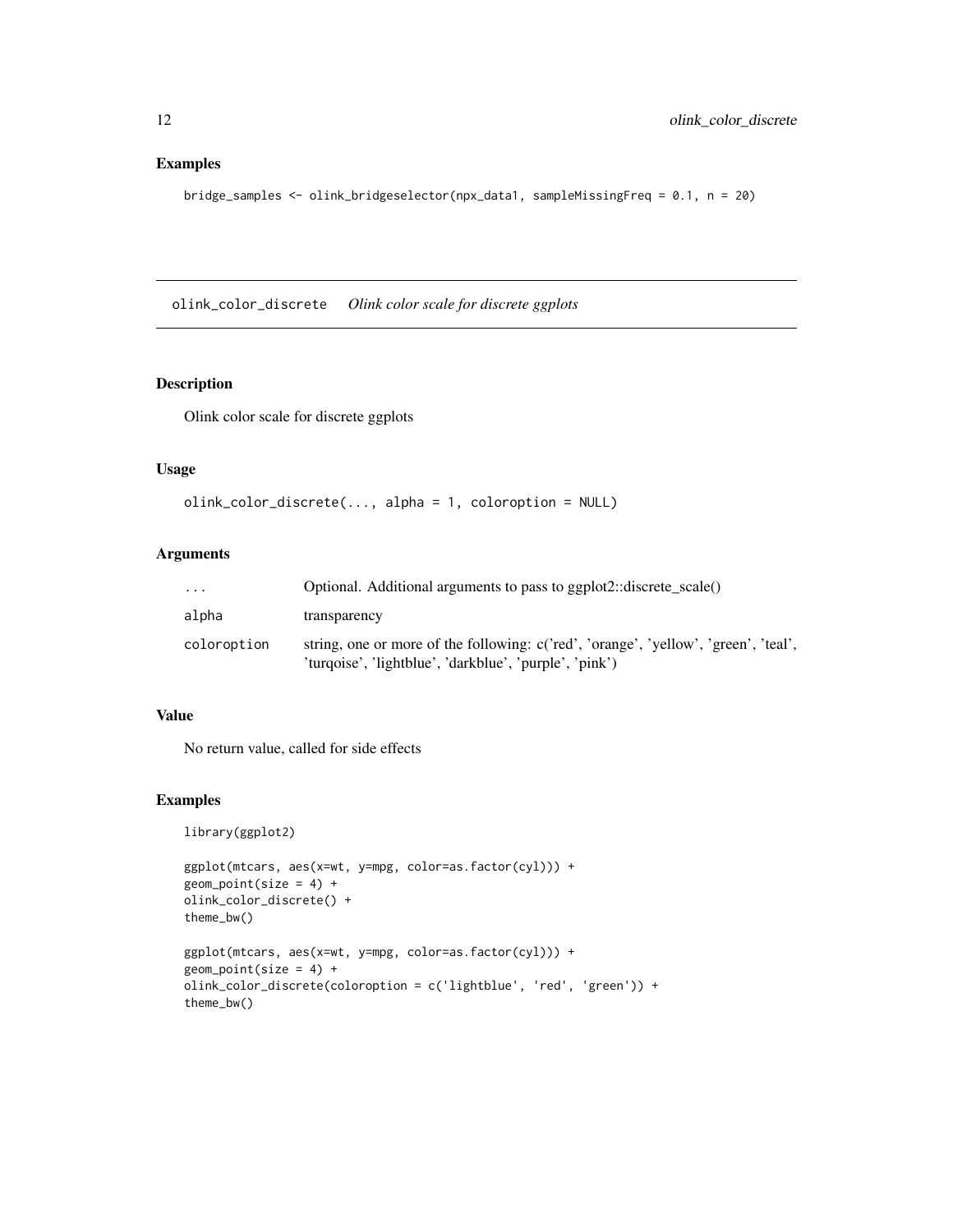## Examples

```
bridge_samples <- olink_bridgeselector(npx_data1, sampleMissingFreq = 0.1, n = 20)
```

---

## olink_color_discrete *Olink color scale for discrete ggplots*

### Description

Olink color scale for discrete ggplots

### Usage

```
olink_color_discrete(..., alpha = 1, coloroption = NULL)
```

### Arguments

| | |
|---|---|
| ... | Optional. Additional arguments to pass to ggplot2::discrete_scale() |
| alpha | transparency |
| coloroption | string, one or more of the following: c('red', 'orange', 'yellow', 'green', 'teal', 'turqoise', 'lightblue', 'darkblue', 'purple', 'pink') |

### Value

No return value, called for side effects

### Examples

```
library(ggplot2)

ggplot(mtcars, aes(x=wt, y=mpg, color=as.factor(cyl))) +
geom_point(size = 4) +
olink_color_discrete() +
theme_bw()

ggplot(mtcars, aes(x=wt, y=mpg, color=as.factor(cyl))) +
geom_point(size = 4) +
olink_color_discrete(coloroption = c('lightblue', 'red', 'green')) +
theme_bw()
```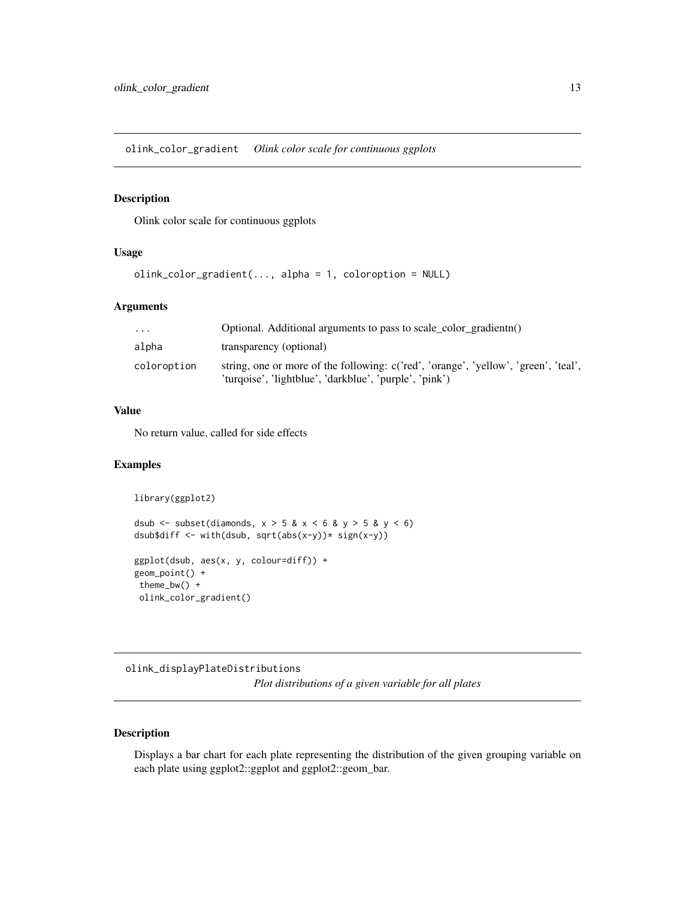## olink_color_gradient *Olink color scale for continuous ggplots*

### Description

Olink color scale for continuous ggplots

### Usage

```
olink_color_gradient(..., alpha = 1, coloroption = NULL)
```

### Arguments

| | |
|---|---|
| ... | Optional. Additional arguments to pass to scale_color_gradientn() |
| alpha | transparency (optional) |
| coloroption | string, one or more of the following: c('red', 'orange', 'yellow', 'green', 'teal', 'turqoise', 'lightblue', 'darkblue', 'purple', 'pink') |

### Value

No return value, called for side effects

### Examples

```
library(ggplot2)

dsub <- subset(diamonds, x > 5 & x < 6 & y > 5 & y < 6)
dsub$diff <- with(dsub, sqrt(abs(x-y))* sign(x-y))

ggplot(dsub, aes(x, y, colour=diff)) +
geom_point() +
 theme_bw() +
 olink_color_gradient()
```

## olink_displayPlateDistributions *Plot distributions of a given variable for all plates*

### Description

Displays a bar chart for each plate representing the distribution of the given grouping variable on each plate using ggplot2::ggplot and ggplot2::geom_bar.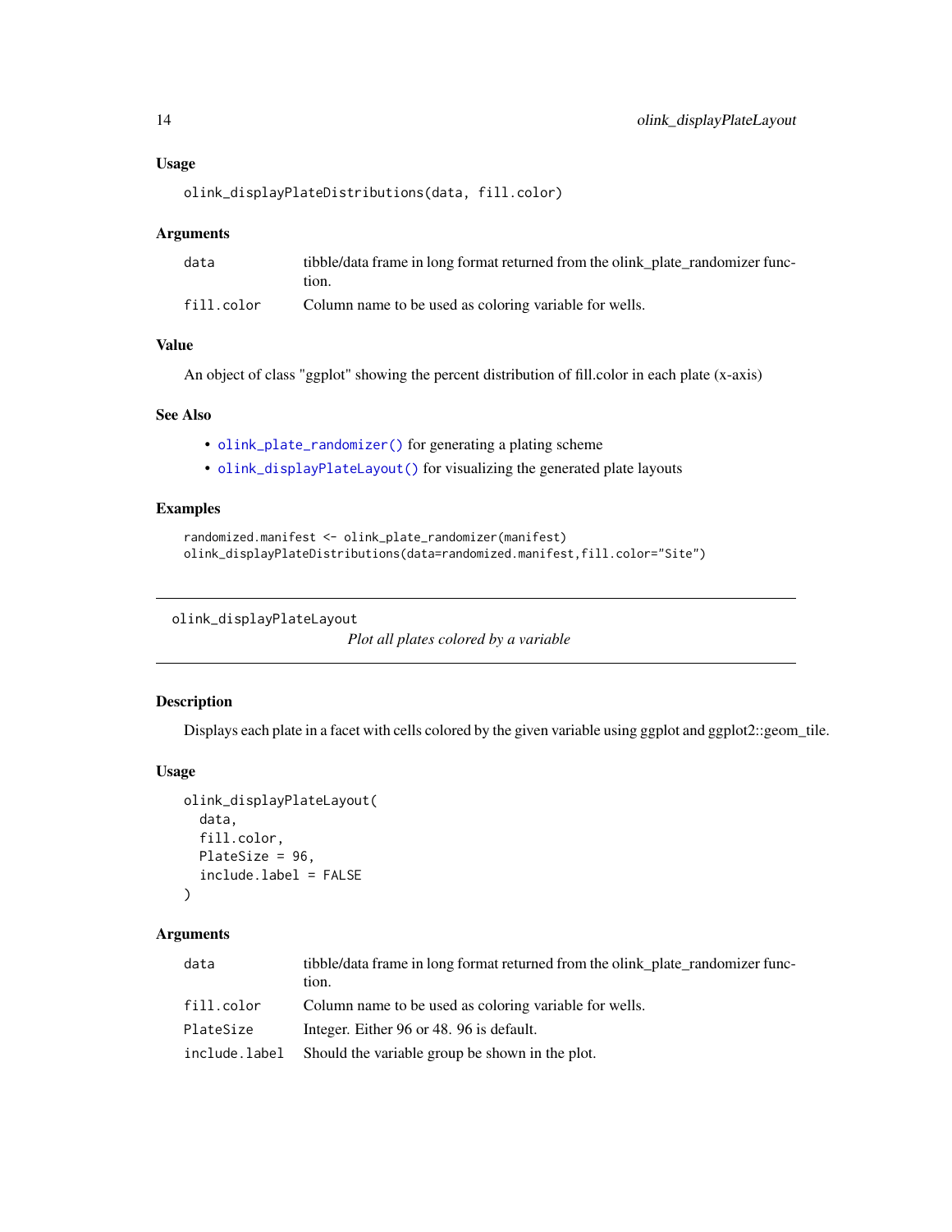### Usage

```
olink_displayPlateDistributions(data, fill.color)
```

### Arguments

| | |
|---|---|
| data | tibble/data frame in long format returned from the olink_plate_randomizer function. |
| fill.color | Column name to be used as coloring variable for wells. |

### Value

An object of class "ggplot" showing the percent distribution of fill.color in each plate (x-axis)

### See Also

- `olink_plate_randomizer()` for generating a plating scheme
- `olink_displayPlateLayout()` for visualizing the generated plate layouts

### Examples

```
randomized.manifest <- olink_plate_randomizer(manifest)
olink_displayPlateDistributions(data=randomized.manifest,fill.color="Site")
```

---

## olink_displayPlateLayout

*Plot all plates colored by a variable*

---

### Description

Displays each plate in a facet with cells colored by the given variable using ggplot and ggplot2::geom_tile.

### Usage

```
olink_displayPlateLayout(
  data,
  fill.color,
  PlateSize = 96,
  include.label = FALSE
)
```

### Arguments

| | |
|---|---|
| data | tibble/data frame in long format returned from the olink_plate_randomizer function. |
| fill.color | Column name to be used as coloring variable for wells. |
| PlateSize | Integer. Either 96 or 48. 96 is default. |
| include.label | Should the variable group be shown in the plot. |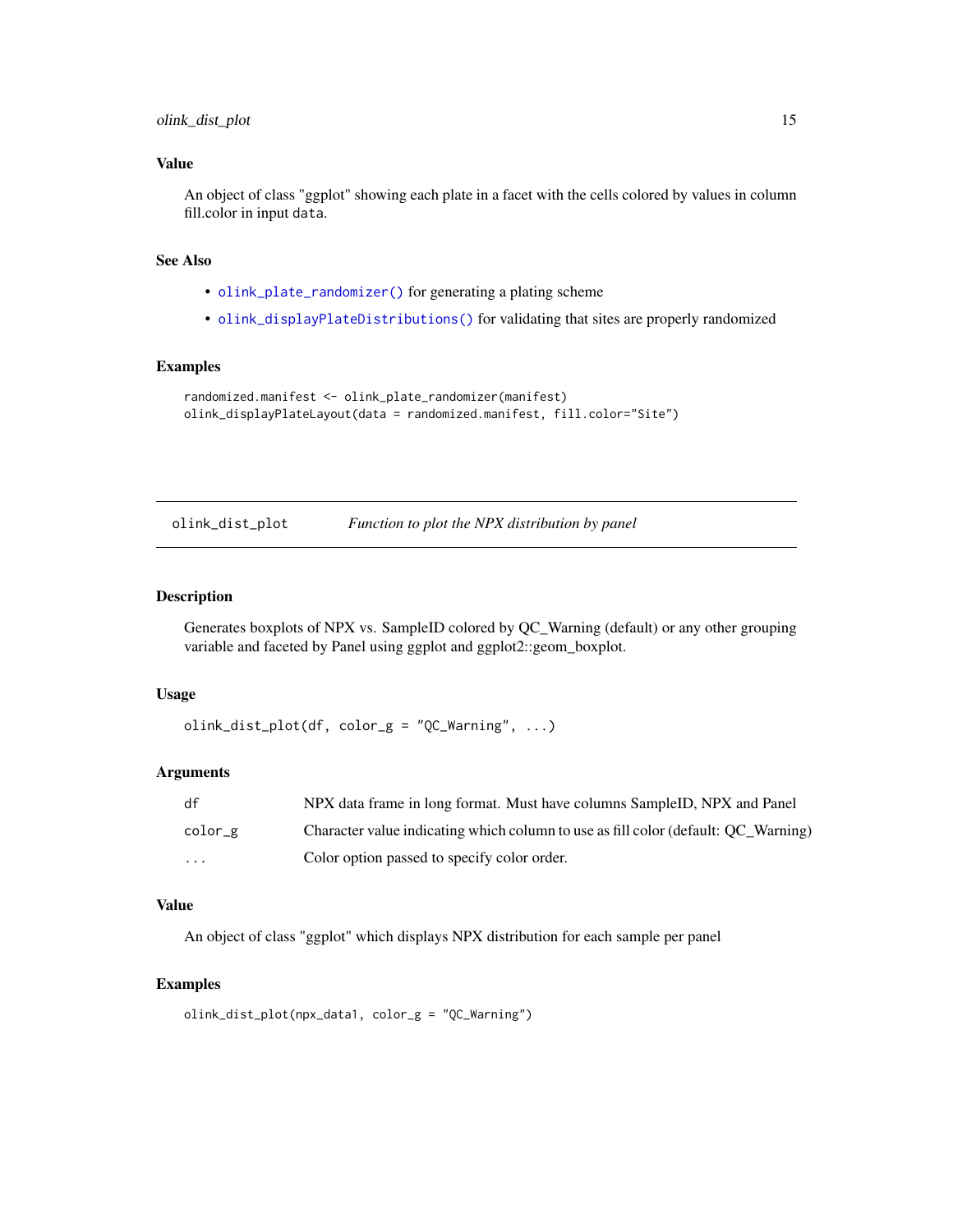### Value

An object of class "ggplot" showing each plate in a facet with the cells colored by values in column fill.color in input `data`.

### See Also

- `olink_plate_randomizer()` for generating a plating scheme
- `olink_displayPlateDistributions()` for validating that sites are properly randomized

### Examples

```
randomized.manifest <- olink_plate_randomizer(manifest)
olink_displayPlateLayout(data = randomized.manifest, fill.color="Site")
```

---

## olink_dist_plot — *Function to plot the NPX distribution by panel*

---

### Description

Generates boxplots of NPX vs. SampleID colored by QC_Warning (default) or any other grouping variable and faceted by Panel using ggplot and ggplot2::geom_boxplot.

### Usage

```
olink_dist_plot(df, color_g = "QC_Warning", ...)
```

### Arguments

| | |
|---|---|
| `df` | NPX data frame in long format. Must have columns SampleID, NPX and Panel |
| `color_g` | Character value indicating which column to use as fill color (default: QC_Warning) |
| `...` | Color option passed to specify color order. |

### Value

An object of class "ggplot" which displays NPX distribution for each sample per panel

### Examples

```
olink_dist_plot(npx_data1, color_g = "QC_Warning")
```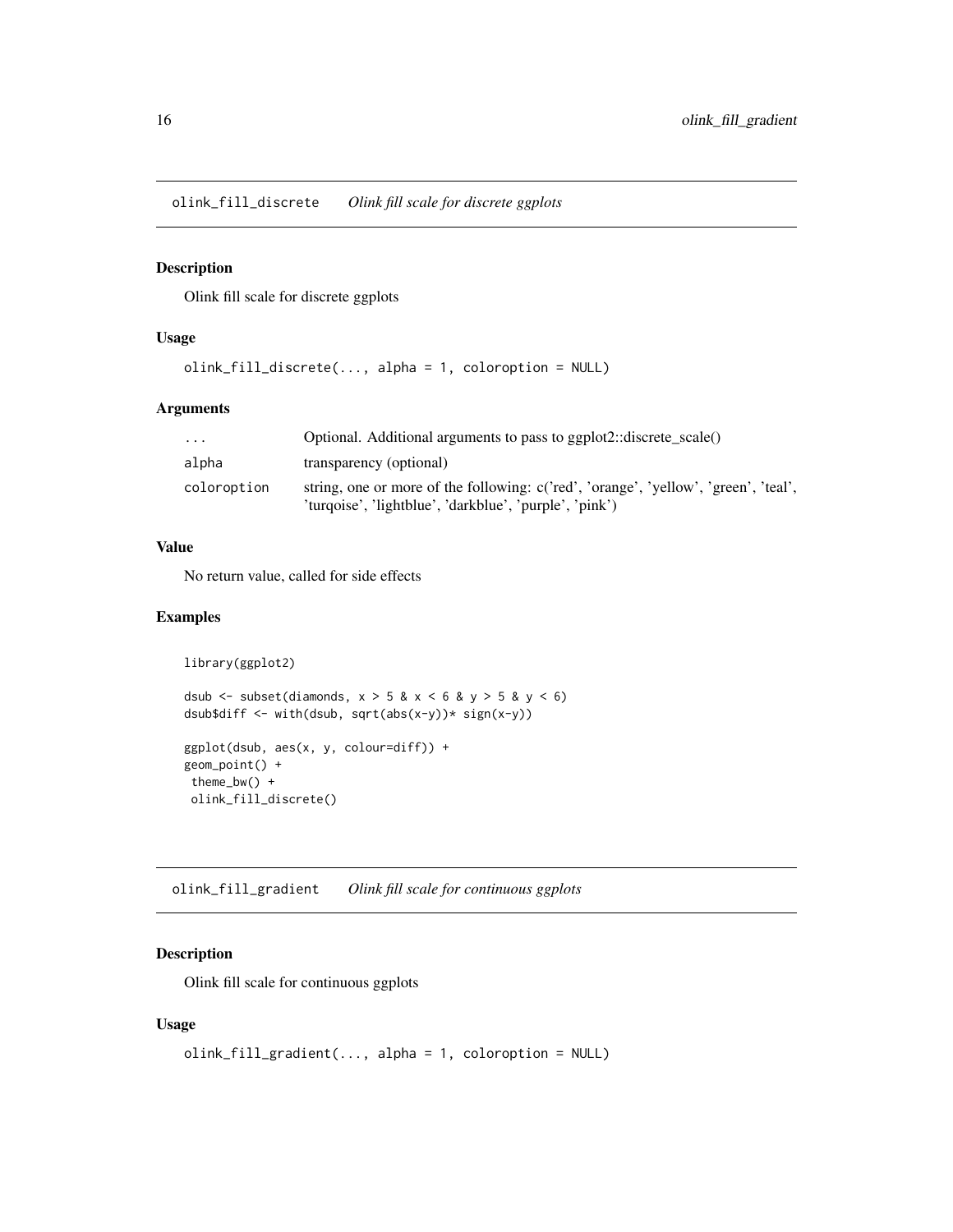## olink_fill_discrete *Olink fill scale for discrete ggplots*

### Description

Olink fill scale for discrete ggplots

### Usage

```
olink_fill_discrete(..., alpha = 1, coloroption = NULL)
```

### Arguments

| | |
|---|---|
| ... | Optional. Additional arguments to pass to ggplot2::discrete_scale() |
| alpha | transparency (optional) |
| coloroption | string, one or more of the following: c('red', 'orange', 'yellow', 'green', 'teal', 'turqoise', 'lightblue', 'darkblue', 'purple', 'pink') |

### Value

No return value, called for side effects

### Examples

```
library(ggplot2)

dsub <- subset(diamonds, x > 5 & x < 6 & y > 5 & y < 6)
dsub$diff <- with(dsub, sqrt(abs(x-y))* sign(x-y))

ggplot(dsub, aes(x, y, colour=diff)) +
geom_point() +
 theme_bw() +
 olink_fill_discrete()
```

## olink_fill_gradient *Olink fill scale for continuous ggplots*

### Description

Olink fill scale for continuous ggplots

### Usage

```
olink_fill_gradient(..., alpha = 1, coloroption = NULL)
```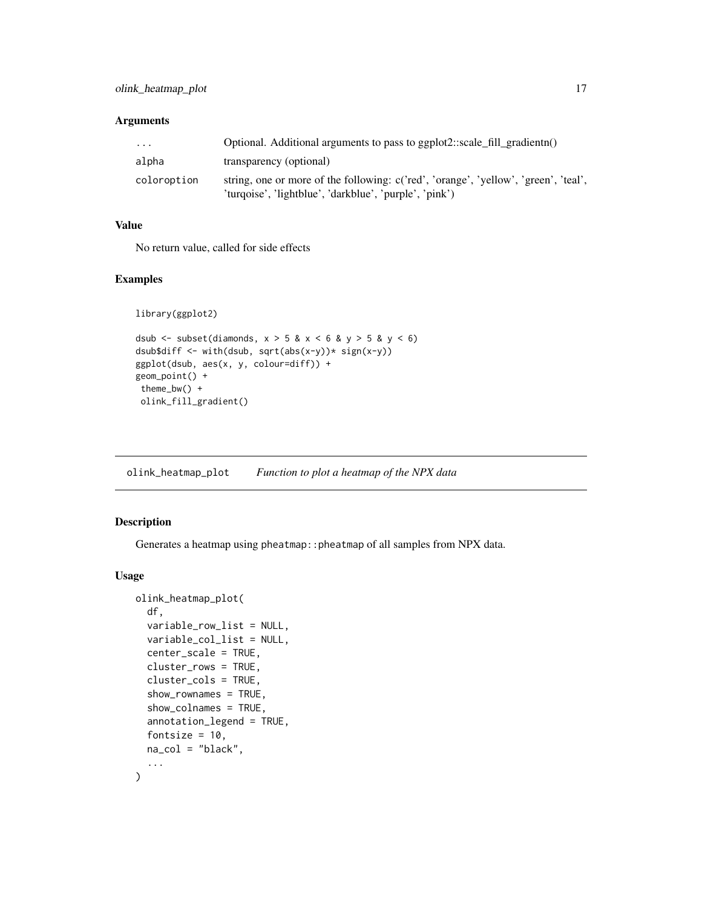### Arguments

| | |
|---|---|
| ... | Optional. Additional arguments to pass to ggplot2::scale_fill_gradientn() |
| alpha | transparency (optional) |
| coloroption | string, one or more of the following: c('red', 'orange', 'yellow', 'green', 'teal', 'turqoise', 'lightblue', 'darkblue', 'purple', 'pink') |

### Value

No return value, called for side effects

### Examples

```
library(ggplot2)

dsub <- subset(diamonds, x > 5 & x < 6 & y > 5 & y < 6)
dsub$diff <- with(dsub, sqrt(abs(x-y))* sign(x-y))
ggplot(dsub, aes(x, y, colour=diff)) +
geom_point() +
 theme_bw() +
 olink_fill_gradient()
```

---

## olink_heatmap_plot *Function to plot a heatmap of the NPX data*

---

### Description

Generates a heatmap using pheatmap::pheatmap of all samples from NPX data.

### Usage

```
olink_heatmap_plot(
  df,
  variable_row_list = NULL,
  variable_col_list = NULL,
  center_scale = TRUE,
  cluster_rows = TRUE,
  cluster_cols = TRUE,
  show_rownames = TRUE,
  show_colnames = TRUE,
  annotation_legend = TRUE,
  fontsize = 10,
  na_col = "black",
  ...
)
```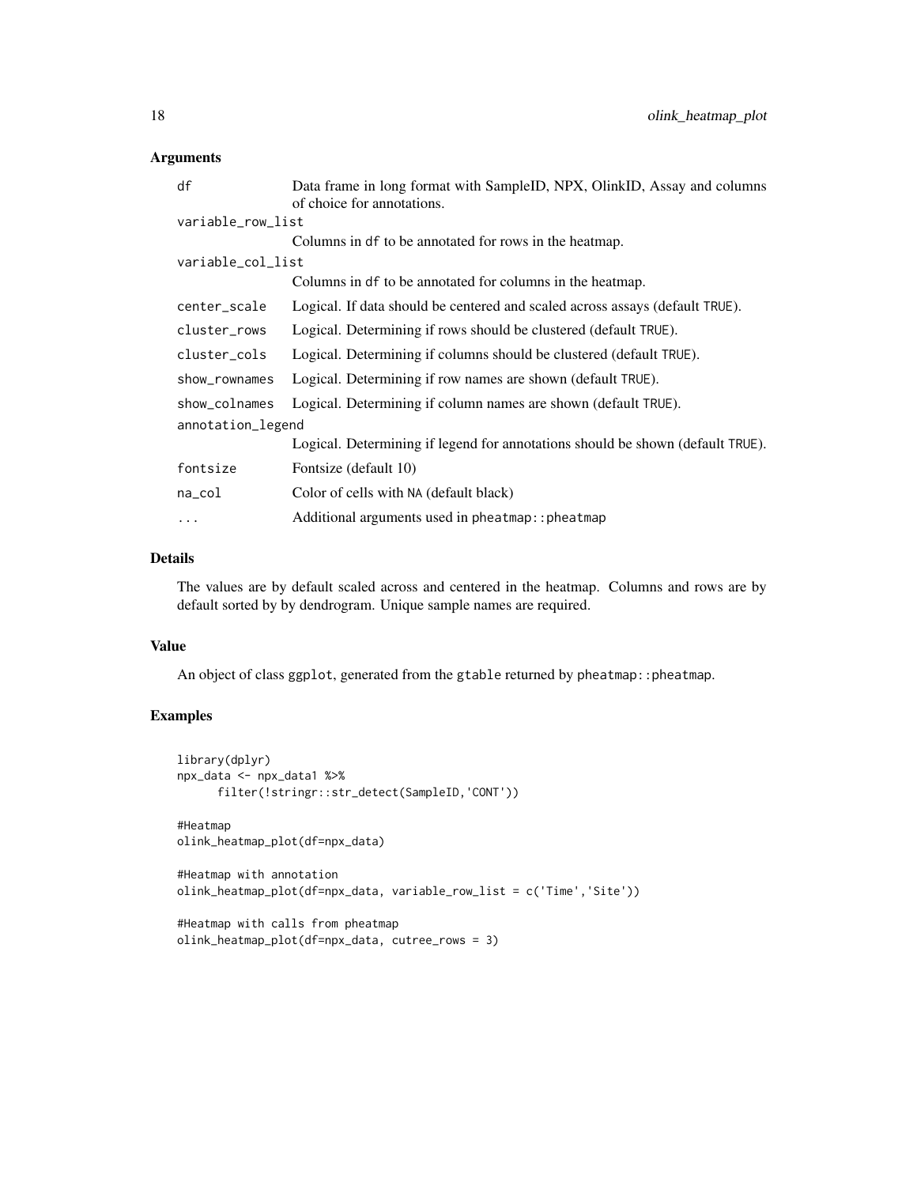### Arguments

| Argument | Description |
|---|---|
| df | Data frame in long format with SampleID, NPX, OlinkID, Assay and columns of choice for annotations. |
| variable_row_list | Columns in df to be annotated for rows in the heatmap. |
| variable_col_list | Columns in df to be annotated for columns in the heatmap. |
| center_scale | Logical. If data should be centered and scaled across assays (default TRUE). |
| cluster_rows | Logical. Determining if rows should be clustered (default TRUE). |
| cluster_cols | Logical. Determining if columns should be clustered (default TRUE). |
| show_rownames | Logical. Determining if row names are shown (default TRUE). |
| show_colnames | Logical. Determining if column names are shown (default TRUE). |
| annotation_legend | Logical. Determining if legend for annotations should be shown (default TRUE). |
| fontsize | Fontsize (default 10) |
| na_col | Color of cells with NA (default black) |
| ... | Additional arguments used in pheatmap::pheatmap |

### Details

The values are by default scaled across and centered in the heatmap. Columns and rows are by default sorted by by dendrogram. Unique sample names are required.

### Value

An object of class ggplot, generated from the gtable returned by pheatmap::pheatmap.

### Examples

```
library(dplyr)
npx_data <- npx_data1 %>%
      filter(!stringr::str_detect(SampleID,'CONT'))

#Heatmap
olink_heatmap_plot(df=npx_data)

#Heatmap with annotation
olink_heatmap_plot(df=npx_data, variable_row_list = c('Time','Site'))

#Heatmap with calls from pheatmap
olink_heatmap_plot(df=npx_data, cutree_rows = 3)
```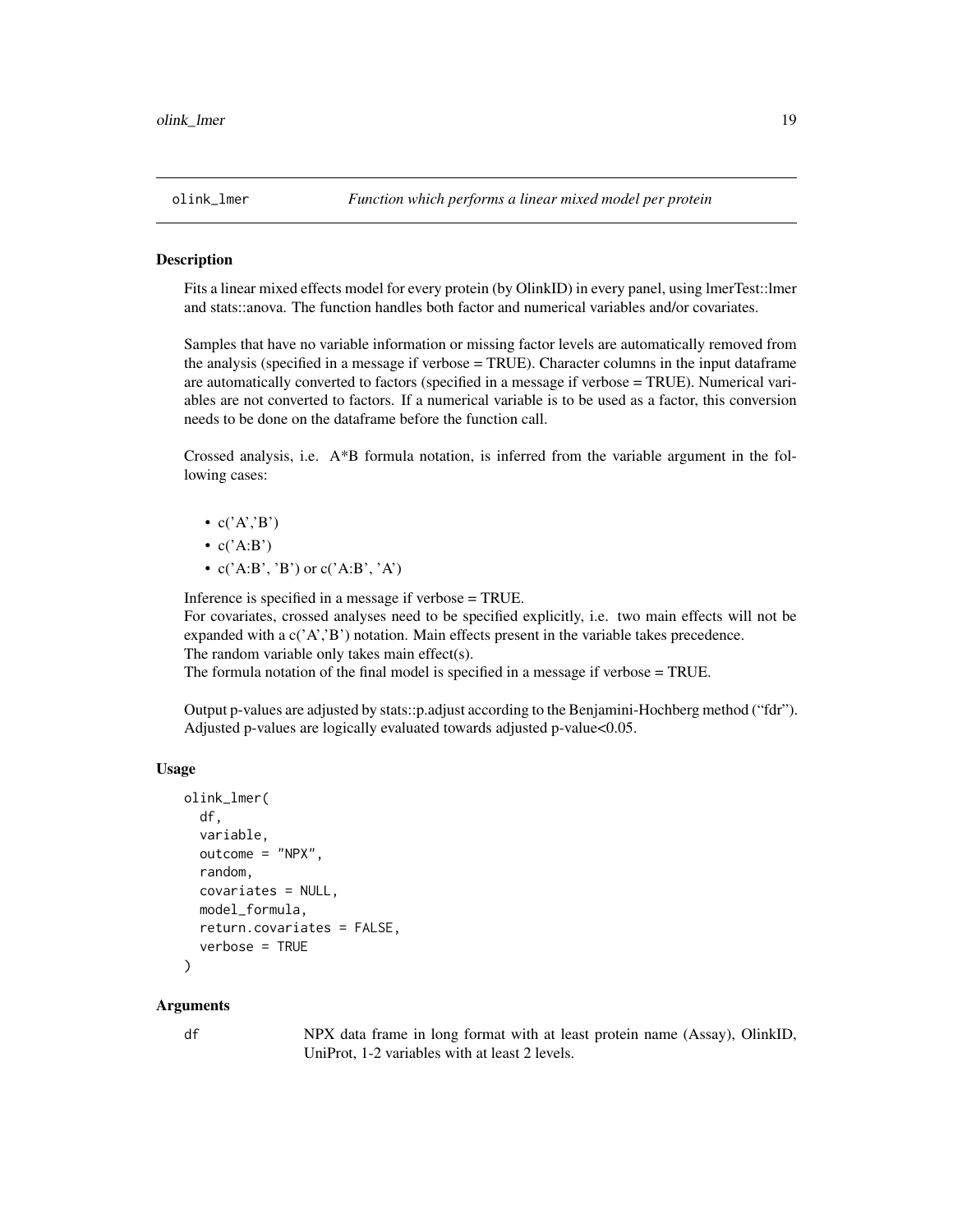## olink_lmer — *Function which performs a linear mixed model per protein*

### Description

Fits a linear mixed effects model for every protein (by OlinkID) in every panel, using lmerTest::lmer and stats::anova. The function handles both factor and numerical variables and/or covariates.

Samples that have no variable information or missing factor levels are automatically removed from the analysis (specified in a message if verbose = TRUE). Character columns in the input dataframe are automatically converted to factors (specified in a message if verbose = TRUE). Numerical variables are not converted to factors. If a numerical variable is to be used as a factor, this conversion needs to be done on the dataframe before the function call.

Crossed analysis, i.e. A*B formula notation, is inferred from the variable argument in the following cases:

- c('A','B')
- c('A:B')
- c('A:B', 'B') or c('A:B', 'A')

Inference is specified in a message if verbose = TRUE.
For covariates, crossed analyses need to be specified explicitly, i.e. two main effects will not be expanded with a c('A','B') notation. Main effects present in the variable takes precedence.
The random variable only takes main effect(s).
The formula notation of the final model is specified in a message if verbose = TRUE.

Output p-values are adjusted by stats::p.adjust according to the Benjamini-Hochberg method ("fdr"). Adjusted p-values are logically evaluated towards adjusted p-value<0.05.

### Usage

```
olink_lmer(
  df,
  variable,
  outcome = "NPX",
  random,
  covariates = NULL,
  model_formula,
  return.covariates = FALSE,
  verbose = TRUE
)
```

### Arguments

`df` — NPX data frame in long format with at least protein name (Assay), OlinkID, UniProt, 1-2 variables with at least 2 levels.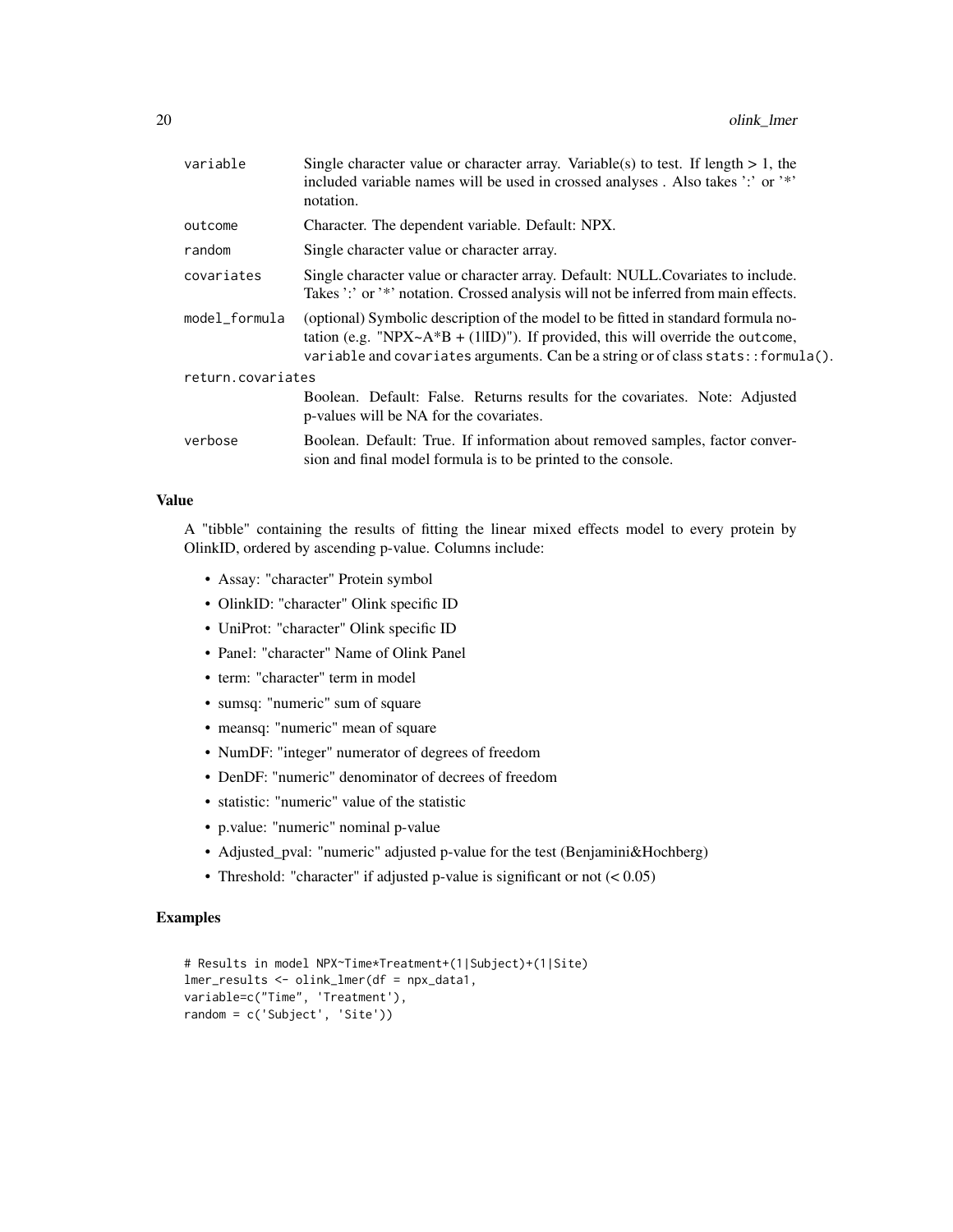| | |
|---|---|
| `variable` | Single character value or character array. Variable(s) to test. If length > 1, the included variable names will be used in crossed analyses . Also takes ':' or '*' notation. |
| `outcome` | Character. The dependent variable. Default: NPX. |
| `random` | Single character value or character array. |
| `covariates` | Single character value or character array. Default: NULL.Covariates to include. Takes ':' or '*' notation. Crossed analysis will not be inferred from main effects. |
| `model_formula` | (optional) Symbolic description of the model to be fitted in standard formula notation (e.g. "NPX~A*B + (1\|ID)"). If provided, this will override the `outcome`, `variable` and `covariates` arguments. Can be a string or of class `stats::formula()`. |
| `return.covariates` | Boolean. Default: False. Returns results for the covariates. Note: Adjusted p-values will be NA for the covariates. |
| `verbose` | Boolean. Default: True. If information about removed samples, factor conversion and final model formula is to be printed to the console. |

### Value

A "tibble" containing the results of fitting the linear mixed effects model to every protein by OlinkID, ordered by ascending p-value. Columns include:

- Assay: "character" Protein symbol
- OlinkID: "character" Olink specific ID
- UniProt: "character" Olink specific ID
- Panel: "character" Name of Olink Panel
- term: "character" term in model
- sumsq: "numeric" sum of square
- meansq: "numeric" mean of square
- NumDF: "integer" numerator of degrees of freedom
- DenDF: "numeric" denominator of decrees of freedom
- statistic: "numeric" value of the statistic
- p.value: "numeric" nominal p-value
- Adjusted_pval: "numeric" adjusted p-value for the test (Benjamini&Hochberg)
- Threshold: "character" if adjusted p-value is significant or not (< 0.05)

### Examples

```
# Results in model NPX~Time*Treatment+(1|Subject)+(1|Site)
lmer_results <- olink_lmer(df = npx_data1,
variable=c("Time", 'Treatment'),
random = c('Subject', 'Site'))
```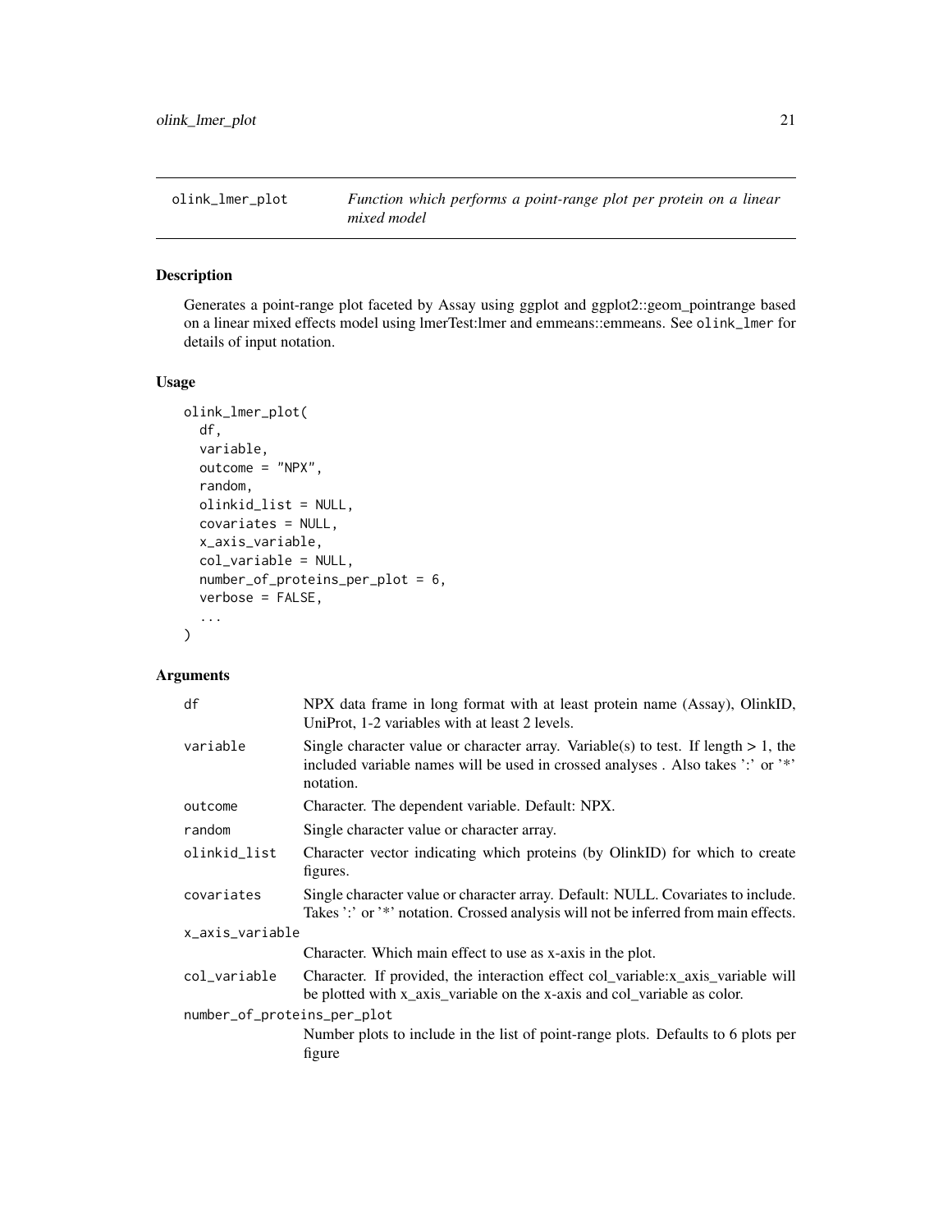# olink_lmer_plot — *Function which performs a point-range plot per protein on a linear mixed model*

## Description

Generates a point-range plot faceted by Assay using ggplot and ggplot2::geom_pointrange based on a linear mixed effects model using lmerTest:lmer and emmeans::emmeans. See `olink_lmer` for details of input notation.

## Usage

```
olink_lmer_plot(
  df,
  variable,
  outcome = "NPX",
  random,
  olinkid_list = NULL,
  covariates = NULL,
  x_axis_variable,
  col_variable = NULL,
  number_of_proteins_per_plot = 6,
  verbose = FALSE,
  ...
)
```

## Arguments

| Argument | Description |
|---|---|
| `df` | NPX data frame in long format with at least protein name (Assay), OlinkID, UniProt, 1-2 variables with at least 2 levels. |
| `variable` | Single character value or character array. Variable(s) to test. If length > 1, the included variable names will be used in crossed analyses . Also takes ':' or '*' notation. |
| `outcome` | Character. The dependent variable. Default: NPX. |
| `random` | Single character value or character array. |
| `olinkid_list` | Character vector indicating which proteins (by OlinkID) for which to create figures. |
| `covariates` | Single character value or character array. Default: NULL. Covariates to include. Takes ':' or '*' notation. Crossed analysis will not be inferred from main effects. |
| `x_axis_variable` | Character. Which main effect to use as x-axis in the plot. |
| `col_variable` | Character. If provided, the interaction effect col_variable:x_axis_variable will be plotted with x_axis_variable on the x-axis and col_variable as color. |
| `number_of_proteins_per_plot` | Number plots to include in the list of point-range plots. Defaults to 6 plots per figure |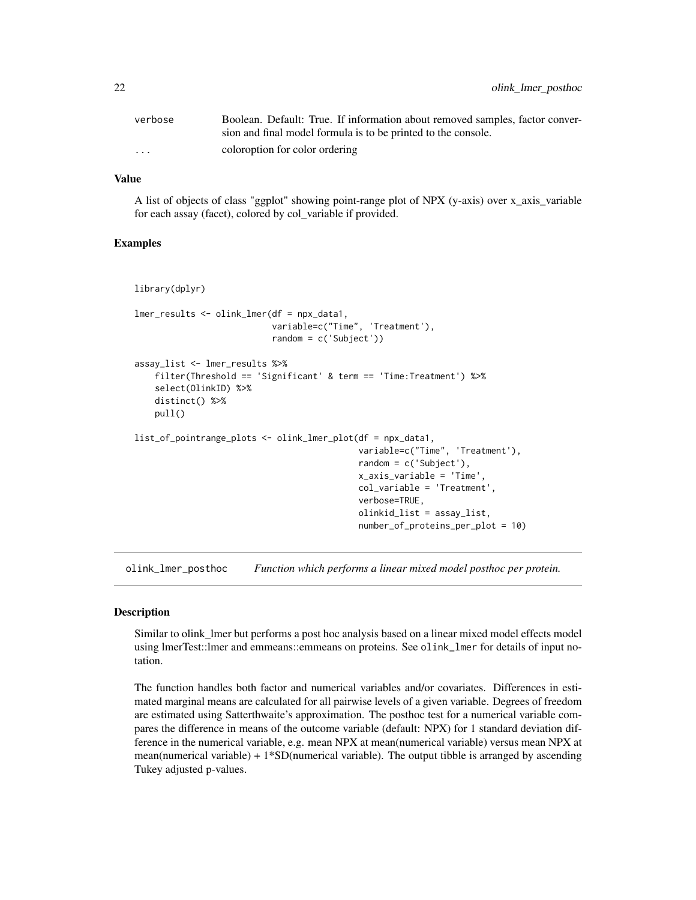| | |
|---|---|
| verbose | Boolean. Default: True. If information about removed samples, factor conversion and final model formula is to be printed to the console. |
| ... | coloroption for color ordering |

### Value

A list of objects of class "ggplot" showing point-range plot of NPX (y-axis) over x_axis_variable for each assay (facet), colored by col_variable if provided.

### Examples

```
library(dplyr)

lmer_results <- olink_lmer(df = npx_data1,
                           variable=c("Time", 'Treatment'),
                           random = c('Subject'))

assay_list <- lmer_results %>%
    filter(Threshold == 'Significant' & term == 'Time:Treatment') %>%
    select(OlinkID) %>%
    distinct() %>%
    pull()

list_of_pointrange_plots <- olink_lmer_plot(df = npx_data1,
                                            variable=c("Time", 'Treatment'),
                                            random = c('Subject'),
                                            x_axis_variable = 'Time',
                                            col_variable = 'Treatment',
                                            verbose=TRUE,
                                            olinkid_list = assay_list,
                                            number_of_proteins_per_plot = 10)
```

## olink_lmer_posthoc *Function which performs a linear mixed model posthoc per protein.*

### Description

Similar to olink_lmer but performs a post hoc analysis based on a linear mixed model effects model using lmerTest::lmer and emmeans::emmeans on proteins. See `olink_lmer` for details of input notation.

The function handles both factor and numerical variables and/or covariates. Differences in estimated marginal means are calculated for all pairwise levels of a given variable. Degrees of freedom are estimated using Satterthwaite's approximation. The posthoc test for a numerical variable compares the difference in means of the outcome variable (default: NPX) for 1 standard deviation difference in the numerical variable, e.g. mean NPX at mean(numerical variable) versus mean NPX at mean(numerical variable) + 1*SD(numerical variable). The output tibble is arranged by ascending Tukey adjusted p-values.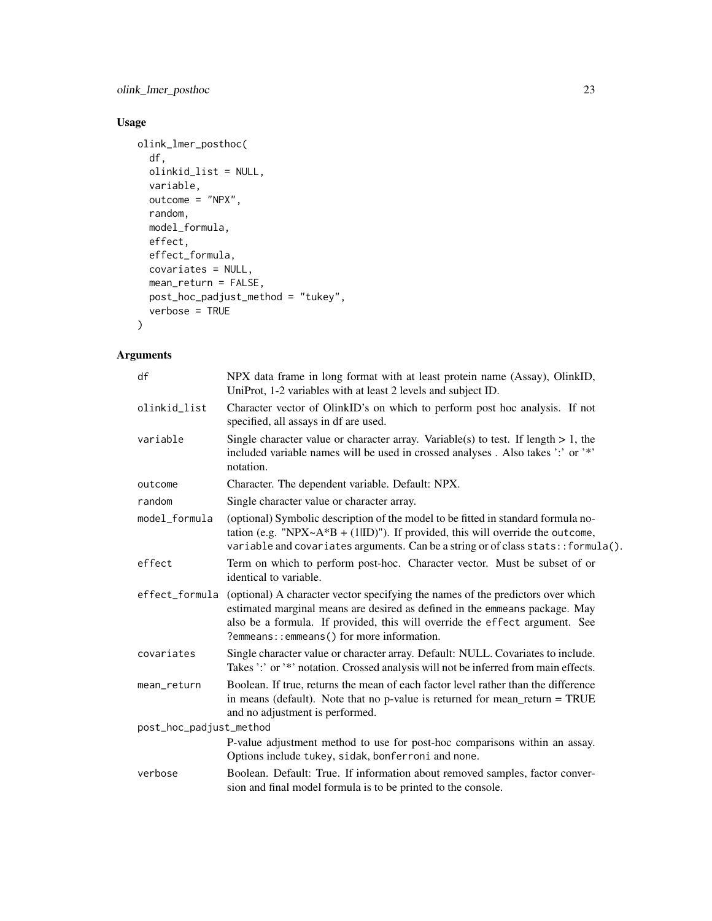## Usage

```
olink_lmer_posthoc(
  df,
  olinkid_list = NULL,
  variable,
  outcome = "NPX",
  random,
  model_formula,
  effect,
  effect_formula,
  covariates = NULL,
  mean_return = FALSE,
  post_hoc_padjust_method = "tukey",
  verbose = TRUE
)
```

## Arguments

| Argument | Description |
|---|---|
| df | NPX data frame in long format with at least protein name (Assay), OlinkID, UniProt, 1-2 variables with at least 2 levels and subject ID. |
| olinkid_list | Character vector of OlinkID's on which to perform post hoc analysis. If not specified, all assays in df are used. |
| variable | Single character value or character array. Variable(s) to test. If length > 1, the included variable names will be used in crossed analyses . Also takes ':' or '*' notation. |
| outcome | Character. The dependent variable. Default: NPX. |
| random | Single character value or character array. |
| model_formula | (optional) Symbolic description of the model to be fitted in standard formula notation (e.g. "NPX~A*B + (1\|ID)"). If provided, this will override the `outcome`, `variable` and `covariates` arguments. Can be a string or of class `stats::formula()`. |
| effect | Term on which to perform post-hoc. Character vector. Must be subset of or identical to variable. |
| effect_formula | (optional) A character vector specifying the names of the predictors over which estimated marginal means are desired as defined in the `emmeans` package. May also be a formula. If provided, this will override the `effect` argument. See `?emmeans::emmeans()` for more information. |
| covariates | Single character value or character array. Default: NULL. Covariates to include. Takes ':' or '*' notation. Crossed analysis will not be inferred from main effects. |
| mean_return | Boolean. If true, returns the mean of each factor level rather than the difference in means (default). Note that no p-value is returned for mean_return = TRUE and no adjustment is performed. |
| post_hoc_padjust_method | P-value adjustment method to use for post-hoc comparisons within an assay. Options include `tukey`, `sidak`, `bonferroni` and `none`. |
| verbose | Boolean. Default: True. If information about removed samples, factor conversion and final model formula is to be printed to the console. |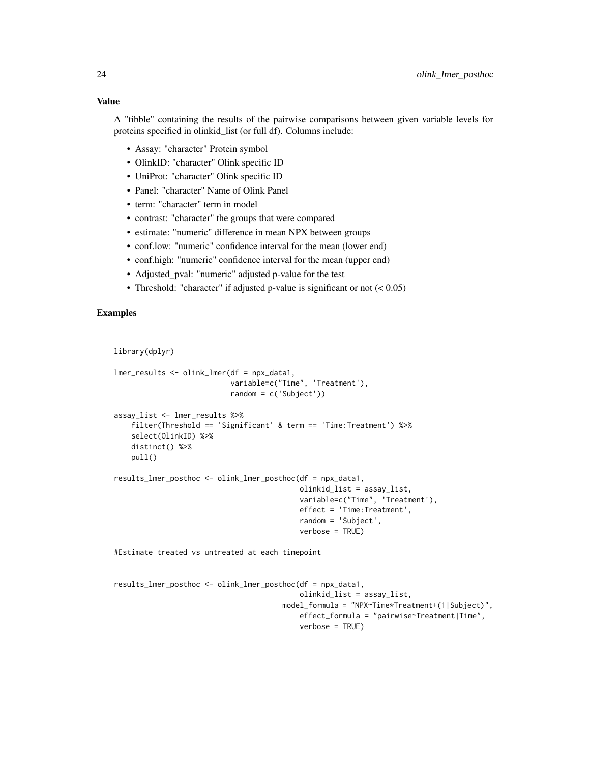### Value

A "tibble" containing the results of the pairwise comparisons between given variable levels for proteins specified in olinkid_list (or full df). Columns include:

- Assay: "character" Protein symbol
- OlinkID: "character" Olink specific ID
- UniProt: "character" Olink specific ID
- Panel: "character" Name of Olink Panel
- term: "character" term in model
- contrast: "character" the groups that were compared
- estimate: "numeric" difference in mean NPX between groups
- conf.low: "numeric" confidence interval for the mean (lower end)
- conf.high: "numeric" confidence interval for the mean (upper end)
- Adjusted_pval: "numeric" adjusted p-value for the test
- Threshold: "character" if adjusted p-value is significant or not (< 0.05)

### Examples

```
library(dplyr)

lmer_results <- olink_lmer(df = npx_data1,
                           variable=c("Time", 'Treatment'),
                           random = c('Subject'))

assay_list <- lmer_results %>%
    filter(Threshold == 'Significant' & term == 'Time:Treatment') %>%
    select(OlinkID) %>%
    distinct() %>%
    pull()

results_lmer_posthoc <- olink_lmer_posthoc(df = npx_data1,
                                           olinkid_list = assay_list,
                                           variable=c("Time", 'Treatment'),
                                           effect = 'Time:Treatment',
                                           random = 'Subject',
                                           verbose = TRUE)

#Estimate treated vs untreated at each timepoint


results_lmer_posthoc <- olink_lmer_posthoc(df = npx_data1,
                                           olinkid_list = assay_list,
                                       model_formula = "NPX~Time*Treatment+(1|Subject)",
                                           effect_formula = "pairwise~Treatment|Time",
                                           verbose = TRUE)
```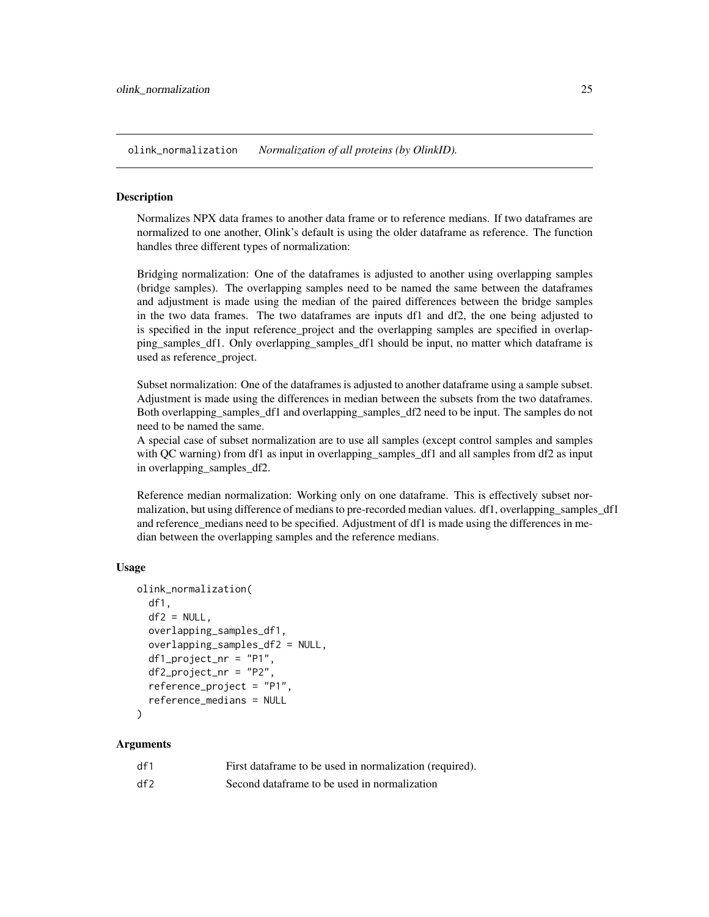## olink_normalization — *Normalization of all proteins (by OlinkID).*

### Description

Normalizes NPX data frames to another data frame or to reference medians. If two dataframes are normalized to one another, Olink's default is using the older dataframe as reference. The function handles three different types of normalization:

Bridging normalization: One of the dataframes is adjusted to another using overlapping samples (bridge samples). The overlapping samples need to be named the same between the dataframes and adjustment is made using the median of the paired differences between the bridge samples in the two data frames. The two dataframes are inputs df1 and df2, the one being adjusted to is specified in the input reference_project and the overlapping samples are specified in overlapping_samples_df1. Only overlapping_samples_df1 should be input, no matter which dataframe is used as reference_project.

Subset normalization: One of the dataframes is adjusted to another dataframe using a sample subset. Adjustment is made using the differences in median between the subsets from the two dataframes. Both overlapping_samples_df1 and overlapping_samples_df2 need to be input. The samples do not need to be named the same.
A special case of subset normalization are to use all samples (except control samples and samples with QC warning) from df1 as input in overlapping_samples_df1 and all samples from df2 as input in overlapping_samples_df2.

Reference median normalization: Working only on one dataframe. This is effectively subset normalization, but using difference of medians to pre-recorded median values. df1, overlapping_samples_df1 and reference_medians need to be specified. Adjustment of df1 is made using the differences in median between the overlapping samples and the reference medians.

### Usage

```
olink_normalization(
  df1,
  df2 = NULL,
  overlapping_samples_df1,
  overlapping_samples_df2 = NULL,
  df1_project_nr = "P1",
  df2_project_nr = "P2",
  reference_project = "P1",
  reference_medians = NULL
)
```

### Arguments

| | |
|---|---|
| df1 | First dataframe to be used in normalization (required). |
| df2 | Second dataframe to be used in normalization |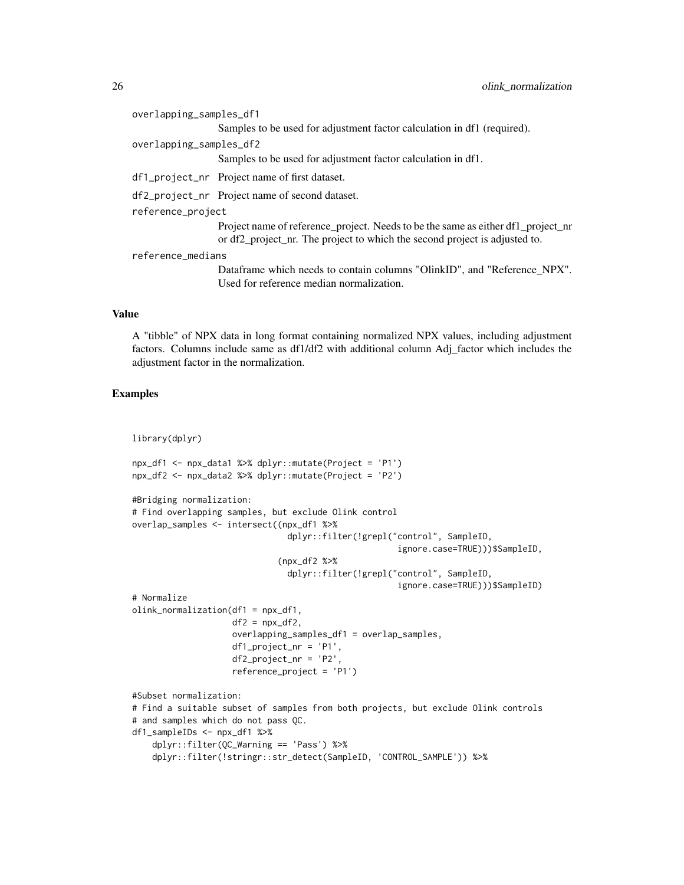overlapping_samples_df1
: Samples to be used for adjustment factor calculation in df1 (required).

overlapping_samples_df2
: Samples to be used for adjustment factor calculation in df1.

df1_project_nr
: Project name of first dataset.

df2_project_nr
: Project name of second dataset.

reference_project
: Project name of reference_project. Needs to be the same as either df1_project_nr or df2_project_nr. The project to which the second project is adjusted to.

reference_medians
: Dataframe which needs to contain columns "OlinkID", and "Reference_NPX". Used for reference median normalization.

### Value

A "tibble" of NPX data in long format containing normalized NPX values, including adjustment factors. Columns include same as df1/df2 with additional column Adj_factor which includes the adjustment factor in the normalization.

### Examples

```
library(dplyr)

npx_df1 <- npx_data1 %>% dplyr::mutate(Project = 'P1')
npx_df2 <- npx_data2 %>% dplyr::mutate(Project = 'P2')

#Bridging normalization:
# Find overlapping samples, but exclude Olink control
overlap_samples <- intersect((npx_df1 %>%
                                dplyr::filter(!grepl("control", SampleID,
                                                     ignore.case=TRUE)))$SampleID,
                             (npx_df2 %>%
                                dplyr::filter(!grepl("control", SampleID,
                                                     ignore.case=TRUE)))$SampleID)
# Normalize
olink_normalization(df1 = npx_df1,
                    df2 = npx_df2,
                    overlapping_samples_df1 = overlap_samples,
                    df1_project_nr = 'P1',
                    df2_project_nr = 'P2',
                    reference_project = 'P1')

#Subset normalization:
# Find a suitable subset of samples from both projects, but exclude Olink controls
# and samples which do not pass QC.
df1_sampleIDs <- npx_df1 %>%
    dplyr::filter(QC_Warning == 'Pass') %>%
    dplyr::filter(!stringr::str_detect(SampleID, 'CONTROL_SAMPLE')) %>%
```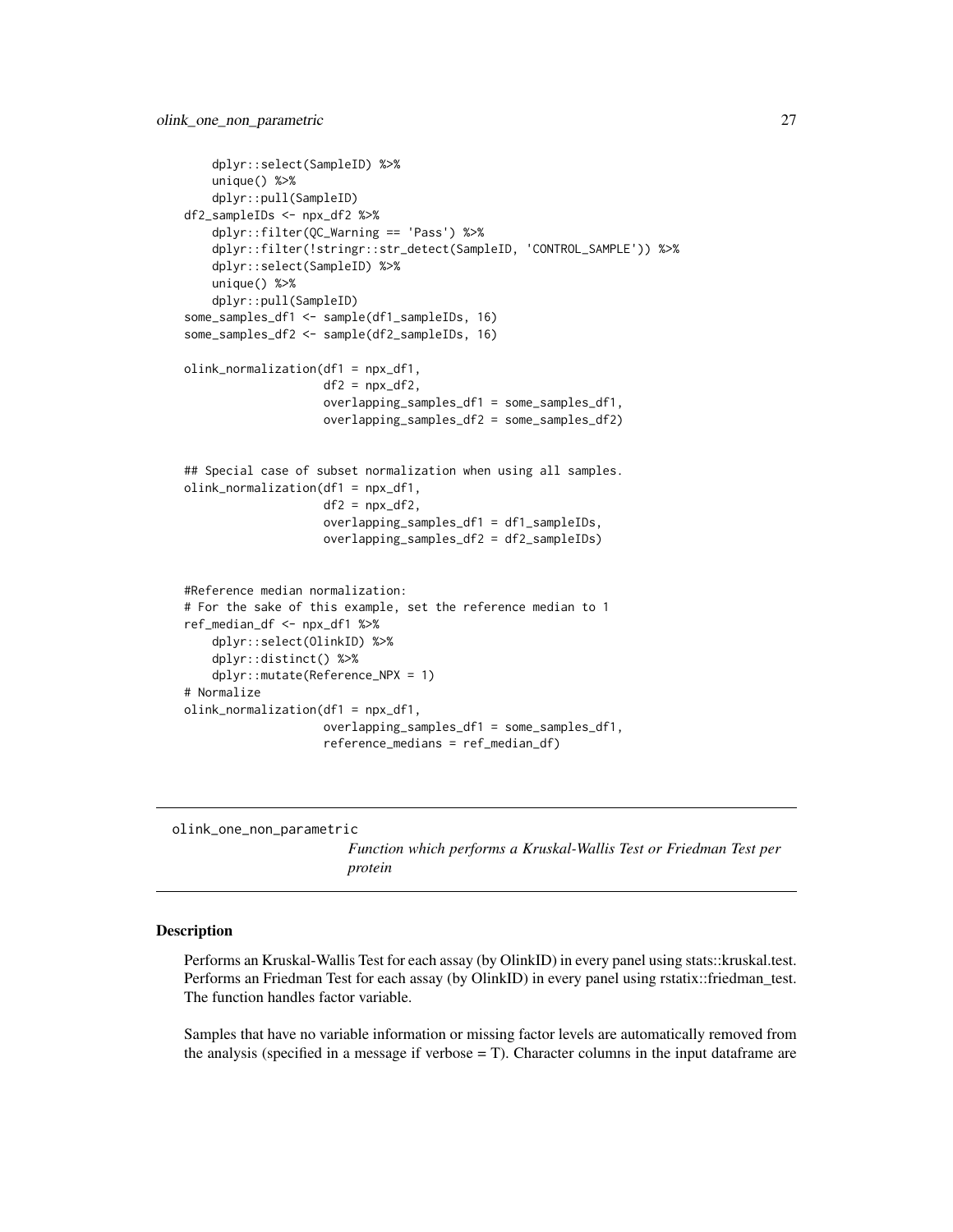```
    dplyr::select(SampleID) %>%
    unique() %>%
    dplyr::pull(SampleID)
df2_sampleIDs <- npx_df2 %>%
    dplyr::filter(QC_Warning == 'Pass') %>%
    dplyr::filter(!stringr::str_detect(SampleID, 'CONTROL_SAMPLE')) %>%
    dplyr::select(SampleID) %>%
    unique() %>%
    dplyr::pull(SampleID)
some_samples_df1 <- sample(df1_sampleIDs, 16)
some_samples_df2 <- sample(df2_sampleIDs, 16)

olink_normalization(df1 = npx_df1,
                    df2 = npx_df2,
                    overlapping_samples_df1 = some_samples_df1,
                    overlapping_samples_df2 = some_samples_df2)


## Special case of subset normalization when using all samples.
olink_normalization(df1 = npx_df1,
                    df2 = npx_df2,
                    overlapping_samples_df1 = df1_sampleIDs,
                    overlapping_samples_df2 = df2_sampleIDs)


#Reference median normalization:
# For the sake of this example, set the reference median to 1
ref_median_df <- npx_df1 %>%
    dplyr::select(OlinkID) %>%
    dplyr::distinct() %>%
    dplyr::mutate(Reference_NPX = 1)
# Normalize
olink_normalization(df1 = npx_df1,
                    overlapping_samples_df1 = some_samples_df1,
                    reference_medians = ref_median_df)
```

---

## olink_one_non_parametric

*Function which performs a Kruskal-Wallis Test or Friedman Test per protein*

---

### Description

Performs an Kruskal-Wallis Test for each assay (by OlinkID) in every panel using stats::kruskal.test. Performs an Friedman Test for each assay (by OlinkID) in every panel using rstatix::friedman_test. The function handles factor variable.

Samples that have no variable information or missing factor levels are automatically removed from the analysis (specified in a message if verbose = T). Character columns in the input dataframe are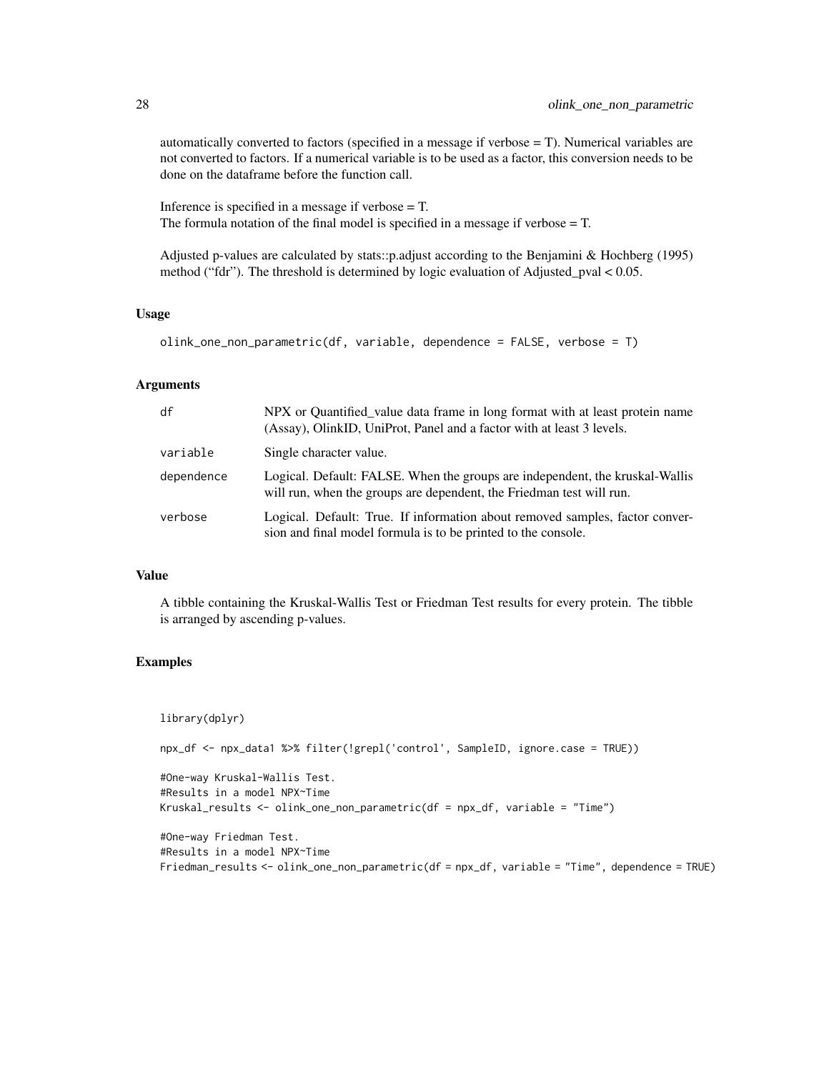automatically converted to factors (specified in a message if verbose = T). Numerical variables are not converted to factors. If a numerical variable is to be used as a factor, this conversion needs to be done on the dataframe before the function call.

Inference is specified in a message if verbose = T.
The formula notation of the final model is specified in a message if verbose = T.

Adjusted p-values are calculated by stats::p.adjust according to the Benjamini & Hochberg (1995) method ("fdr"). The threshold is determined by logic evaluation of Adjusted_pval < 0.05.

### Usage

```
olink_one_non_parametric(df, variable, dependence = FALSE, verbose = T)
```

### Arguments

| | |
|---|---|
| `df` | NPX or Quantified_value data frame in long format with at least protein name (Assay), OlinkID, UniProt, Panel and a factor with at least 3 levels. |
| `variable` | Single character value. |
| `dependence` | Logical. Default: FALSE. When the groups are independent, the kruskal-Wallis will run, when the groups are dependent, the Friedman test will run. |
| `verbose` | Logical. Default: True. If information about removed samples, factor conversion and final model formula is to be printed to the console. |

### Value

A tibble containing the Kruskal-Wallis Test or Friedman Test results for every protein. The tibble is arranged by ascending p-values.

### Examples

```
library(dplyr)

npx_df <- npx_data1 %>% filter(!grepl('control', SampleID, ignore.case = TRUE))

#One-way Kruskal-Wallis Test.
#Results in a model NPX~Time
Kruskal_results <- olink_one_non_parametric(df = npx_df, variable = "Time")

#One-way Friedman Test.
#Results in a model NPX~Time
Friedman_results <- olink_one_non_parametric(df = npx_df, variable = "Time", dependence = TRUE)
```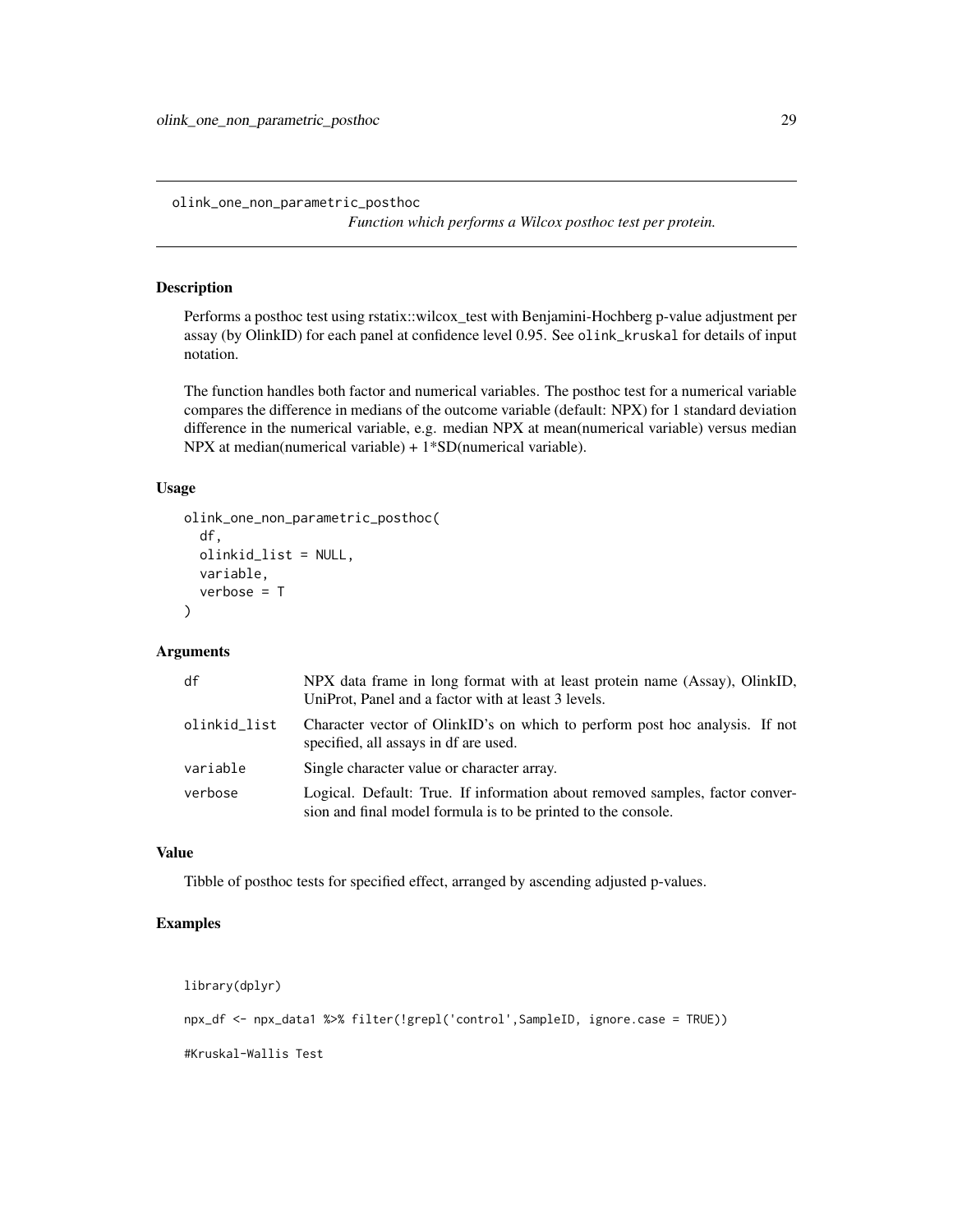olink_one_non_parametric_posthoc

*Function which performs a Wilcox posthoc test per protein.*

## Description

Performs a posthoc test using rstatix::wilcox_test with Benjamini-Hochberg p-value adjustment per assay (by OlinkID) for each panel at confidence level 0.95. See `olink_kruskal` for details of input notation.

The function handles both factor and numerical variables. The posthoc test for a numerical variable compares the difference in medians of the outcome variable (default: NPX) for 1 standard deviation difference in the numerical variable, e.g. median NPX at mean(numerical variable) versus median NPX at median(numerical variable) + 1*SD(numerical variable).

## Usage

```
olink_one_non_parametric_posthoc(
  df,
  olinkid_list = NULL,
  variable,
  verbose = T
)
```

## Arguments

| | |
|---|---|
| df | NPX data frame in long format with at least protein name (Assay), OlinkID, UniProt, Panel and a factor with at least 3 levels. |
| olinkid_list | Character vector of OlinkID's on which to perform post hoc analysis. If not specified, all assays in df are used. |
| variable | Single character value or character array. |
| verbose | Logical. Default: True. If information about removed samples, factor conversion and final model formula is to be printed to the console. |

## Value

Tibble of posthoc tests for specified effect, arranged by ascending adjusted p-values.

## Examples

```
library(dplyr)

npx_df <- npx_data1 %>% filter(!grepl('control',SampleID, ignore.case = TRUE))

#Kruskal-Wallis Test
```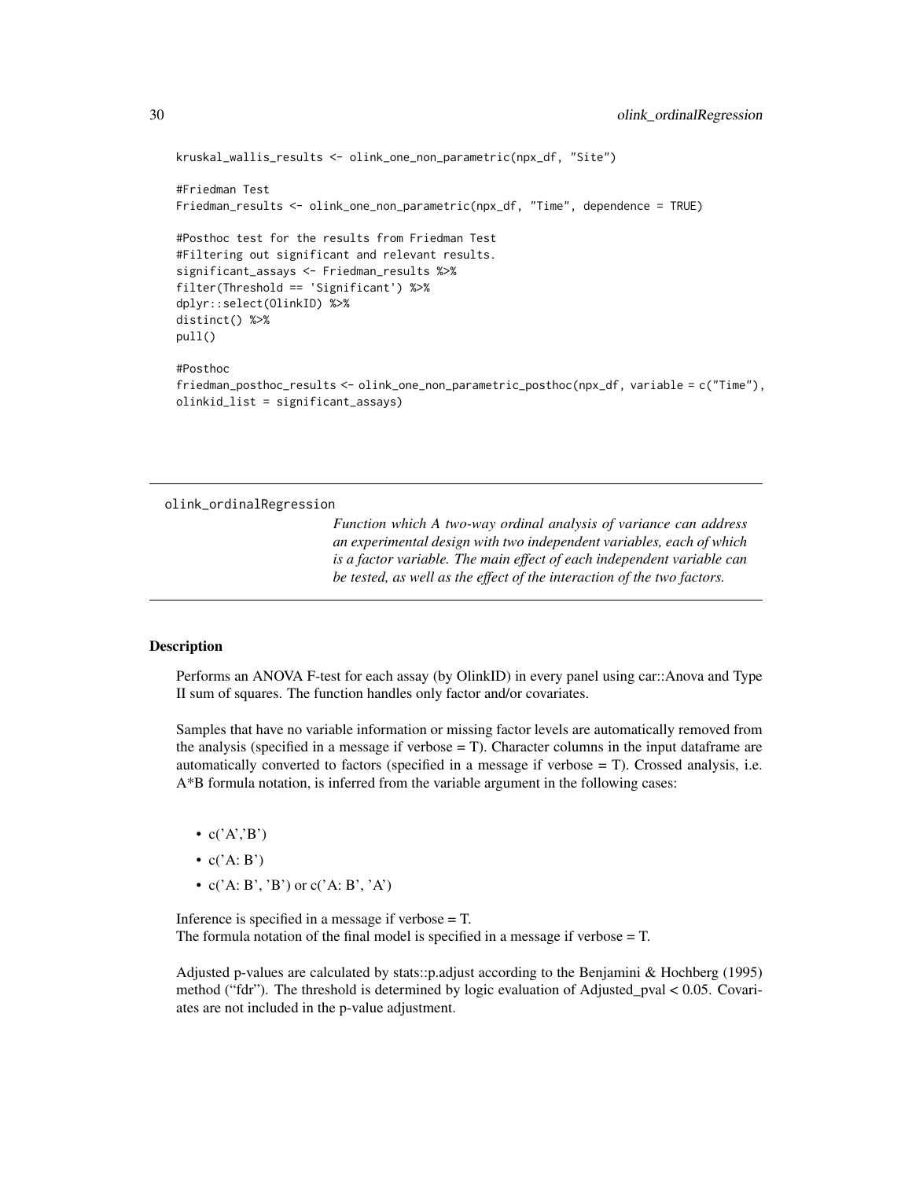```
kruskal_wallis_results <- olink_one_non_parametric(npx_df, "Site")

#Friedman Test
Friedman_results <- olink_one_non_parametric(npx_df, "Time", dependence = TRUE)

#Posthoc test for the results from Friedman Test
#Filtering out significant and relevant results.
significant_assays <- Friedman_results %>%
filter(Threshold == 'Significant') %>%
dplyr::select(OlinkID) %>%
distinct() %>%
pull()

#Posthoc
friedman_posthoc_results <- olink_one_non_parametric_posthoc(npx_df, variable = c("Time"),
olinkid_list = significant_assays)
```

---

## olink_ordinalRegression

*Function which A two-way ordinal analysis of variance can address an experimental design with two independent variables, each of which is a factor variable. The main effect of each independent variable can be tested, as well as the effect of the interaction of the two factors.*

---

### Description

Performs an ANOVA F-test for each assay (by OlinkID) in every panel using car::Anova and Type II sum of squares. The function handles only factor and/or covariates.

Samples that have no variable information or missing factor levels are automatically removed from the analysis (specified in a message if verbose = T). Character columns in the input dataframe are automatically converted to factors (specified in a message if verbose = T). Crossed analysis, i.e. A*B formula notation, is inferred from the variable argument in the following cases:

- c('A','B')
- c('A: B')
- c('A: B', 'B') or c('A: B', 'A')

Inference is specified in a message if verbose = T.
The formula notation of the final model is specified in a message if verbose = T.

Adjusted p-values are calculated by stats::p.adjust according to the Benjamini & Hochberg (1995) method ("fdr"). The threshold is determined by logic evaluation of Adjusted_pval < 0.05. Covariates are not included in the p-value adjustment.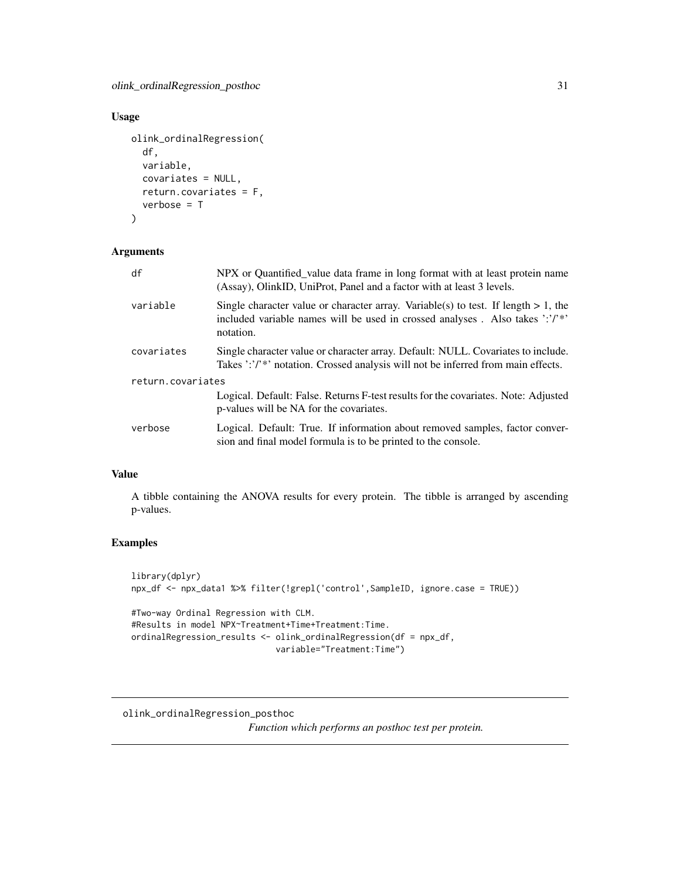## Usage

```
olink_ordinalRegression(
  df,
  variable,
  covariates = NULL,
  return.covariates = F,
  verbose = T
)
```

## Arguments

| Argument | Description |
|---|---|
| df | NPX or Quantified_value data frame in long format with at least protein name (Assay), OlinkID, UniProt, Panel and a factor with at least 3 levels. |
| variable | Single character value or character array. Variable(s) to test. If length > 1, the included variable names will be used in crossed analyses . Also takes ':'/'*' notation. |
| covariates | Single character value or character array. Default: NULL. Covariates to include. Takes ':'/'*' notation. Crossed analysis will not be inferred from main effects. |
| return.covariates | Logical. Default: False. Returns F-test results for the covariates. Note: Adjusted p-values will be NA for the covariates. |
| verbose | Logical. Default: True. If information about removed samples, factor conversion and final model formula is to be printed to the console. |

## Value

A tibble containing the ANOVA results for every protein. The tibble is arranged by ascending p-values.

## Examples

```
library(dplyr)
npx_df <- npx_data1 %>% filter(!grepl('control',SampleID, ignore.case = TRUE))

#Two-way Ordinal Regression with CLM.
#Results in model NPX~Treatment+Time+Treatment:Time.
ordinalRegression_results <- olink_ordinalRegression(df = npx_df,
                             variable="Treatment:Time")
```

---

# olink_ordinalRegression_posthoc

*Function which performs an posthoc test per protein.*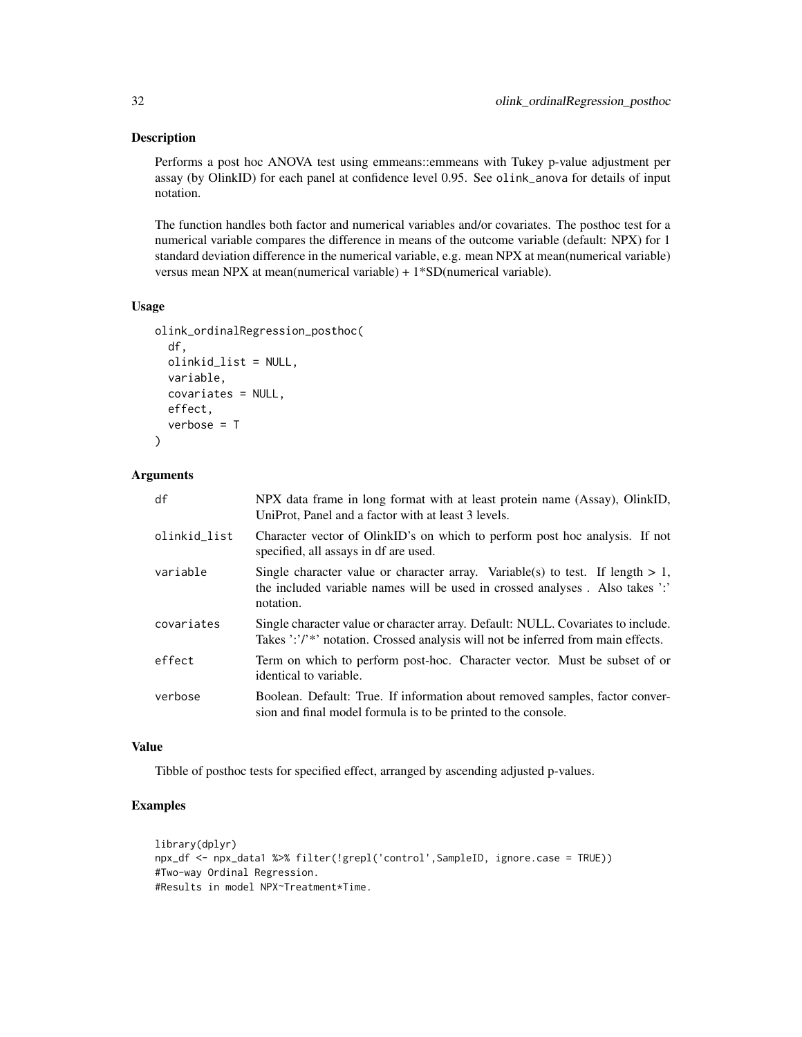## Description

Performs a post hoc ANOVA test using emmeans::emmeans with Tukey p-value adjustment per assay (by OlinkID) for each panel at confidence level 0.95. See `olink_anova` for details of input notation.

The function handles both factor and numerical variables and/or covariates. The posthoc test for a numerical variable compares the difference in means of the outcome variable (default: NPX) for 1 standard deviation difference in the numerical variable, e.g. mean NPX at mean(numerical variable) versus mean NPX at mean(numerical variable) + 1*SD(numerical variable).

## Usage

```
olink_ordinalRegression_posthoc(
  df,
  olinkid_list = NULL,
  variable,
  covariates = NULL,
  effect,
  verbose = T
)
```

## Arguments

| | |
|---|---|
| `df` | NPX data frame in long format with at least protein name (Assay), OlinkID, UniProt, Panel and a factor with at least 3 levels. |
| `olinkid_list` | Character vector of OlinkID's on which to perform post hoc analysis. If not specified, all assays in df are used. |
| `variable` | Single character value or character array. Variable(s) to test. If length > 1, the included variable names will be used in crossed analyses . Also takes ':' notation. |
| `covariates` | Single character value or character array. Default: NULL. Covariates to include. Takes ':'/'*' notation. Crossed analysis will not be inferred from main effects. |
| `effect` | Term on which to perform post-hoc. Character vector. Must be subset of or identical to variable. |
| `verbose` | Boolean. Default: True. If information about removed samples, factor conversion and final model formula is to be printed to the console. |

## Value

Tibble of posthoc tests for specified effect, arranged by ascending adjusted p-values.

## Examples

```
library(dplyr)
npx_df <- npx_data1 %>% filter(!grepl('control',SampleID, ignore.case = TRUE))
#Two-way Ordinal Regression.
#Results in model NPX~Treatment*Time.
```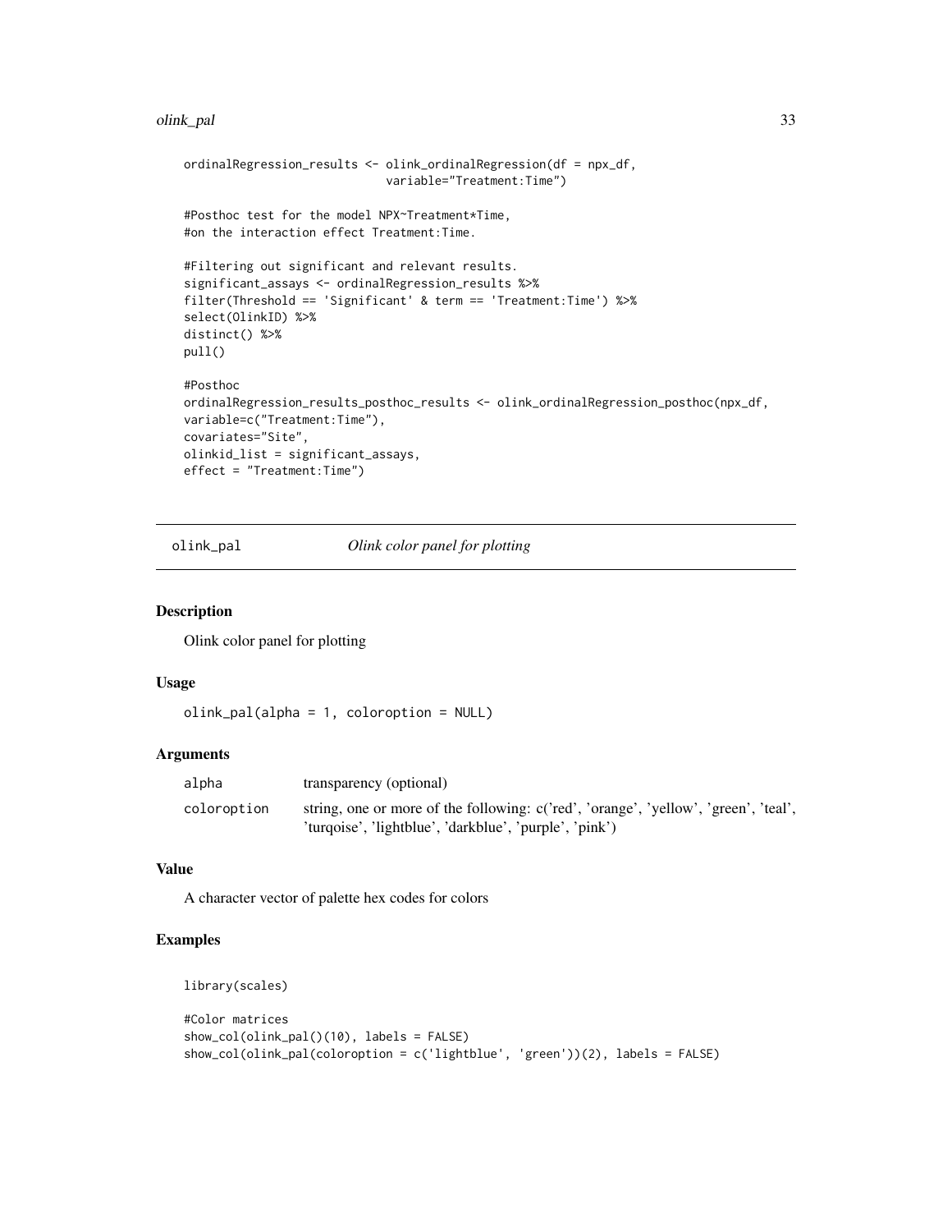```
ordinalRegression_results <- olink_ordinalRegression(df = npx_df,
                              variable="Treatment:Time")

#Posthoc test for the model NPX~Treatment*Time,
#on the interaction effect Treatment:Time.

#Filtering out significant and relevant results.
significant_assays <- ordinalRegression_results %>%
filter(Threshold == 'Significant' & term == 'Treatment:Time') %>%
select(OlinkID) %>%
distinct() %>%
pull()

#Posthoc
ordinalRegression_results_posthoc_results <- olink_ordinalRegression_posthoc(npx_df,
variable=c("Treatment:Time"),
covariates="Site",
olinkid_list = significant_assays,
effect = "Treatment:Time")
```

## olink_pal — *Olink color panel for plotting*

### Description

Olink color panel for plotting

### Usage

```
olink_pal(alpha = 1, coloroption = NULL)
```

### Arguments

| | |
|---|---|
| alpha | transparency (optional) |
| coloroption | string, one or more of the following: c('red', 'orange', 'yellow', 'green', 'teal', 'turqoise', 'lightblue', 'darkblue', 'purple', 'pink') |

### Value

A character vector of palette hex codes for colors

### Examples

```
library(scales)

#Color matrices
show_col(olink_pal()(10), labels = FALSE)
show_col(olink_pal(coloroption = c('lightblue', 'green'))(2), labels = FALSE)
```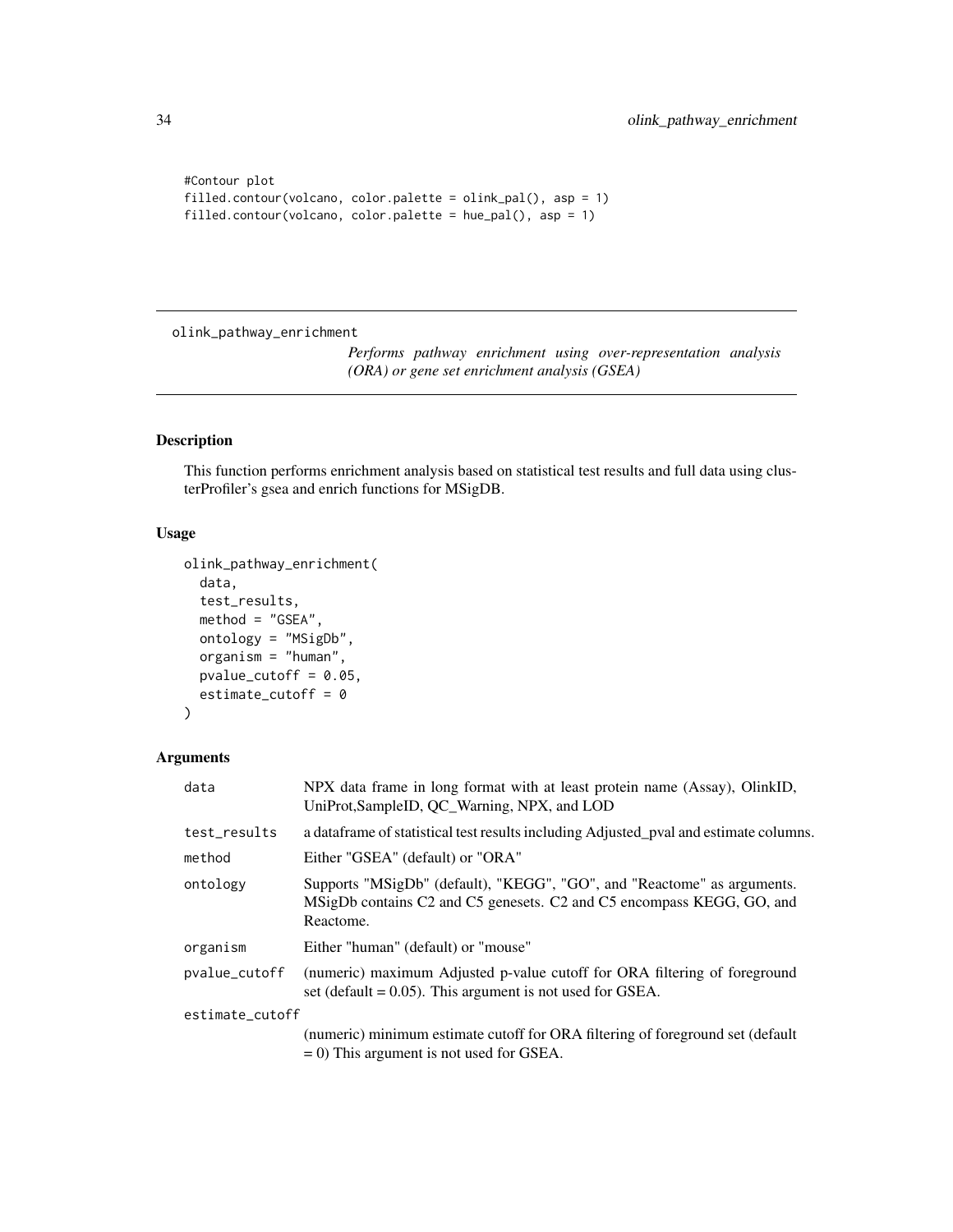```
#Contour plot
filled.contour(volcano, color.palette = olink_pal(), asp = 1)
filled.contour(volcano, color.palette = hue_pal(), asp = 1)
```

## olink_pathway_enrichment

*Performs pathway enrichment using over-representation analysis (ORA) or gene set enrichment analysis (GSEA)*

### Description

This function performs enrichment analysis based on statistical test results and full data using clusterProfiler's gsea and enrich functions for MSigDB.

### Usage

```
olink_pathway_enrichment(
  data,
  test_results,
  method = "GSEA",
  ontology = "MSigDb",
  organism = "human",
  pvalue_cutoff = 0.05,
  estimate_cutoff = 0
)
```

### Arguments

| | |
|---|---|
| data | NPX data frame in long format with at least protein name (Assay), OlinkID, UniProt,SampleID, QC_Warning, NPX, and LOD |
| test_results | a dataframe of statistical test results including Adjusted_pval and estimate columns. |
| method | Either "GSEA" (default) or "ORA" |
| ontology | Supports "MSigDb" (default), "KEGG", "GO", and "Reactome" as arguments. MSigDb contains C2 and C5 genesets. C2 and C5 encompass KEGG, GO, and Reactome. |
| organism | Either "human" (default) or "mouse" |
| pvalue_cutoff | (numeric) maximum Adjusted p-value cutoff for ORA filtering of foreground set (default = 0.05). This argument is not used for GSEA. |
| estimate_cutoff | (numeric) minimum estimate cutoff for ORA filtering of foreground set (default = 0) This argument is not used for GSEA. |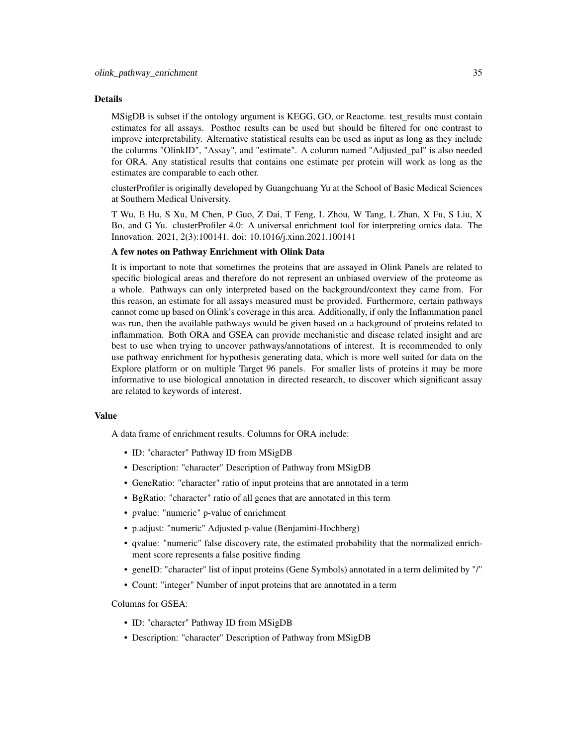## Details

MSigDB is subset if the ontology argument is KEGG, GO, or Reactome. test_results must contain estimates for all assays. Posthoc results can be used but should be filtered for one contrast to improve interpretability. Alternative statistical results can be used as input as long as they include the columns "OlinkID", "Assay", and "estimate". A column named "Adjusted_pal" is also needed for ORA. Any statistical results that contains one estimate per protein will work as long as the estimates are comparable to each other.

clusterProfiler is originally developed by Guangchuang Yu at the School of Basic Medical Sciences at Southern Medical University.

T Wu, E Hu, S Xu, M Chen, P Guo, Z Dai, T Feng, L Zhou, W Tang, L Zhan, X Fu, S Liu, X Bo, and G Yu. clusterProfiler 4.0: A universal enrichment tool for interpreting omics data. The Innovation. 2021, 2(3):100141. doi: 10.1016/j.xinn.2021.100141

### A few notes on Pathway Enrichment with Olink Data

It is important to note that sometimes the proteins that are assayed in Olink Panels are related to specific biological areas and therefore do not represent an unbiased overview of the proteome as a whole. Pathways can only interpreted based on the background/context they came from. For this reason, an estimate for all assays measured must be provided. Furthermore, certain pathways cannot come up based on Olink's coverage in this area. Additionally, if only the Inflammation panel was run, then the available pathways would be given based on a background of proteins related to inflammation. Both ORA and GSEA can provide mechanistic and disease related insight and are best to use when trying to uncover pathways/annotations of interest. It is recommended to only use pathway enrichment for hypothesis generating data, which is more well suited for data on the Explore platform or on multiple Target 96 panels. For smaller lists of proteins it may be more informative to use biological annotation in directed research, to discover which significant assay are related to keywords of interest.

## Value

A data frame of enrichment results. Columns for ORA include:

- ID: "character" Pathway ID from MSigDB
- Description: "character" Description of Pathway from MSigDB
- GeneRatio: "character" ratio of input proteins that are annotated in a term
- BgRatio: "character" ratio of all genes that are annotated in this term
- pvalue: "numeric" p-value of enrichment
- p.adjust: "numeric" Adjusted p-value (Benjamini-Hochberg)
- qvalue: "numeric" false discovery rate, the estimated probability that the normalized enrichment score represents a false positive finding
- geneID: "character" list of input proteins (Gene Symbols) annotated in a term delimited by "/"
- Count: "integer" Number of input proteins that are annotated in a term

Columns for GSEA:

- ID: "character" Pathway ID from MSigDB
- Description: "character" Description of Pathway from MSigDB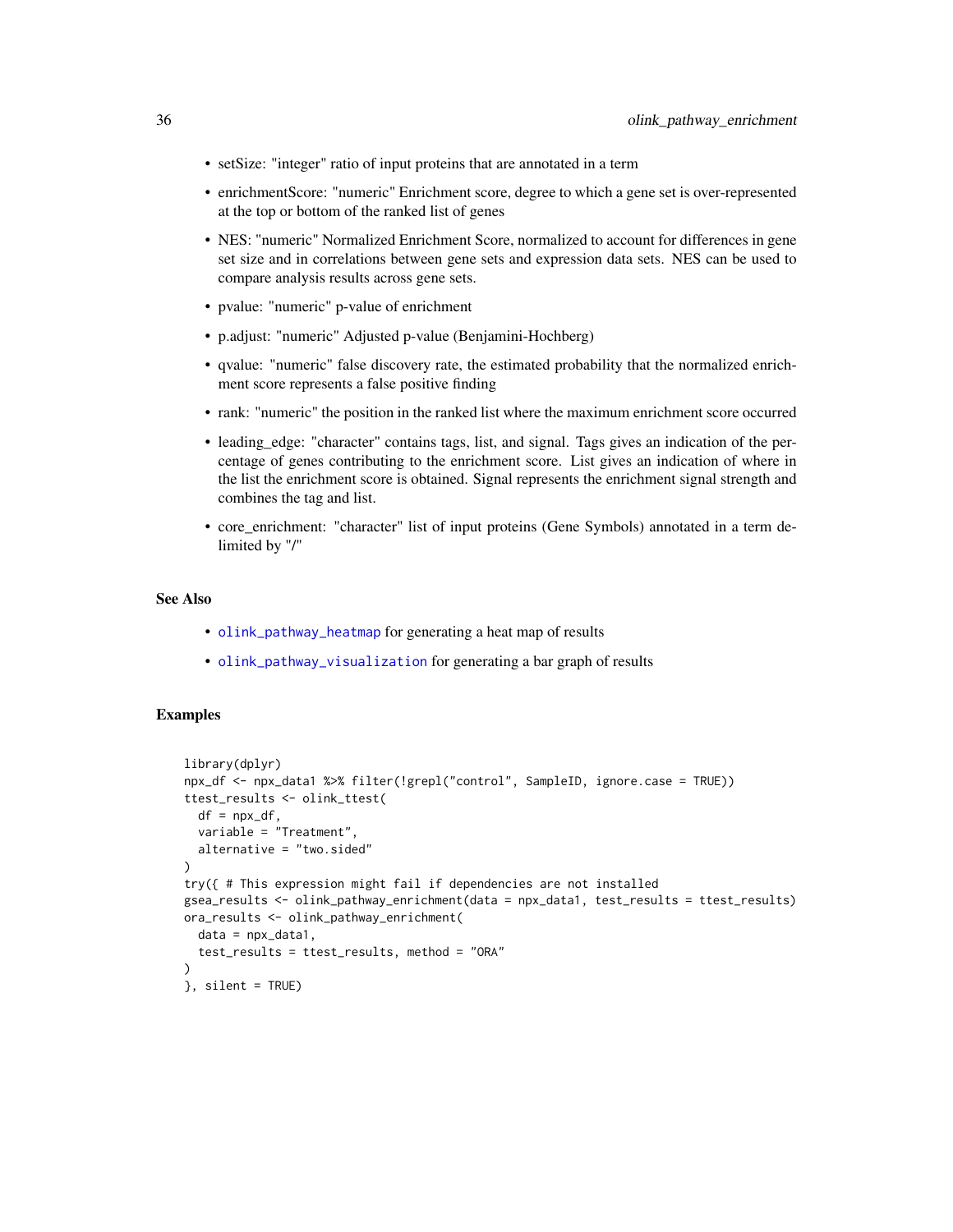- setSize: "integer" ratio of input proteins that are annotated in a term
- enrichmentScore: "numeric" Enrichment score, degree to which a gene set is over-represented at the top or bottom of the ranked list of genes
- NES: "numeric" Normalized Enrichment Score, normalized to account for differences in gene set size and in correlations between gene sets and expression data sets. NES can be used to compare analysis results across gene sets.
- pvalue: "numeric" p-value of enrichment
- p.adjust: "numeric" Adjusted p-value (Benjamini-Hochberg)
- qvalue: "numeric" false discovery rate, the estimated probability that the normalized enrichment score represents a false positive finding
- rank: "numeric" the position in the ranked list where the maximum enrichment score occurred
- leading_edge: "character" contains tags, list, and signal. Tags gives an indication of the percentage of genes contributing to the enrichment score. List gives an indication of where in the list the enrichment score is obtained. Signal represents the enrichment signal strength and combines the tag and list.
- core_enrichment: "character" list of input proteins (Gene Symbols) annotated in a term delimited by "/"

### See Also

- olink_pathway_heatmap for generating a heat map of results
- olink_pathway_visualization for generating a bar graph of results

### Examples

```
library(dplyr)
npx_df <- npx_data1 %>% filter(!grepl("control", SampleID, ignore.case = TRUE))
ttest_results <- olink_ttest(
  df = npx_df,
  variable = "Treatment",
  alternative = "two.sided"
)
try({ # This expression might fail if dependencies are not installed
gsea_results <- olink_pathway_enrichment(data = npx_data1, test_results = ttest_results)
ora_results <- olink_pathway_enrichment(
  data = npx_data1,
  test_results = ttest_results, method = "ORA"
)
}, silent = TRUE)
```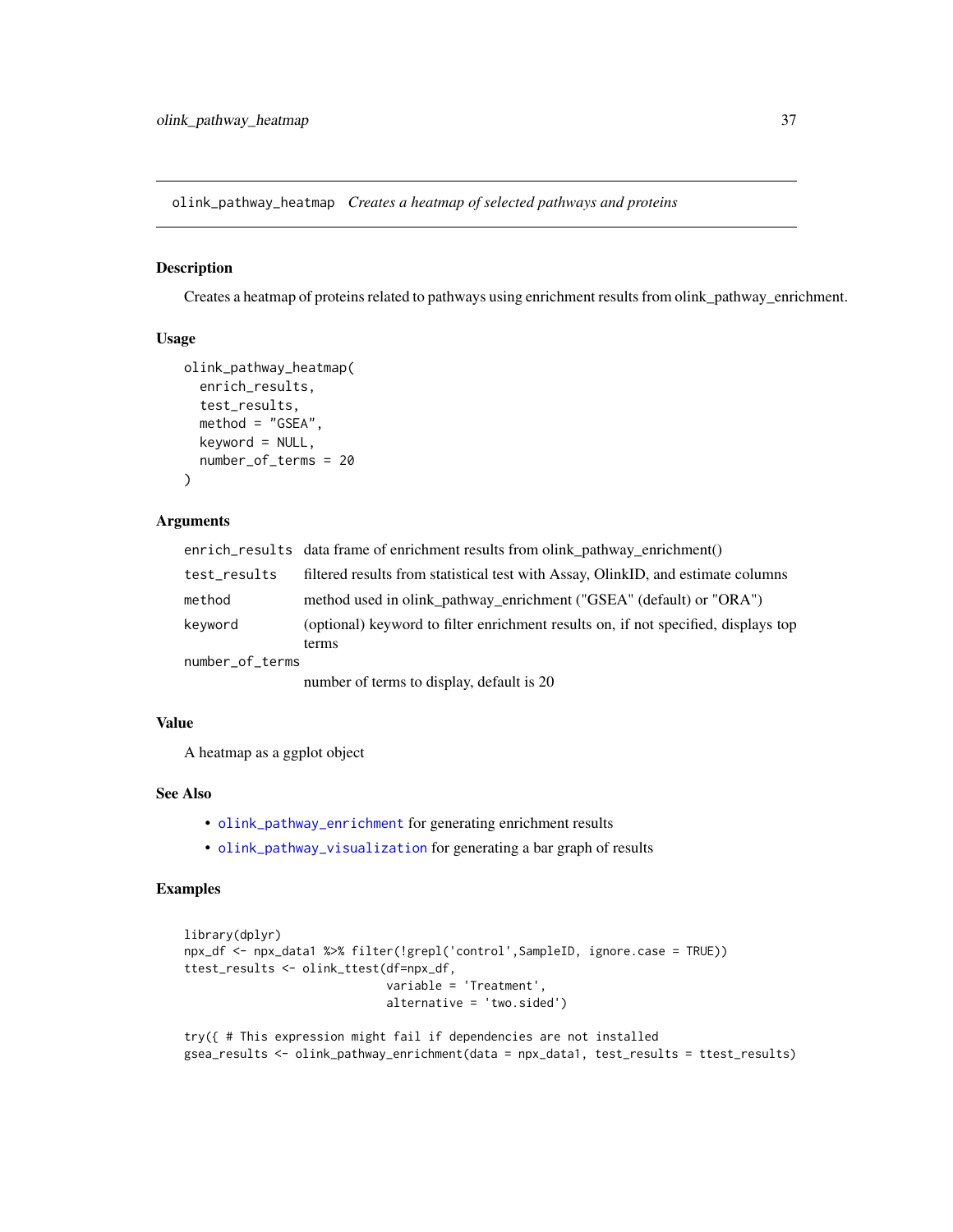## olink_pathway_heatmap *Creates a heatmap of selected pathways and proteins*

### Description

Creates a heatmap of proteins related to pathways using enrichment results from olink_pathway_enrichment.

### Usage

```
olink_pathway_heatmap(
  enrich_results,
  test_results,
  method = "GSEA",
  keyword = NULL,
  number_of_terms = 20
)
```

### Arguments

| | |
|---|---|
| `enrich_results` | data frame of enrichment results from olink_pathway_enrichment() |
| `test_results` | filtered results from statistical test with Assay, OlinkID, and estimate columns |
| `method` | method used in olink_pathway_enrichment ("GSEA" (default) or "ORA") |
| `keyword` | (optional) keyword to filter enrichment results on, if not specified, displays top terms |
| `number_of_terms` | number of terms to display, default is 20 |

### Value

A heatmap as a ggplot object

### See Also

- `olink_pathway_enrichment` for generating enrichment results
- `olink_pathway_visualization` for generating a bar graph of results

### Examples

```
library(dplyr)
npx_df <- npx_data1 %>% filter(!grepl('control',SampleID, ignore.case = TRUE))
ttest_results <- olink_ttest(df=npx_df,
                             variable = 'Treatment',
                             alternative = 'two.sided')

try({ # This expression might fail if dependencies are not installed
gsea_results <- olink_pathway_enrichment(data = npx_data1, test_results = ttest_results)
```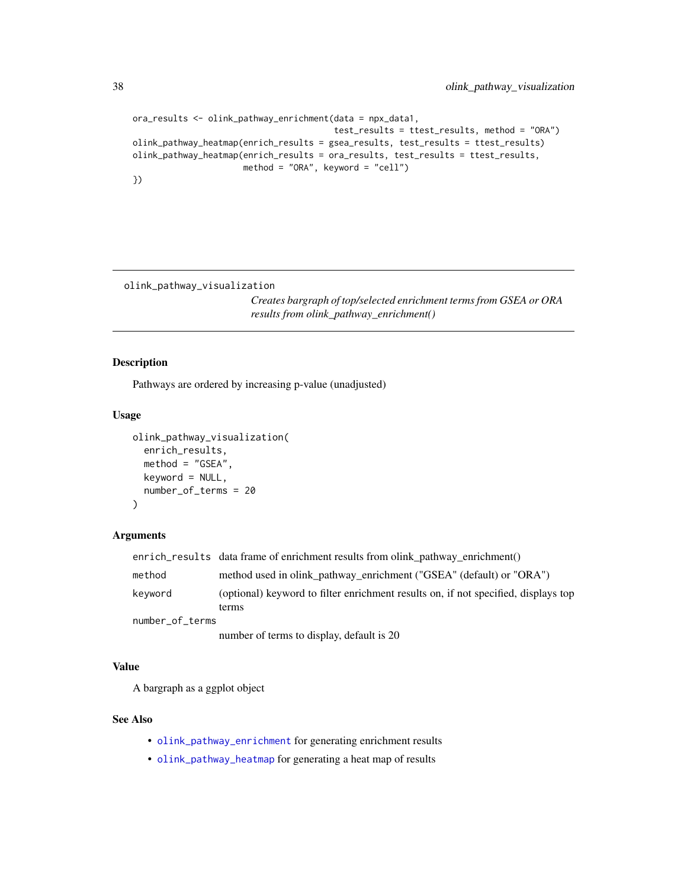```
ora_results <- olink_pathway_enrichment(data = npx_data1,
                                        test_results = ttest_results, method = "ORA")
olink_pathway_heatmap(enrich_results = gsea_results, test_results = ttest_results)
olink_pathway_heatmap(enrich_results = ora_results, test_results = ttest_results,
                      method = "ORA", keyword = "cell")
})
```

## olink_pathway_visualization

*Creates bargraph of top/selected enrichment terms from GSEA or ORA results from olink_pathway_enrichment()*

### Description

Pathways are ordered by increasing p-value (unadjusted)

### Usage

```
olink_pathway_visualization(
  enrich_results,
  method = "GSEA",
  keyword = NULL,
  number_of_terms = 20
)
```

### Arguments

| | |
|---|---|
| `enrich_results` | data frame of enrichment results from olink_pathway_enrichment() |
| `method` | method used in olink_pathway_enrichment ("GSEA" (default) or "ORA") |
| `keyword` | (optional) keyword to filter enrichment results on, if not specified, displays top terms |
| `number_of_terms` | number of terms to display, default is 20 |

### Value

A bargraph as a ggplot object

### See Also

- `olink_pathway_enrichment` for generating enrichment results
- `olink_pathway_heatmap` for generating a heat map of results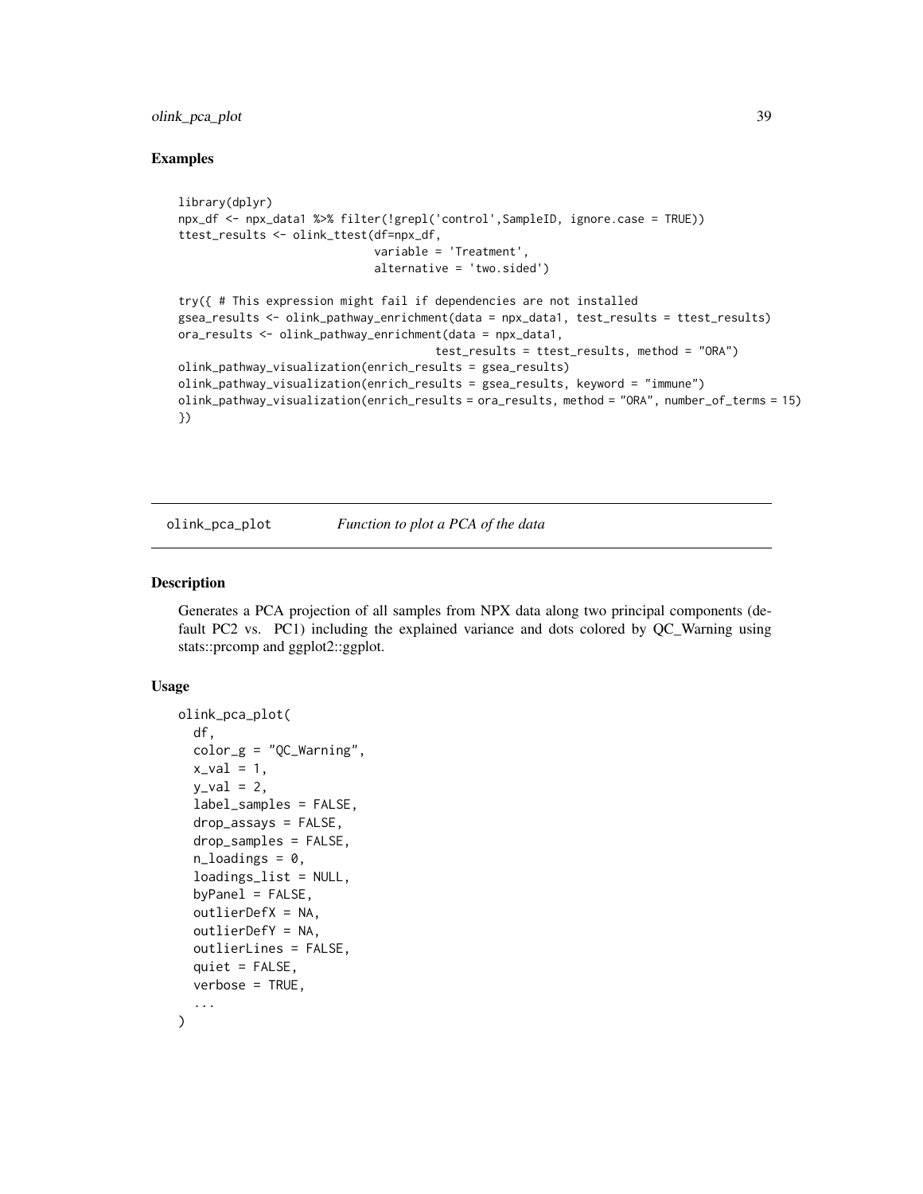## Examples

```
library(dplyr)
npx_df <- npx_data1 %>% filter(!grepl('control',SampleID, ignore.case = TRUE))
ttest_results <- olink_ttest(df=npx_df,
                             variable = 'Treatment',
                             alternative = 'two.sided')

try({ # This expression might fail if dependencies are not installed
gsea_results <- olink_pathway_enrichment(data = npx_data1, test_results = ttest_results)
ora_results <- olink_pathway_enrichment(data = npx_data1,
                                        test_results = ttest_results, method = "ORA")
olink_pathway_visualization(enrich_results = gsea_results)
olink_pathway_visualization(enrich_results = gsea_results, keyword = "immune")
olink_pathway_visualization(enrich_results = ora_results, method = "ORA", number_of_terms = 15)
})
```

---

# olink_pca_plot — *Function to plot a PCA of the data*

---

## Description

Generates a PCA projection of all samples from NPX data along two principal components (default PC2 vs. PC1) including the explained variance and dots colored by QC_Warning using stats::prcomp and ggplot2::ggplot.

## Usage

```
olink_pca_plot(
  df,
  color_g = "QC_Warning",
  x_val = 1,
  y_val = 2,
  label_samples = FALSE,
  drop_assays = FALSE,
  drop_samples = FALSE,
  n_loadings = 0,
  loadings_list = NULL,
  byPanel = FALSE,
  outlierDefX = NA,
  outlierDefY = NA,
  outlierLines = FALSE,
  quiet = FALSE,
  verbose = TRUE,
  ...
)
```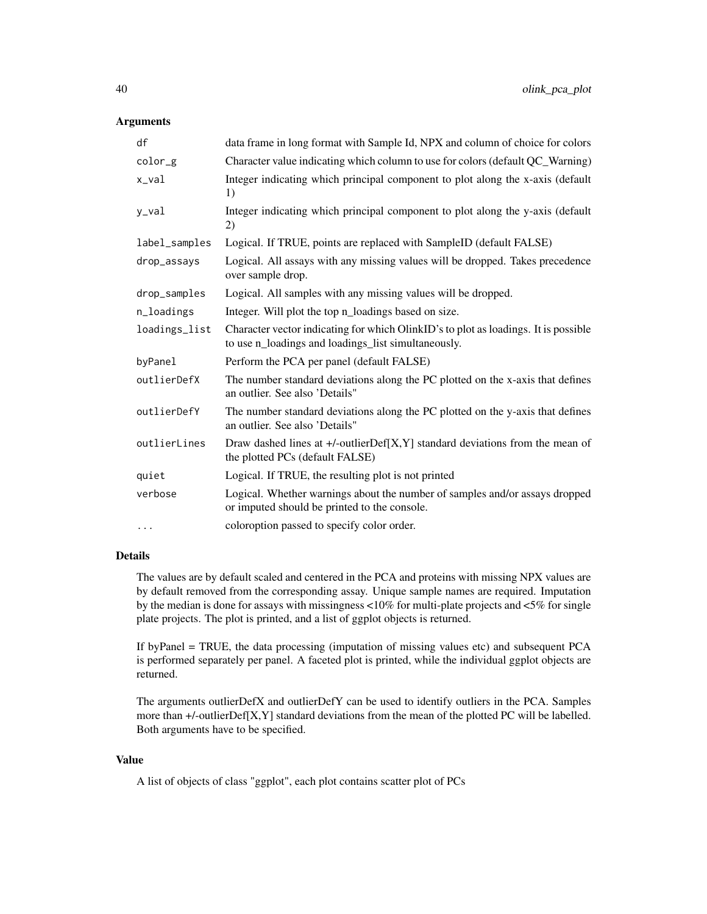### Arguments

| | |
|---|---|
| df | data frame in long format with Sample Id, NPX and column of choice for colors |
| color_g | Character value indicating which column to use for colors (default QC_Warning) |
| x_val | Integer indicating which principal component to plot along the x-axis (default 1) |
| y_val | Integer indicating which principal component to plot along the y-axis (default 2) |
| label_samples | Logical. If TRUE, points are replaced with SampleID (default FALSE) |
| drop_assays | Logical. All assays with any missing values will be dropped. Takes precedence over sample drop. |
| drop_samples | Logical. All samples with any missing values will be dropped. |
| n_loadings | Integer. Will plot the top n_loadings based on size. |
| loadings_list | Character vector indicating for which OlinkID's to plot as loadings. It is possible to use n_loadings and loadings_list simultaneously. |
| byPanel | Perform the PCA per panel (default FALSE) |
| outlierDefX | The number standard deviations along the PC plotted on the x-axis that defines an outlier. See also 'Details" |
| outlierDefY | The number standard deviations along the PC plotted on the y-axis that defines an outlier. See also 'Details" |
| outlierLines | Draw dashed lines at +/-outlierDef[X,Y] standard deviations from the mean of the plotted PCs (default FALSE) |
| quiet | Logical. If TRUE, the resulting plot is not printed |
| verbose | Logical. Whether warnings about the number of samples and/or assays dropped or imputed should be printed to the console. |
| ... | coloroption passed to specify color order. |

### Details

The values are by default scaled and centered in the PCA and proteins with missing NPX values are by default removed from the corresponding assay. Unique sample names are required. Imputation by the median is done for assays with missingness <10% for multi-plate projects and <5% for single plate projects. The plot is printed, and a list of ggplot objects is returned.

If byPanel = TRUE, the data processing (imputation of missing values etc) and subsequent PCA is performed separately per panel. A faceted plot is printed, while the individual ggplot objects are returned.

The arguments outlierDefX and outlierDefY can be used to identify outliers in the PCA. Samples more than +/-outlierDef[X,Y] standard deviations from the mean of the plotted PC will be labelled. Both arguments have to be specified.

### Value

A list of objects of class "ggplot", each plot contains scatter plot of PCs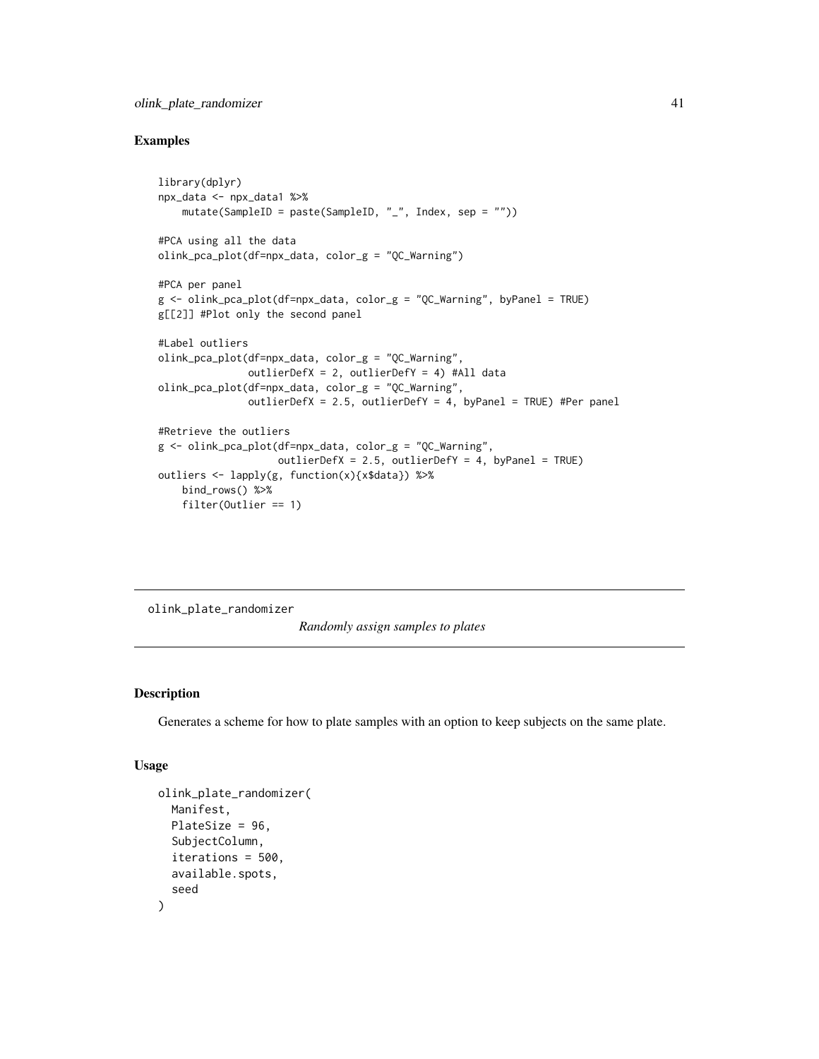## Examples

```
library(dplyr)
npx_data <- npx_data1 %>%
    mutate(SampleID = paste(SampleID, "_", Index, sep = ""))

#PCA using all the data
olink_pca_plot(df=npx_data, color_g = "QC_Warning")

#PCA per panel
g <- olink_pca_plot(df=npx_data, color_g = "QC_Warning", byPanel = TRUE)
g[[2]] #Plot only the second panel

#Label outliers
olink_pca_plot(df=npx_data, color_g = "QC_Warning",
               outlierDefX = 2, outlierDefY = 4) #All data
olink_pca_plot(df=npx_data, color_g = "QC_Warning",
               outlierDefX = 2.5, outlierDefY = 4, byPanel = TRUE) #Per panel

#Retrieve the outliers
g <- olink_pca_plot(df=npx_data, color_g = "QC_Warning",
                    outlierDefX = 2.5, outlierDefY = 4, byPanel = TRUE)
outliers <- lapply(g, function(x){x$data}) %>%
    bind_rows() %>%
    filter(Outlier == 1)
```

---

# olink_plate_randomizer

*Randomly assign samples to plates*

---

## Description

Generates a scheme for how to plate samples with an option to keep subjects on the same plate.

## Usage

```
olink_plate_randomizer(
  Manifest,
  PlateSize = 96,
  SubjectColumn,
  iterations = 500,
  available.spots,
  seed
)
```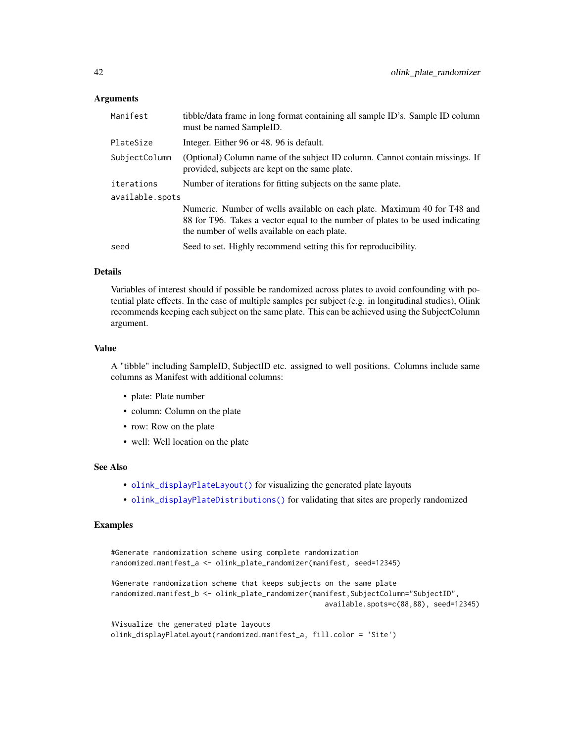### Arguments

| | |
|---|---|
| Manifest | tibble/data frame in long format containing all sample ID's. Sample ID column must be named SampleID. |
| PlateSize | Integer. Either 96 or 48. 96 is default. |
| SubjectColumn | (Optional) Column name of the subject ID column. Cannot contain missings. If provided, subjects are kept on the same plate. |
| iterations | Number of iterations for fitting subjects on the same plate. |
| available.spots | Numeric. Number of wells available on each plate. Maximum 40 for T48 and 88 for T96. Takes a vector equal to the number of plates to be used indicating the number of wells available on each plate. |
| seed | Seed to set. Highly recommend setting this for reproducibility. |

### Details

Variables of interest should if possible be randomized across plates to avoid confounding with potential plate effects. In the case of multiple samples per subject (e.g. in longitudinal studies), Olink recommends keeping each subject on the same plate. This can be achieved using the SubjectColumn argument.

### Value

A "tibble" including SampleID, SubjectID etc. assigned to well positions. Columns include same columns as Manifest with additional columns:

- plate: Plate number
- column: Column on the plate
- row: Row on the plate
- well: Well location on the plate

### See Also

- olink_displayPlateLayout() for visualizing the generated plate layouts
- olink_displayPlateDistributions() for validating that sites are properly randomized

### Examples

```
#Generate randomization scheme using complete randomization
randomized.manifest_a <- olink_plate_randomizer(manifest, seed=12345)

#Generate randomization scheme that keeps subjects on the same plate
randomized.manifest_b <- olink_plate_randomizer(manifest,SubjectColumn="SubjectID",
                                                available.spots=c(88,88), seed=12345)

#Visualize the generated plate layouts
olink_displayPlateLayout(randomized.manifest_a, fill.color = 'Site')
```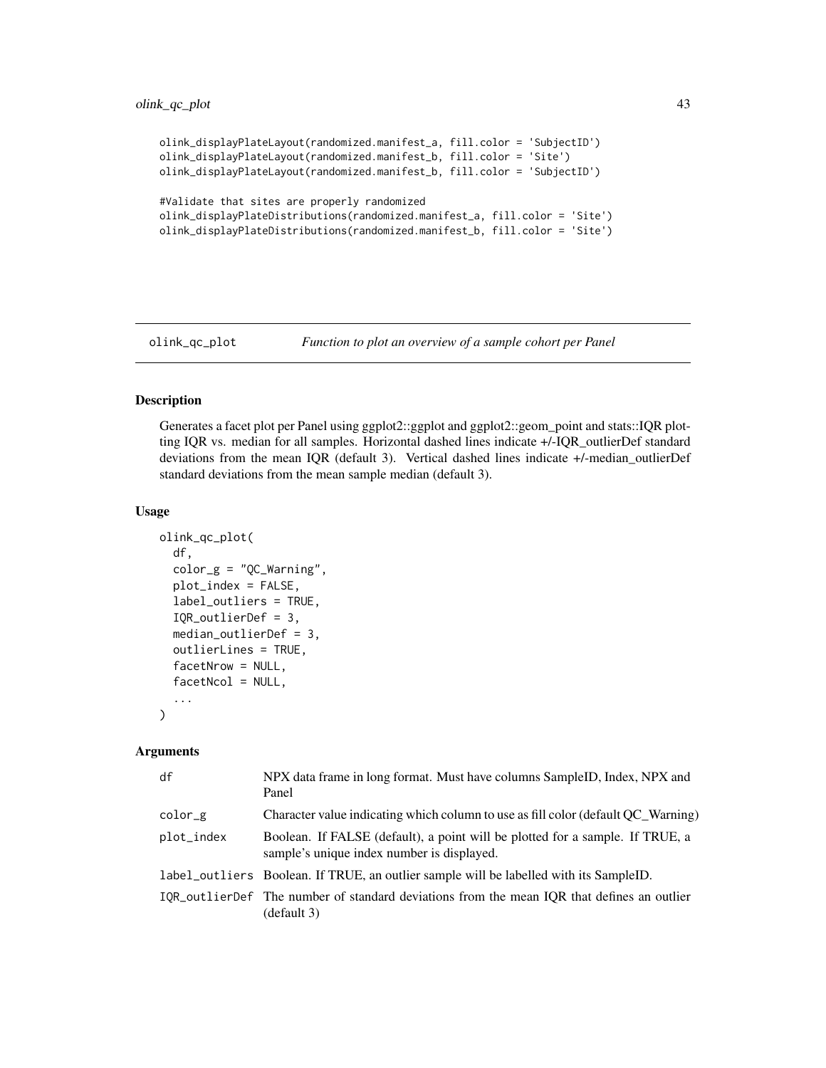```
olink_displayPlateLayout(randomized.manifest_a, fill.color = 'SubjectID')
olink_displayPlateLayout(randomized.manifest_b, fill.color = 'Site')
olink_displayPlateLayout(randomized.manifest_b, fill.color = 'SubjectID')

#Validate that sites are properly randomized
olink_displayPlateDistributions(randomized.manifest_a, fill.color = 'Site')
olink_displayPlateDistributions(randomized.manifest_b, fill.color = 'Site')
```

---

## olink_qc_plot — *Function to plot an overview of a sample cohort per Panel*

### Description

Generates a facet plot per Panel using ggplot2::ggplot and ggplot2::geom_point and stats::IQR plotting IQR vs. median for all samples. Horizontal dashed lines indicate +/-IQR_outlierDef standard deviations from the mean IQR (default 3). Vertical dashed lines indicate +/-median_outlierDef standard deviations from the mean sample median (default 3).

### Usage

```
olink_qc_plot(
  df,
  color_g = "QC_Warning",
  plot_index = FALSE,
  label_outliers = TRUE,
  IQR_outlierDef = 3,
  median_outlierDef = 3,
  outlierLines = TRUE,
  facetNrow = NULL,
  facetNcol = NULL,
  ...
)
```

### Arguments

| | |
|---|---|
| df | NPX data frame in long format. Must have columns SampleID, Index, NPX and Panel |
| color_g | Character value indicating which column to use as fill color (default QC_Warning) |
| plot_index | Boolean. If FALSE (default), a point will be plotted for a sample. If TRUE, a sample's unique index number is displayed. |
| label_outliers | Boolean. If TRUE, an outlier sample will be labelled with its SampleID. |
| IQR_outlierDef | The number of standard deviations from the mean IQR that defines an outlier (default 3) |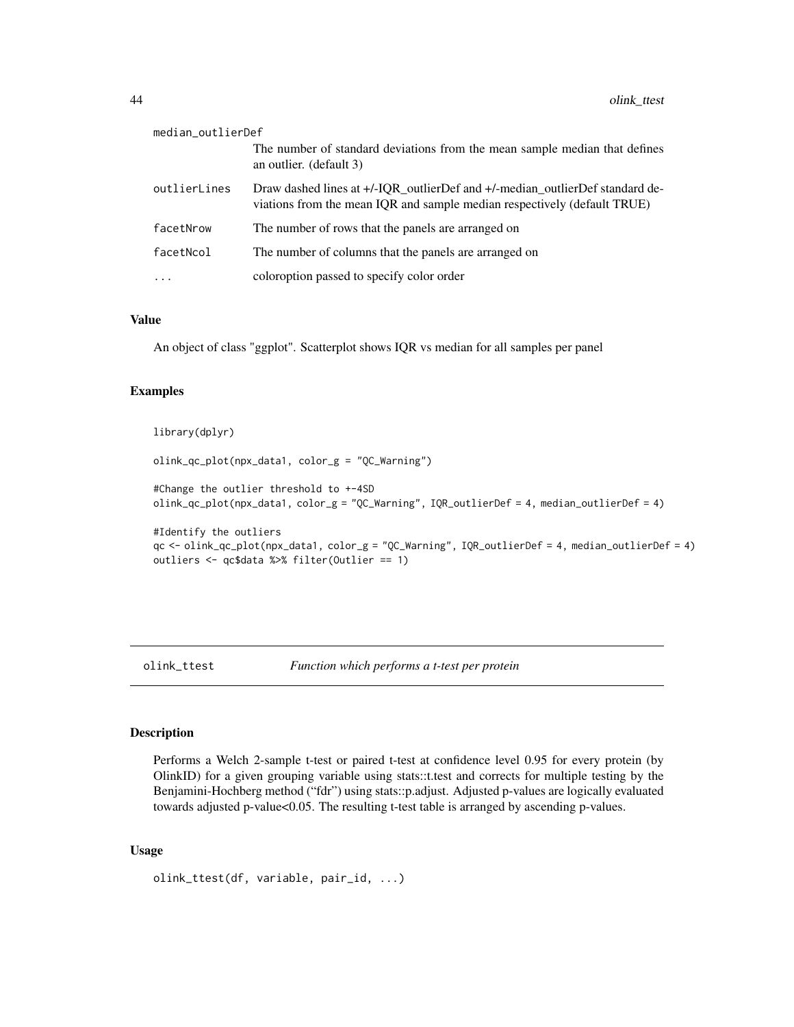median_outlierDef
: The number of standard deviations from the mean sample median that defines an outlier. (default 3)

outlierLines
: Draw dashed lines at +/-IQR_outlierDef and +/-median_outlierDef standard deviations from the mean IQR and sample median respectively (default TRUE)

facetNrow
: The number of rows that the panels are arranged on

facetNcol
: The number of columns that the panels are arranged on

...
: coloroption passed to specify color order

### Value

An object of class "ggplot". Scatterplot shows IQR vs median for all samples per panel

### Examples

```
library(dplyr)

olink_qc_plot(npx_data1, color_g = "QC_Warning")

#Change the outlier threshold to +-4SD
olink_qc_plot(npx_data1, color_g = "QC_Warning", IQR_outlierDef = 4, median_outlierDef = 4)

#Identify the outliers
qc <- olink_qc_plot(npx_data1, color_g = "QC_Warning", IQR_outlierDef = 4, median_outlierDef = 4)
outliers <- qc$data %>% filter(Outlier == 1)
```

---

## olink_ttest — *Function which performs a t-test per protein*

### Description

Performs a Welch 2-sample t-test or paired t-test at confidence level 0.95 for every protein (by OlinkID) for a given grouping variable using stats::t.test and corrects for multiple testing by the Benjamini-Hochberg method ("fdr") using stats::p.adjust. Adjusted p-values are logically evaluated towards adjusted p-value<0.05. The resulting t-test table is arranged by ascending p-values.

### Usage

```
olink_ttest(df, variable, pair_id, ...)
```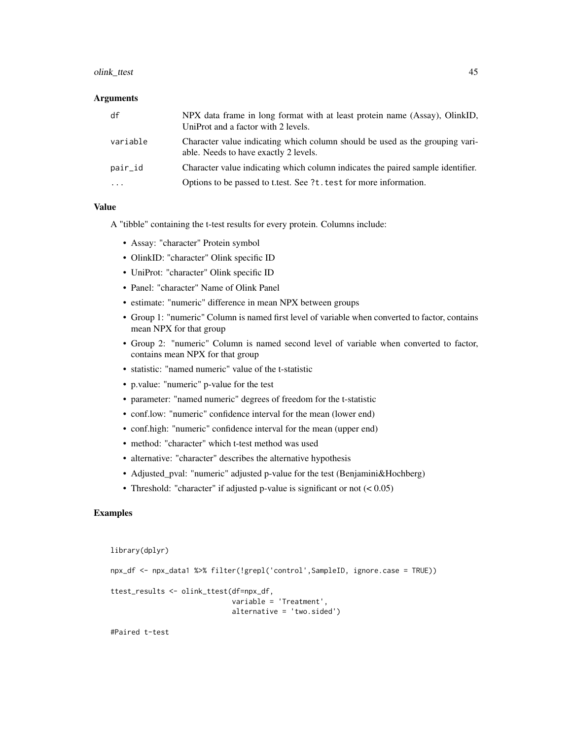### Arguments

| | |
|---|---|
| df | NPX data frame in long format with at least protein name (Assay), OlinkID, UniProt and a factor with 2 levels. |
| variable | Character value indicating which column should be used as the grouping variable. Needs to have exactly 2 levels. |
| pair_id | Character value indicating which column indicates the paired sample identifier. |
| ... | Options to be passed to t.test. See ?t.test for more information. |

### Value

A "tibble" containing the t-test results for every protein. Columns include:

- Assay: "character" Protein symbol
- OlinkID: "character" Olink specific ID
- UniProt: "character" Olink specific ID
- Panel: "character" Name of Olink Panel
- estimate: "numeric" difference in mean NPX between groups
- Group 1: "numeric" Column is named first level of variable when converted to factor, contains mean NPX for that group
- Group 2: "numeric" Column is named second level of variable when converted to factor, contains mean NPX for that group
- statistic: "named numeric" value of the t-statistic
- p.value: "numeric" p-value for the test
- parameter: "named numeric" degrees of freedom for the t-statistic
- conf.low: "numeric" confidence interval for the mean (lower end)
- conf.high: "numeric" confidence interval for the mean (upper end)
- method: "character" which t-test method was used
- alternative: "character" describes the alternative hypothesis
- Adjusted_pval: "numeric" adjusted p-value for the test (Benjamini&Hochberg)
- Threshold: "character" if adjusted p-value is significant or not (< 0.05)

### Examples

```
library(dplyr)

npx_df <- npx_data1 %>% filter(!grepl('control',SampleID, ignore.case = TRUE))

ttest_results <- olink_ttest(df=npx_df,
                             variable = 'Treatment',
                             alternative = 'two.sided')

#Paired t-test
```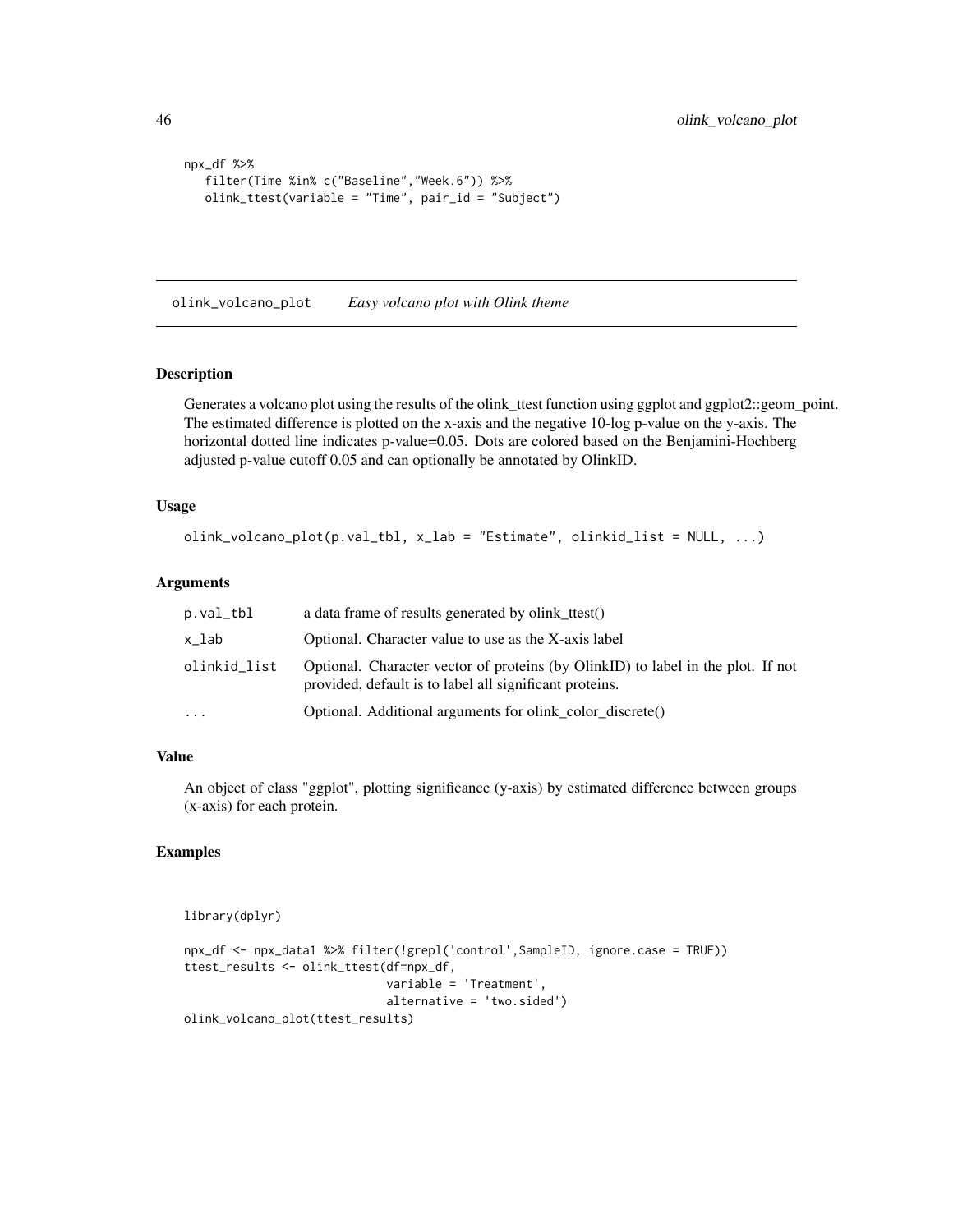```
npx_df %>%
   filter(Time %in% c("Baseline","Week.6")) %>%
   olink_ttest(variable = "Time", pair_id = "Subject")
```

## olink_volcano_plot *Easy volcano plot with Olink theme*

### Description

Generates a volcano plot using the results of the olink_ttest function using ggplot and ggplot2::geom_point. The estimated difference is plotted on the x-axis and the negative 10-log p-value on the y-axis. The horizontal dotted line indicates p-value=0.05. Dots are colored based on the Benjamini-Hochberg adjusted p-value cutoff 0.05 and can optionally be annotated by OlinkID.

### Usage

```
olink_volcano_plot(p.val_tbl, x_lab = "Estimate", olinkid_list = NULL, ...)
```

### Arguments

| | |
|---|---|
| p.val_tbl | a data frame of results generated by olink_ttest() |
| x_lab | Optional. Character value to use as the X-axis label |
| olinkid_list | Optional. Character vector of proteins (by OlinkID) to label in the plot. If not provided, default is to label all significant proteins. |
| ... | Optional. Additional arguments for olink_color_discrete() |

### Value

An object of class "ggplot", plotting significance (y-axis) by estimated difference between groups (x-axis) for each protein.

### Examples

```
library(dplyr)

npx_df <- npx_data1 %>% filter(!grepl('control',SampleID, ignore.case = TRUE))
ttest_results <- olink_ttest(df=npx_df,
                             variable = 'Treatment',
                             alternative = 'two.sided')
olink_volcano_plot(ttest_results)
```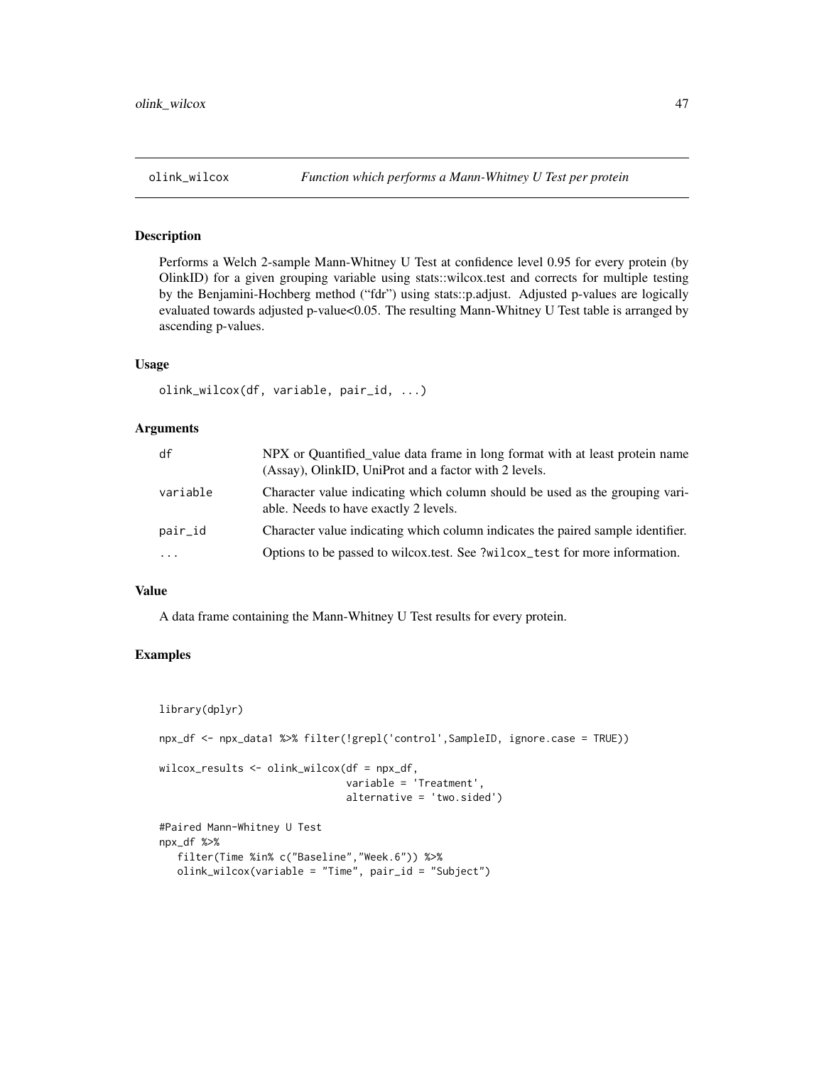## olink_wilcox — *Function which performs a Mann-Whitney U Test per protein*

### Description

Performs a Welch 2-sample Mann-Whitney U Test at confidence level 0.95 for every protein (by OlinkID) for a given grouping variable using stats::wilcox.test and corrects for multiple testing by the Benjamini-Hochberg method ("fdr") using stats::p.adjust. Adjusted p-values are logically evaluated towards adjusted p-value<0.05. The resulting Mann-Whitney U Test table is arranged by ascending p-values.

### Usage

```
olink_wilcox(df, variable, pair_id, ...)
```

### Arguments

| | |
|---|---|
| `df` | NPX or Quantified_value data frame in long format with at least protein name (Assay), OlinkID, UniProt and a factor with 2 levels. |
| `variable` | Character value indicating which column should be used as the grouping variable. Needs to have exactly 2 levels. |
| `pair_id` | Character value indicating which column indicates the paired sample identifier. |
| `...` | Options to be passed to wilcox.test. See `?wilcox_test` for more information. |

### Value

A data frame containing the Mann-Whitney U Test results for every protein.

### Examples

```
library(dplyr)

npx_df <- npx_data1 %>% filter(!grepl('control',SampleID, ignore.case = TRUE))

wilcox_results <- olink_wilcox(df = npx_df,
                               variable = 'Treatment',
                               alternative = 'two.sided')

#Paired Mann-Whitney U Test
npx_df %>%
   filter(Time %in% c("Baseline","Week.6")) %>%
   olink_wilcox(variable = "Time", pair_id = "Subject")
```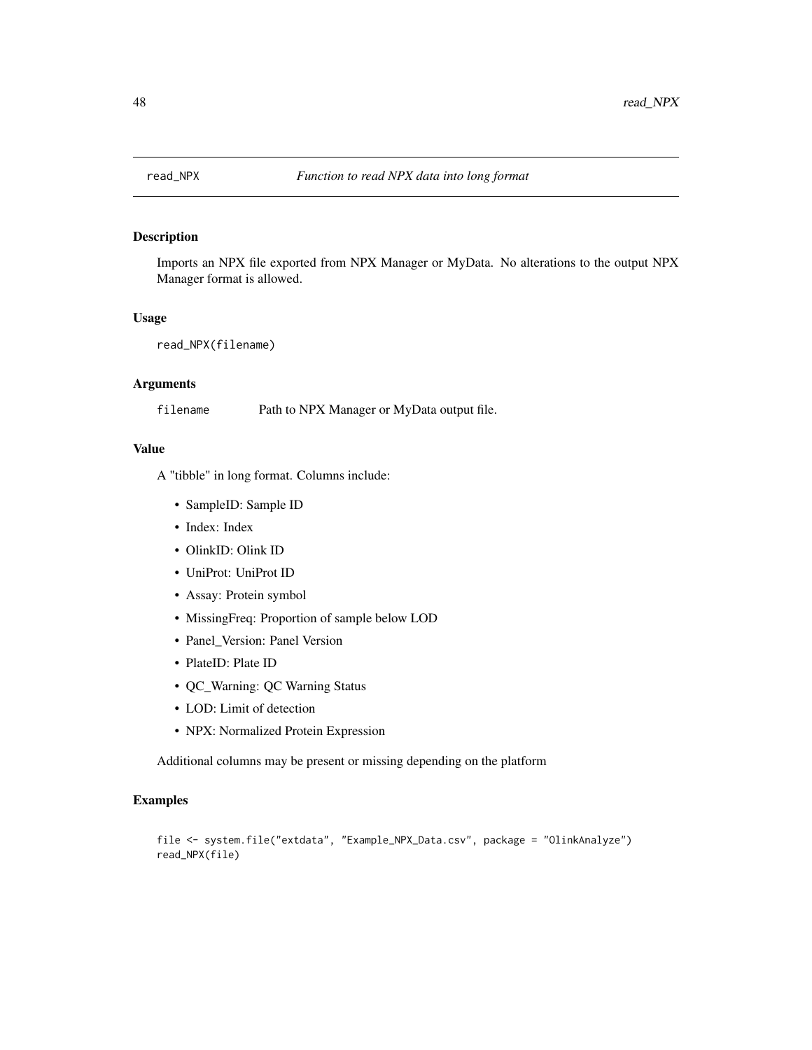# read_NPX — *Function to read NPX data into long format*

## Description

Imports an NPX file exported from NPX Manager or MyData. No alterations to the output NPX Manager format is allowed.

## Usage

```
read_NPX(filename)
```

## Arguments

`filename` Path to NPX Manager or MyData output file.

## Value

A "tibble" in long format. Columns include:

- SampleID: Sample ID
- Index: Index
- OlinkID: Olink ID
- UniProt: UniProt ID
- Assay: Protein symbol
- MissingFreq: Proportion of sample below LOD
- Panel_Version: Panel Version
- PlateID: Plate ID
- QC_Warning: QC Warning Status
- LOD: Limit of detection
- NPX: Normalized Protein Expression

Additional columns may be present or missing depending on the platform

## Examples

```
file <- system.file("extdata", "Example_NPX_Data.csv", package = "OlinkAnalyze")
read_NPX(file)
```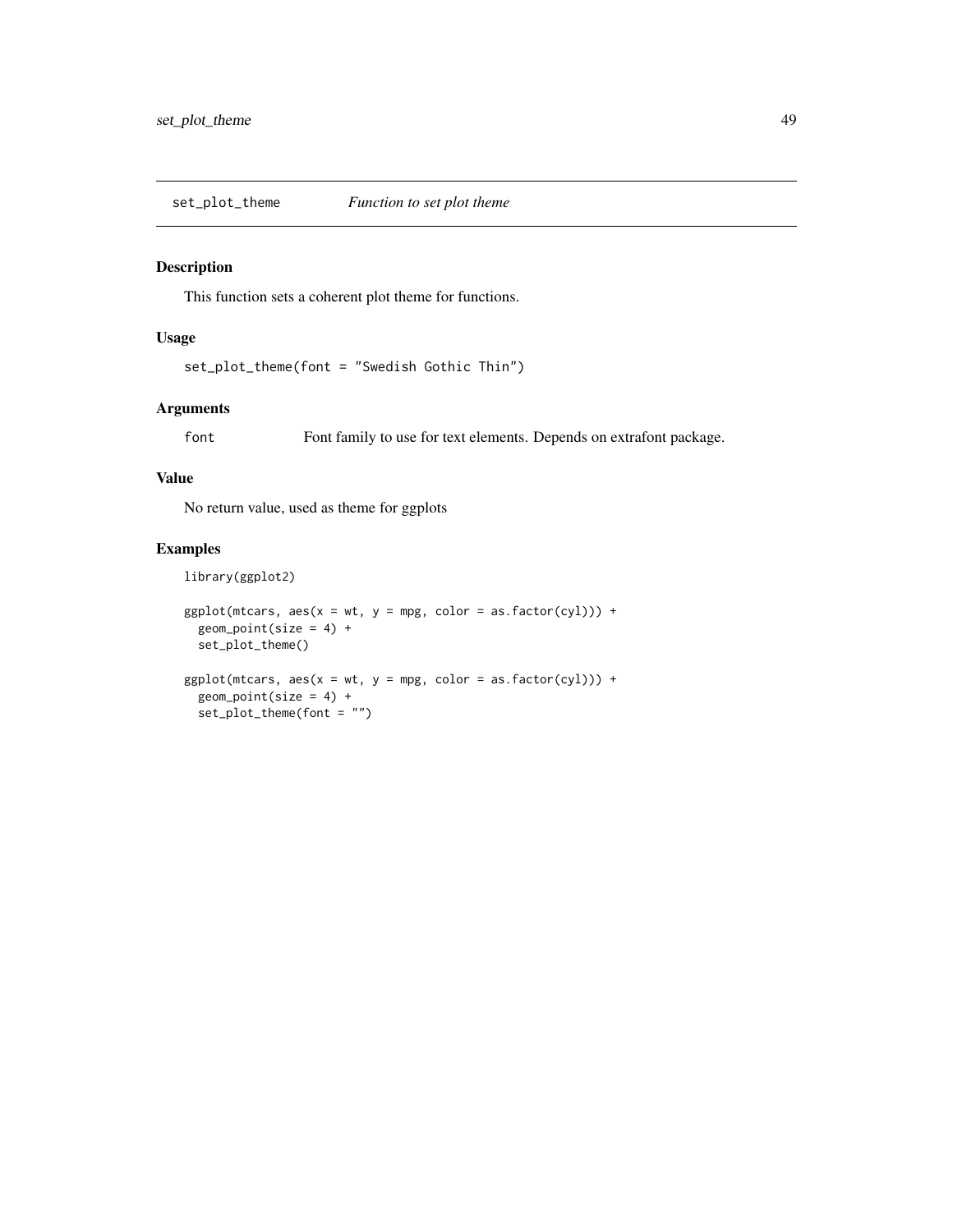## set_plot_theme *Function to set plot theme*

### Description

This function sets a coherent plot theme for functions.

### Usage

```
set_plot_theme(font = "Swedish Gothic Thin")
```

### Arguments

| | |
|---|---|
| font | Font family to use for text elements. Depends on extrafont package. |

### Value

No return value, used as theme for ggplots

### Examples

```
library(ggplot2)

ggplot(mtcars, aes(x = wt, y = mpg, color = as.factor(cyl))) +
  geom_point(size = 4) +
  set_plot_theme()

ggplot(mtcars, aes(x = wt, y = mpg, color = as.factor(cyl))) +
  geom_point(size = 4) +
  set_plot_theme(font = "")
```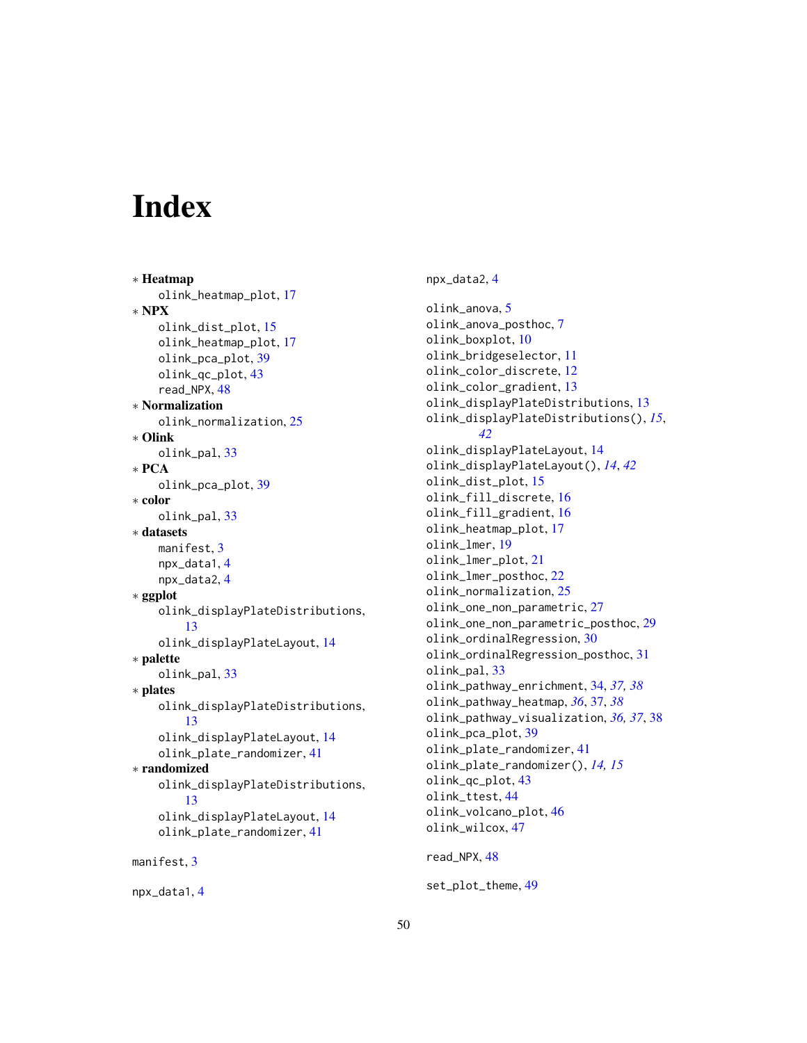# Index

* **Heatmap**
  - olink_heatmap_plot, 17
* **NPX**
  - olink_dist_plot, 15
  - olink_heatmap_plot, 17
  - olink_pca_plot, 39
  - olink_qc_plot, 43
  - read_NPX, 48
* **Normalization**
  - olink_normalization, 25
* **Olink**
  - olink_pal, 33
* **PCA**
  - olink_pca_plot, 39
* **color**
  - olink_pal, 33
* **datasets**
  - manifest, 3
  - npx_data1, 4
  - npx_data2, 4
* **ggplot**
  - olink_displayPlateDistributions, 13
  - olink_displayPlateLayout, 14
* **palette**
  - olink_pal, 33
* **plates**
  - olink_displayPlateDistributions, 13
  - olink_displayPlateLayout, 14
  - olink_plate_randomizer, 41
* **randomized**
  - olink_displayPlateDistributions, 13
  - olink_displayPlateLayout, 14
  - olink_plate_randomizer, 41

manifest, 3

npx_data1, 4

npx_data2, 4

olink_anova, 5
olink_anova_posthoc, 7
olink_boxplot, 10
olink_bridgeselector, 11
olink_color_discrete, 12
olink_color_gradient, 13
olink_displayPlateDistributions, 13
olink_displayPlateDistributions(), *15*, *42*
olink_displayPlateLayout, 14
olink_displayPlateLayout(), *14*, *42*
olink_dist_plot, 15
olink_fill_discrete, 16
olink_fill_gradient, 16
olink_heatmap_plot, 17
olink_lmer, 19
olink_lmer_plot, 21
olink_lmer_posthoc, 22
olink_normalization, 25
olink_one_non_parametric, 27
olink_one_non_parametric_posthoc, 29
olink_ordinalRegression, 30
olink_ordinalRegression_posthoc, 31
olink_pal, 33
olink_pathway_enrichment, 34, *37*, *38*
olink_pathway_heatmap, *36*, 37, *38*
olink_pathway_visualization, *36*, *37*, 38
olink_pca_plot, 39
olink_plate_randomizer, 41
olink_plate_randomizer(), *14*, *15*
olink_qc_plot, 43
olink_ttest, 44
olink_volcano_plot, 46
olink_wilcox, 47

read_NPX, 48

set_plot_theme, 49